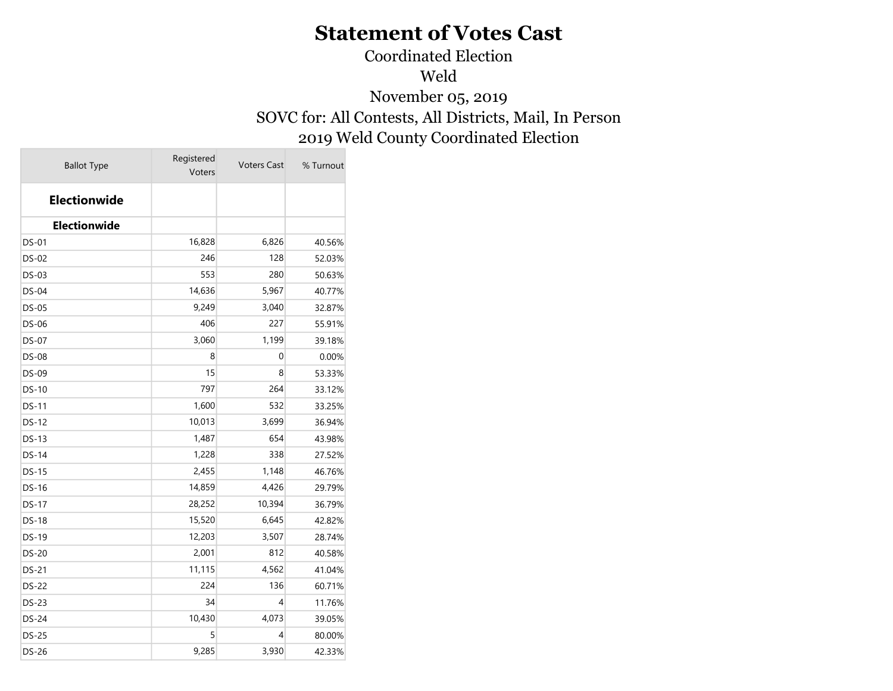# Statement of Votes Cast

Coordinated Election

Weld

November 05, 2019

SOVC for: All Contests, All Districts, Mail, In Person

2019 Weld County Coordinated Election

| Ballot Type | Registered Voters | Voters Cast | % Turnout |
|---|---|---|---|
| **Electionwide** | | | |
| **Electionwide** | | | |
| DS-01 | 16,828 | 6,826 | 40.56% |
| DS-02 | 246 | 128 | 52.03% |
| DS-03 | 553 | 280 | 50.63% |
| DS-04 | 14,636 | 5,967 | 40.77% |
| DS-05 | 9,249 | 3,040 | 32.87% |
| DS-06 | 406 | 227 | 55.91% |
| DS-07 | 3,060 | 1,199 | 39.18% |
| DS-08 | 8 | 0 | 0.00% |
| DS-09 | 15 | 8 | 53.33% |
| DS-10 | 797 | 264 | 33.12% |
| DS-11 | 1,600 | 532 | 33.25% |
| DS-12 | 10,013 | 3,699 | 36.94% |
| DS-13 | 1,487 | 654 | 43.98% |
| DS-14 | 1,228 | 338 | 27.52% |
| DS-15 | 2,455 | 1,148 | 46.76% |
| DS-16 | 14,859 | 4,426 | 29.79% |
| DS-17 | 28,252 | 10,394 | 36.79% |
| DS-18 | 15,520 | 6,645 | 42.82% |
| DS-19 | 12,203 | 3,507 | 28.74% |
| DS-20 | 2,001 | 812 | 40.58% |
| DS-21 | 11,115 | 4,562 | 41.04% |
| DS-22 | 224 | 136 | 60.71% |
| DS-23 | 34 | 4 | 11.76% |
| DS-24 | 10,430 | 4,073 | 39.05% |
| DS-25 | 5 | 4 | 80.00% |
| DS-26 | 9,285 | 3,930 | 42.33% |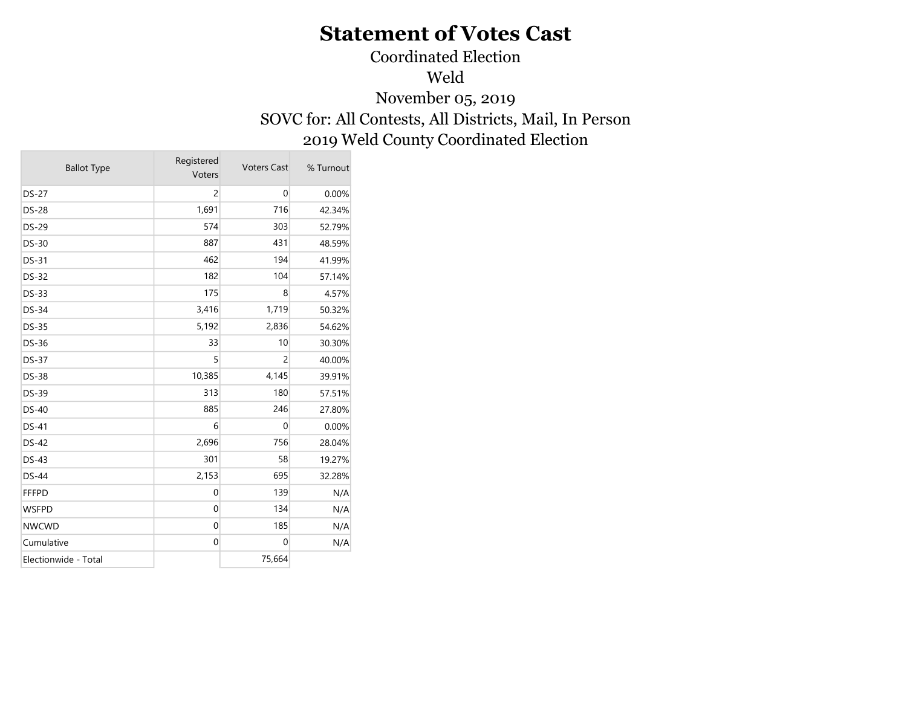# Statement of Votes Cast

Coordinated Election

Weld

November 05, 2019

SOVC for: All Contests, All Districts, Mail, In Person

2019 Weld County Coordinated Election

| Ballot Type | Registered Voters | Voters Cast | % Turnout |
|---|---|---|---|
| DS-27 | 2 | 0 | 0.00% |
| DS-28 | 1,691 | 716 | 42.34% |
| DS-29 | 574 | 303 | 52.79% |
| DS-30 | 887 | 431 | 48.59% |
| DS-31 | 462 | 194 | 41.99% |
| DS-32 | 182 | 104 | 57.14% |
| DS-33 | 175 | 8 | 4.57% |
| DS-34 | 3,416 | 1,719 | 50.32% |
| DS-35 | 5,192 | 2,836 | 54.62% |
| DS-36 | 33 | 10 | 30.30% |
| DS-37 | 5 | 2 | 40.00% |
| DS-38 | 10,385 | 4,145 | 39.91% |
| DS-39 | 313 | 180 | 57.51% |
| DS-40 | 885 | 246 | 27.80% |
| DS-41 | 6 | 0 | 0.00% |
| DS-42 | 2,696 | 756 | 28.04% |
| DS-43 | 301 | 58 | 19.27% |
| DS-44 | 2,153 | 695 | 32.28% |
| FFFPD | 0 | 139 | N/A |
| WSFPD | 0 | 134 | N/A |
| NWCWD | 0 | 185 | N/A |
| Cumulative | 0 | 0 | N/A |
| Electionwide - Total | | 75,664 | |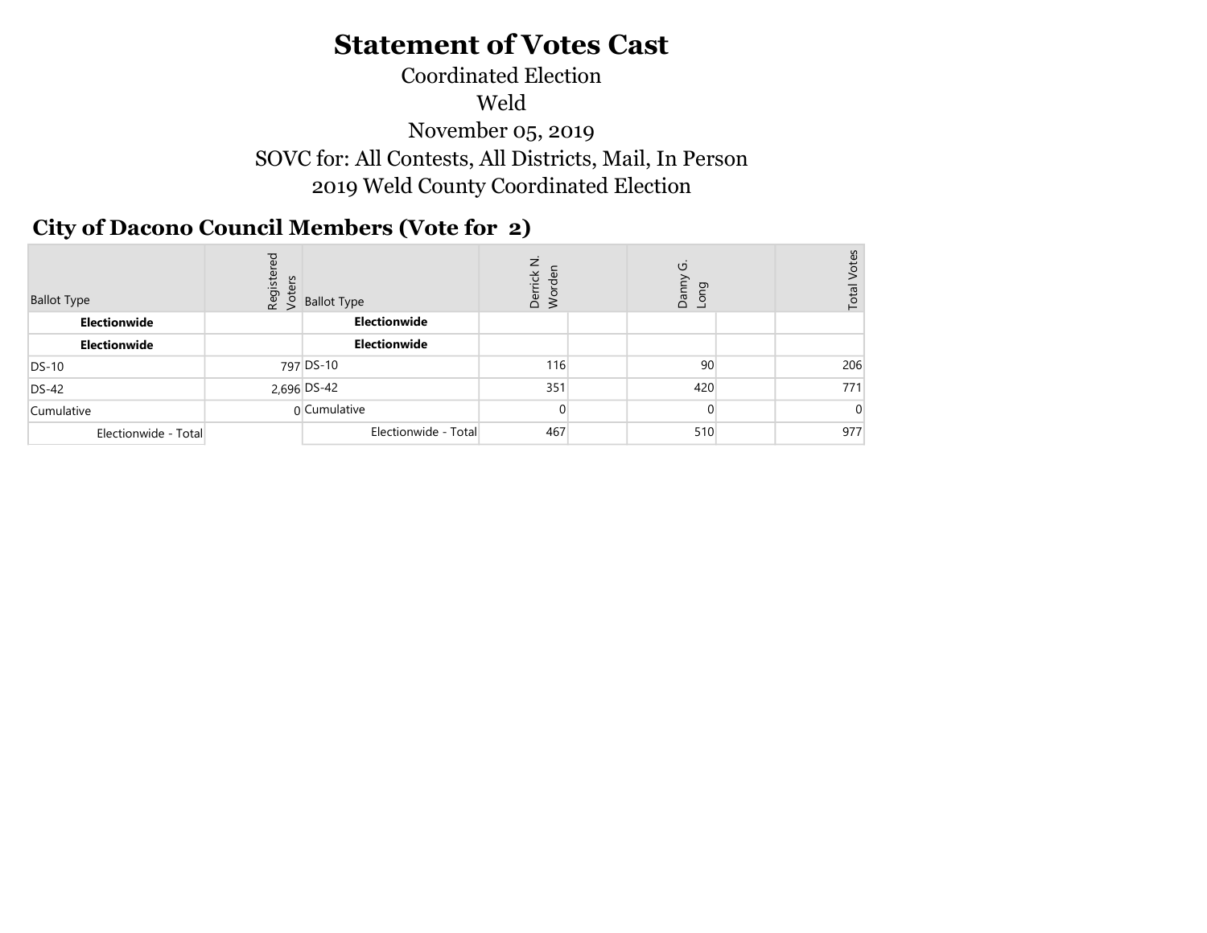# Statement of Votes Cast

Coordinated Election

Weld

November 05, 2019

SOVC for: All Contests, All Districts, Mail, In Person

2019 Weld County Coordinated Election

## City of Dacono Council Members (Vote for 2)

| Ballot Type | Registered Voters | Ballot Type | Derrick N. Worden | | Danny G. Long | | Total Votes |
|---|---|---|---|---|---|---|---|
| **Electionwide** | | **Electionwide** | | | | | |
| **Electionwide** | | **Electionwide** | | | | | |
| DS-10 | 797 | DS-10 | 116 | | 90 | | 206 |
| DS-42 | 2,696 | DS-42 | 351 | | 420 | | 771 |
| Cumulative | 0 | Cumulative | 0 | | 0 | | 0 |
| Electionwide - Total | | Electionwide - Total | 467 | | 510 | | 977 |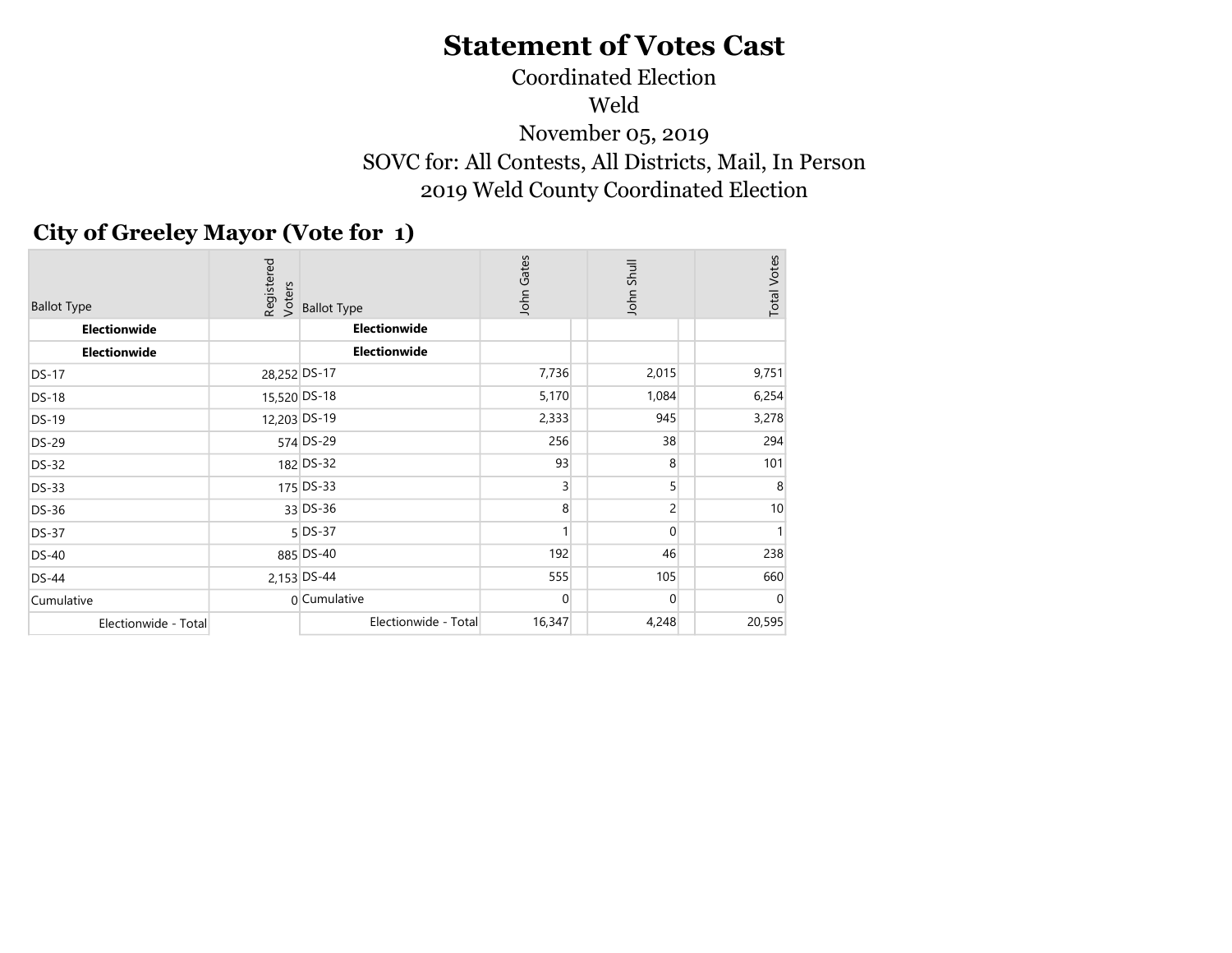# Statement of Votes Cast

Coordinated Election

Weld

November 05, 2019

SOVC for: All Contests, All Districts, Mail, In Person

2019 Weld County Coordinated Election

## City of Greeley Mayor (Vote for 1)

| Ballot Type | Registered Voters | Ballot Type | John Gates | John Shull | Total Votes |
|---|---|---|---|---|---|
| **Electionwide** | | **Electionwide** | | | |
| **Electionwide** | | **Electionwide** | | | |
| DS-17 | 28,252 | DS-17 | 7,736 | 2,015 | 9,751 |
| DS-18 | 15,520 | DS-18 | 5,170 | 1,084 | 6,254 |
| DS-19 | 12,203 | DS-19 | 2,333 | 945 | 3,278 |
| DS-29 | 574 | DS-29 | 256 | 38 | 294 |
| DS-32 | 182 | DS-32 | 93 | 8 | 101 |
| DS-33 | 175 | DS-33 | 3 | 5 | 8 |
| DS-36 | 33 | DS-36 | 8 | 2 | 10 |
| DS-37 | 5 | DS-37 | 1 | 0 | 1 |
| DS-40 | 885 | DS-40 | 192 | 46 | 238 |
| DS-44 | 2,153 | DS-44 | 555 | 105 | 660 |
| Cumulative | 0 | Cumulative | 0 | 0 | 0 |
| Electionwide - Total | | Electionwide - Total | 16,347 | 4,248 | 20,595 |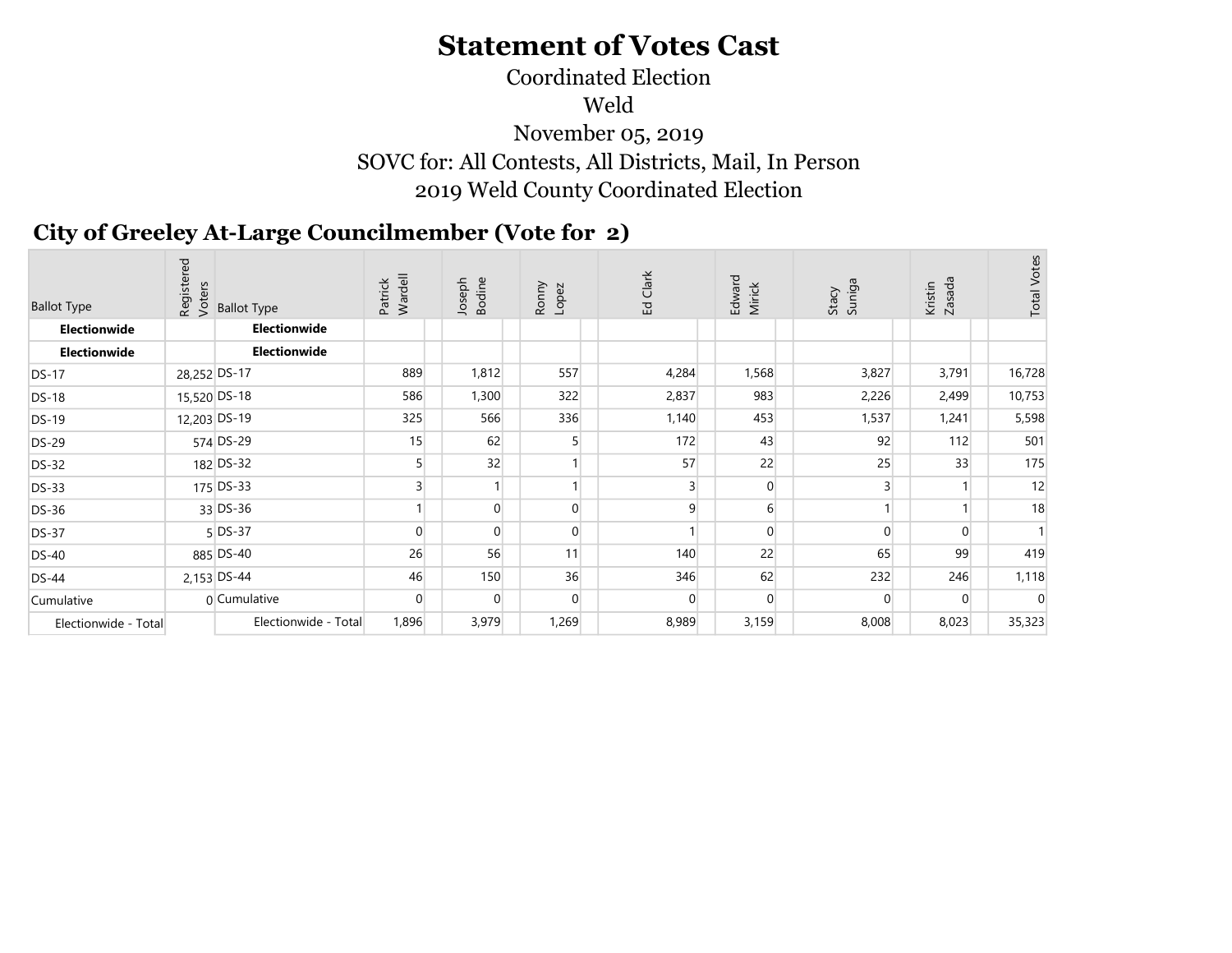# Statement of Votes Cast

Coordinated Election

Weld

November 05, 2019

SOVC for: All Contests, All Districts, Mail, In Person

2019 Weld County Coordinated Election

## City of Greeley At-Large Councilmember (Vote for 2)

| Ballot Type | Registered Voters | Ballot Type | Patrick Wardell | Joseph Bodine | Ronny Lopez | Ed Clark | Edward Mirick | Stacy Suniga | Kristin Zasada | Total Votes |
|---|---|---|---|---|---|---|---|---|---|---|
| **Electionwide** | | **Electionwide** | | | | | | | | |
| **Electionwide** | | **Electionwide** | | | | | | | | |
| DS-17 | 28,252 | DS-17 | 889 | 1,812 | 557 | 4,284 | 1,568 | 3,827 | 3,791 | 16,728 |
| DS-18 | 15,520 | DS-18 | 586 | 1,300 | 322 | 2,837 | 983 | 2,226 | 2,499 | 10,753 |
| DS-19 | 12,203 | DS-19 | 325 | 566 | 336 | 1,140 | 453 | 1,537 | 1,241 | 5,598 |
| DS-29 | 574 | DS-29 | 15 | 62 | 5 | 172 | 43 | 92 | 112 | 501 |
| DS-32 | 182 | DS-32 | 5 | 32 | 1 | 57 | 22 | 25 | 33 | 175 |
| DS-33 | 175 | DS-33 | 3 | 1 | 1 | 3 | 0 | 3 | 1 | 12 |
| DS-36 | 33 | DS-36 | 1 | 0 | 0 | 9 | 6 | 1 | 1 | 18 |
| DS-37 | 5 | DS-37 | 0 | 0 | 0 | 1 | 0 | 0 | 0 | 1 |
| DS-40 | 885 | DS-40 | 26 | 56 | 11 | 140 | 22 | 65 | 99 | 419 |
| DS-44 | 2,153 | DS-44 | 46 | 150 | 36 | 346 | 62 | 232 | 246 | 1,118 |
| Cumulative | 0 | Cumulative | 0 | 0 | 0 | 0 | 0 | 0 | 0 | 0 |
| Electionwide - Total | | Electionwide - Total | 1,896 | 3,979 | 1,269 | 8,989 | 3,159 | 8,008 | 8,023 | 35,323 |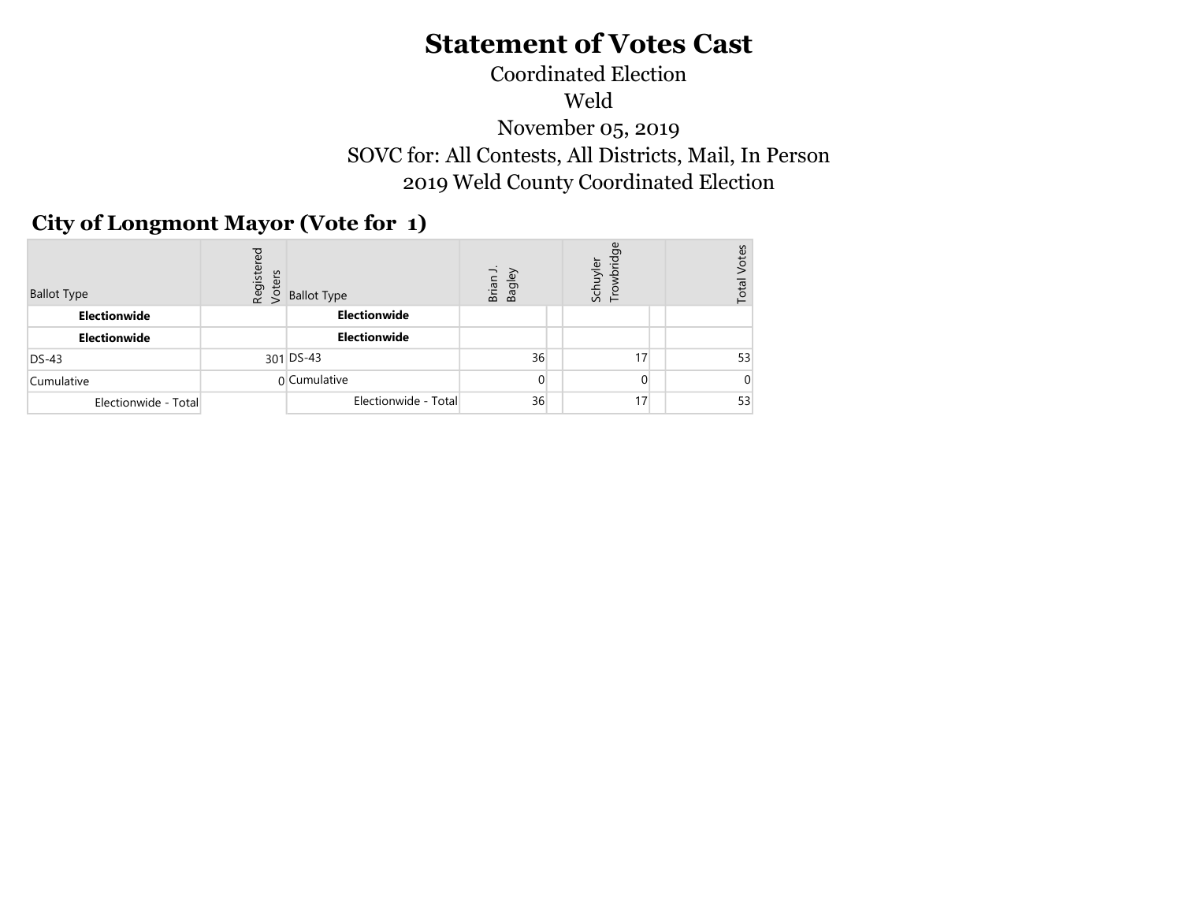# Statement of Votes Cast

Coordinated Election

Weld

November 05, 2019

SOVC for: All Contests, All Districts, Mail, In Person

2019 Weld County Coordinated Election

## City of Longmont Mayor (Vote for 1)

| Ballot Type | Registered Voters | Ballot Type | Brian J. Bagley | | Schuyler Trowbridge | | Total Votes |
|---|---|---|---|---|---|---|---|
| **Electionwide** | | **Electionwide** | | | | | |
| **Electionwide** | | **Electionwide** | | | | | |
| DS-43 | 301 | DS-43 | 36 | | 17 | | 53 |
| Cumulative | 0 | Cumulative | 0 | | 0 | | 0 |
| Electionwide - Total | | Electionwide - Total | 36 | | 17 | | 53 |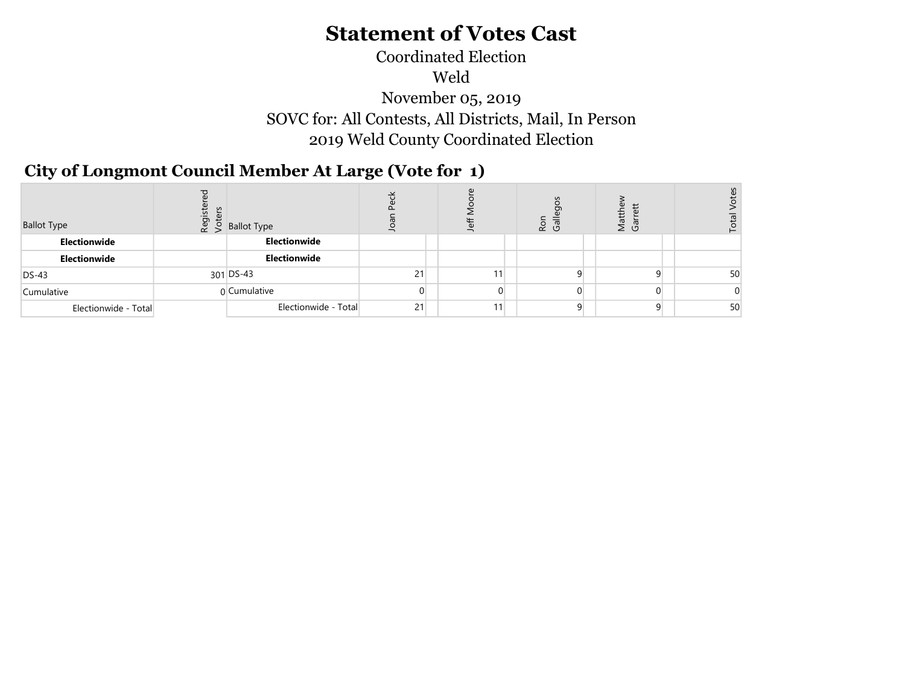# Statement of Votes Cast

Coordinated Election

Weld

November 05, 2019

SOVC for: All Contests, All Districts, Mail, In Person

2019 Weld County Coordinated Election

## City of Longmont Council Member At Large (Vote for 1)

| Ballot Type | Registered Voters | Ballot Type | Joan Peck | Jeff Moore | Ron Gallegos | Matthew Garrett | Total Votes |
|---|---|---|---|---|---|---|---|
| **Electionwide** | | **Electionwide** | | | | | |
| **Electionwide** | | **Electionwide** | | | | | |
| DS-43 | 301 | DS-43 | 21 | 11 | 9 | 9 | 50 |
| Cumulative | 0 | Cumulative | 0 | 0 | 0 | 0 | 0 |
| Electionwide - Total | | Electionwide - Total | 21 | 11 | 9 | 9 | 50 |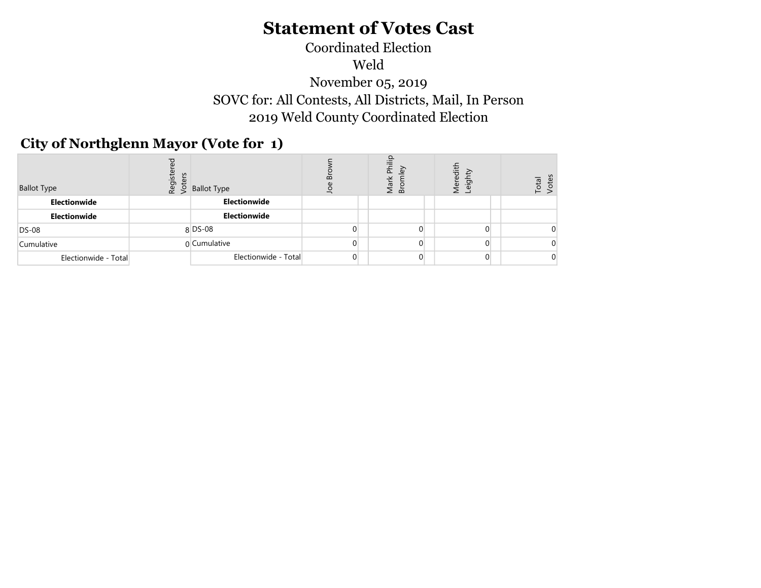# Statement of Votes Cast

Coordinated Election

Weld

November 05, 2019

SOVC for: All Contests, All Districts, Mail, In Person

2019 Weld County Coordinated Election

## City of Northglenn Mayor (Vote for 1)

| Ballot Type | Registered Voters | Ballot Type | Joe Brown | Mark Philip Bromley | Meredith Leighty | Total Votes |
|---|---|---|---|---|---|---|
| **Electionwide** | | **Electionwide** | | | | |
| **Electionwide** | | **Electionwide** | | | | |
| DS-08 | 8 | DS-08 | 0 | 0 | 0 | 0 |
| Cumulative | 0 | Cumulative | 0 | 0 | 0 | 0 |
| Electionwide - Total | | Electionwide - Total | 0 | 0 | 0 | 0 |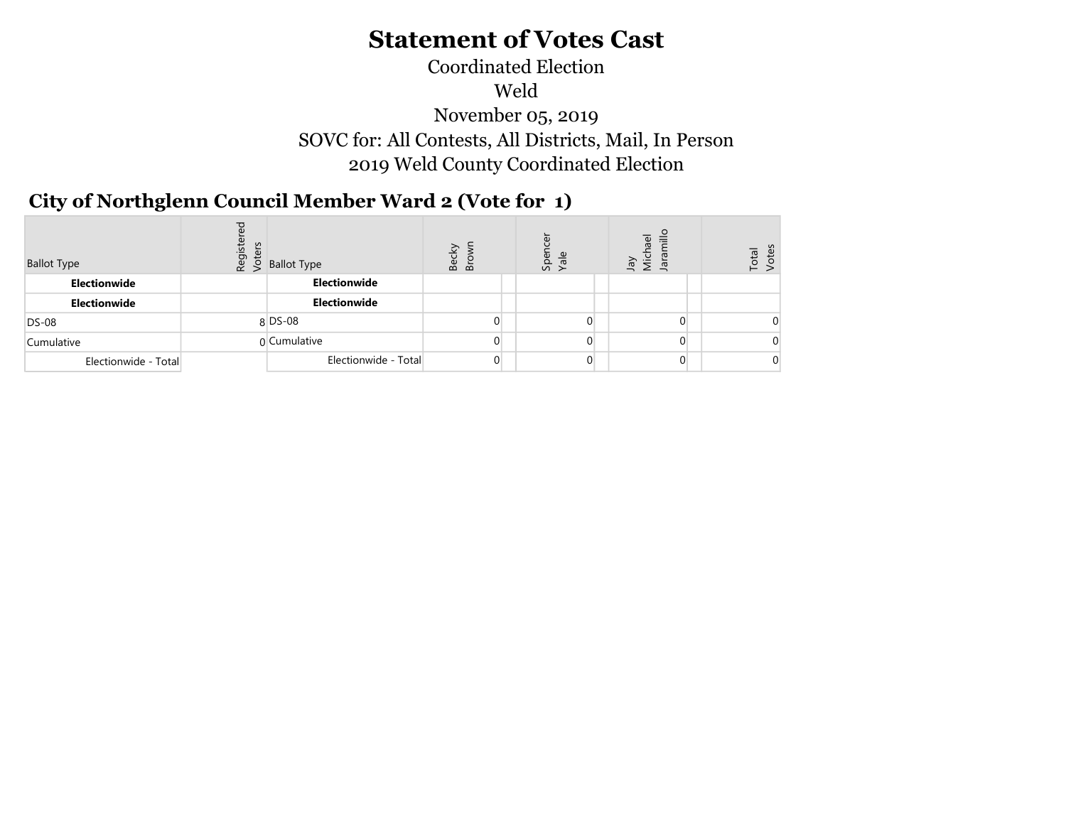# Statement of Votes Cast

Coordinated Election

Weld

November 05, 2019

SOVC for: All Contests, All Districts, Mail, In Person

2019 Weld County Coordinated Election

## City of Northglenn Council Member Ward 2 (Vote for 1)

| Ballot Type | Registered Voters | Ballot Type | Becky Brown | | Spencer Yale | | Jay Michael Jaramillo | | Total Votes |
|---|---|---|---|---|---|---|---|---|---|
| **Electionwide** | | **Electionwide** | | | | | | | |
| **Electionwide** | | **Electionwide** | | | | | | | |
| DS-08 | 8 | DS-08 | 0 | | 0 | | 0 | | 0 |
| Cumulative | 0 | Cumulative | 0 | | 0 | | 0 | | 0 |
| Electionwide - Total | | Electionwide - Total | 0 | | 0 | | 0 | | 0 |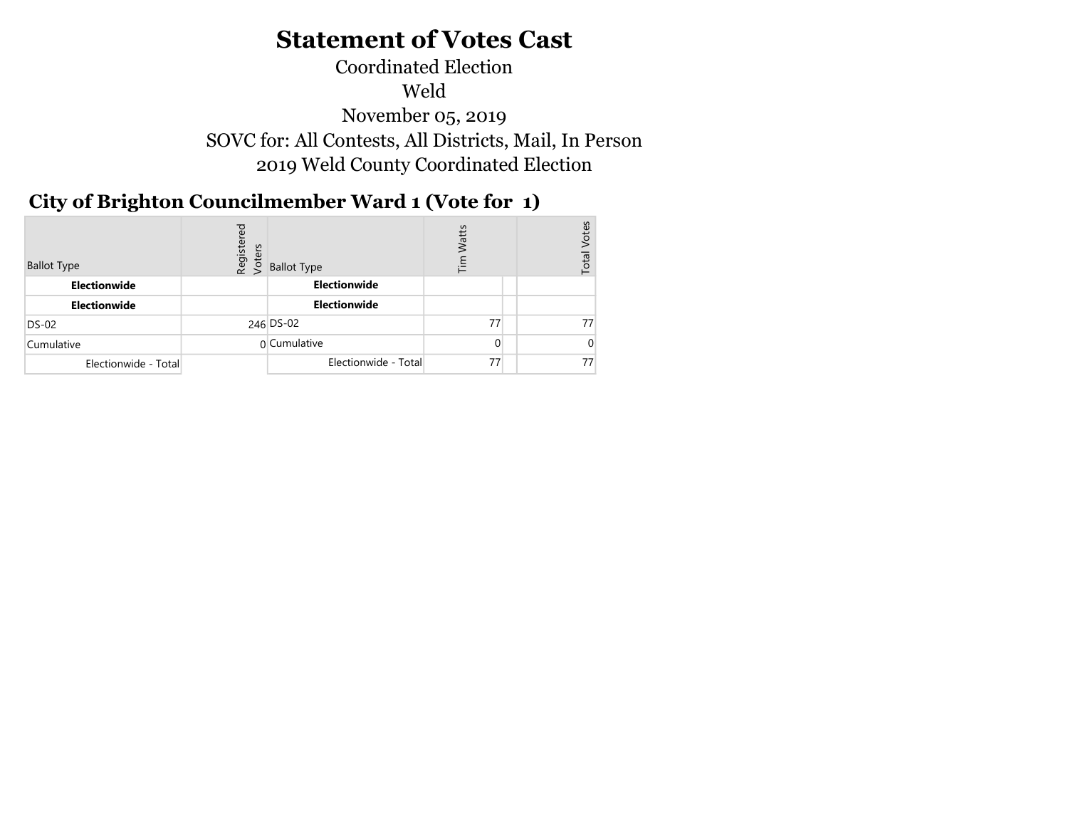# Statement of Votes Cast

Coordinated Election

Weld

November 05, 2019

SOVC for: All Contests, All Districts, Mail, In Person

2019 Weld County Coordinated Election

## City of Brighton Councilmember Ward 1 (Vote for 1)

| Ballot Type | Registered Voters | Ballot Type | Tim Watts | | Total Votes |
|---|---|---|---|---|---|
| **Electionwide** | | **Electionwide** | | | |
| **Electionwide** | | **Electionwide** | | | |
| DS-02 | 246 | DS-02 | 77 | | 77 |
| Cumulative | 0 | Cumulative | 0 | | 0 |
| Electionwide - Total | | Electionwide - Total | 77 | | 77 |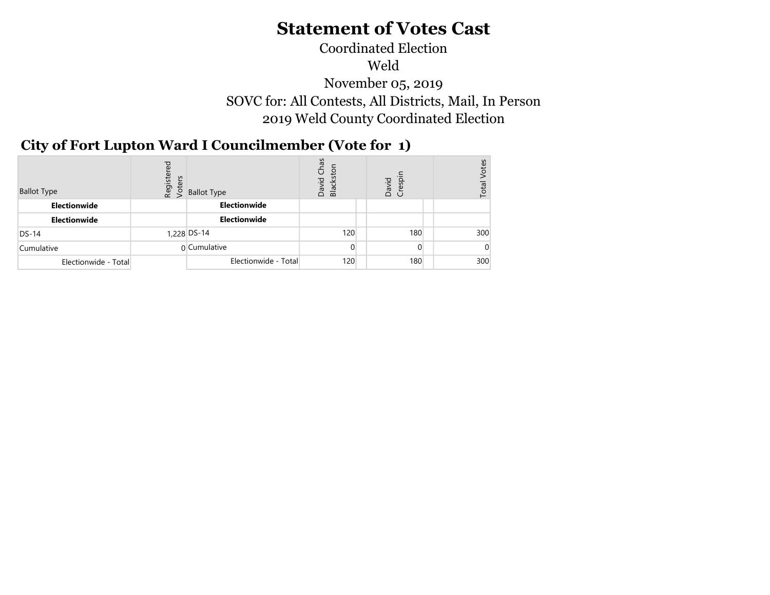# Statement of Votes Cast

Coordinated Election

Weld

November 05, 2019

SOVC for: All Contests, All Districts, Mail, In Person

2019 Weld County Coordinated Election

## City of Fort Lupton Ward I Councilmember (Vote for 1)

| Ballot Type | Registered Voters | Ballot Type | David Chas Blackston | | David Crespin | | Total Votes |
|---|---|---|---|---|---|---|---|
| **Electionwide** | | **Electionwide** | | | | | |
| **Electionwide** | | **Electionwide** | | | | | |
| DS-14 | 1,228 | DS-14 | 120 | | 180 | | 300 |
| Cumulative | 0 | Cumulative | 0 | | 0 | | 0 |
| Electionwide - Total | | Electionwide - Total | 120 | | 180 | | 300 |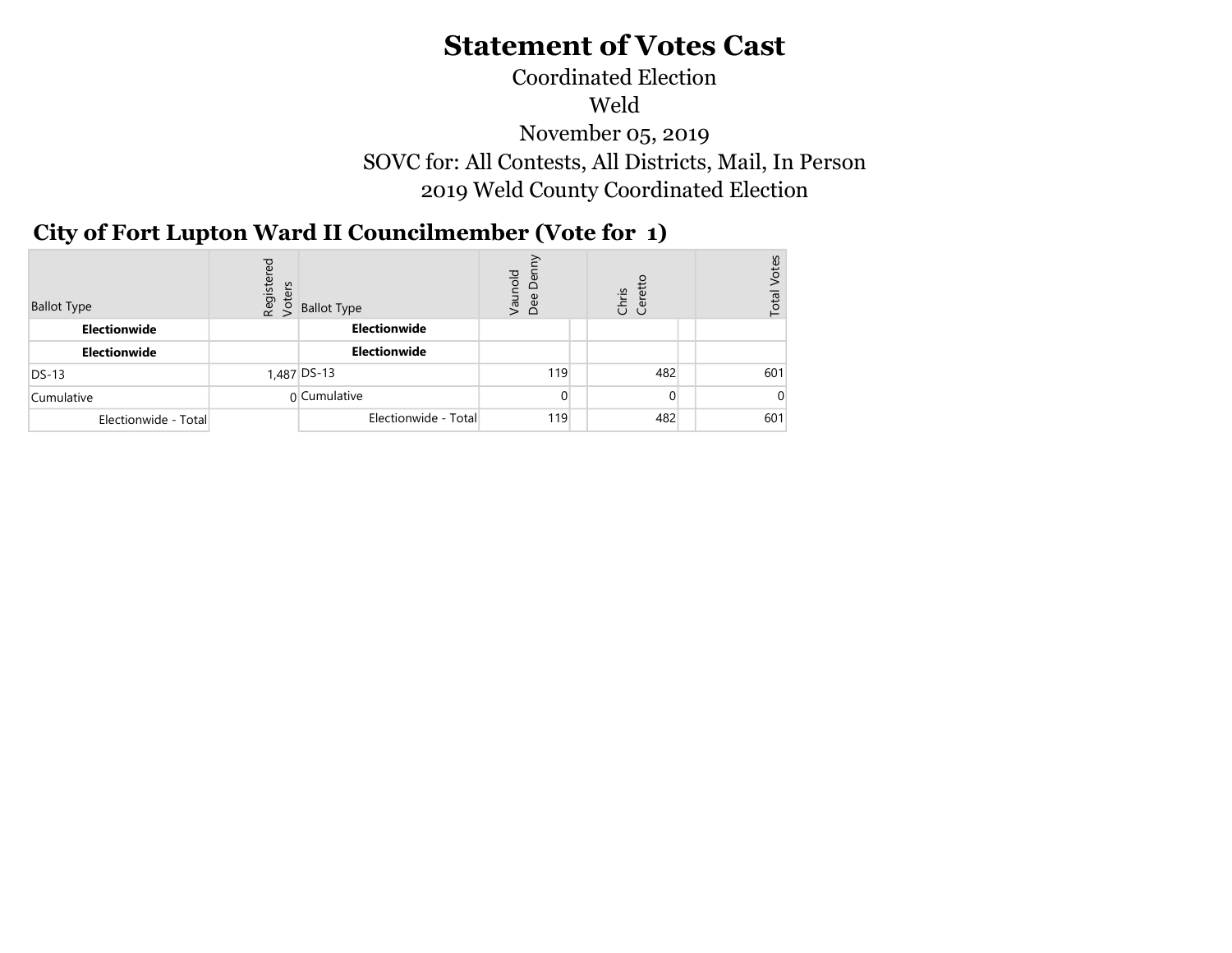# Statement of Votes Cast

Coordinated Election

Weld

November 05, 2019

SOVC for: All Contests, All Districts, Mail, In Person

2019 Weld County Coordinated Election

## City of Fort Lupton Ward II Councilmember (Vote for 1)

| Ballot Type | Registered Voters | Ballot Type | Vaunold Dee Denny | | Chris Ceretto | | Total Votes |
|---|---|---|---|---|---|---|---|
| **Electionwide** | | **Electionwide** | | | | | |
| **Electionwide** | | **Electionwide** | | | | | |
| DS-13 | 1,487 | DS-13 | 119 | | 482 | | 601 |
| Cumulative | 0 | Cumulative | 0 | | 0 | | 0 |
| Electionwide - Total | | Electionwide - Total | 119 | | 482 | | 601 |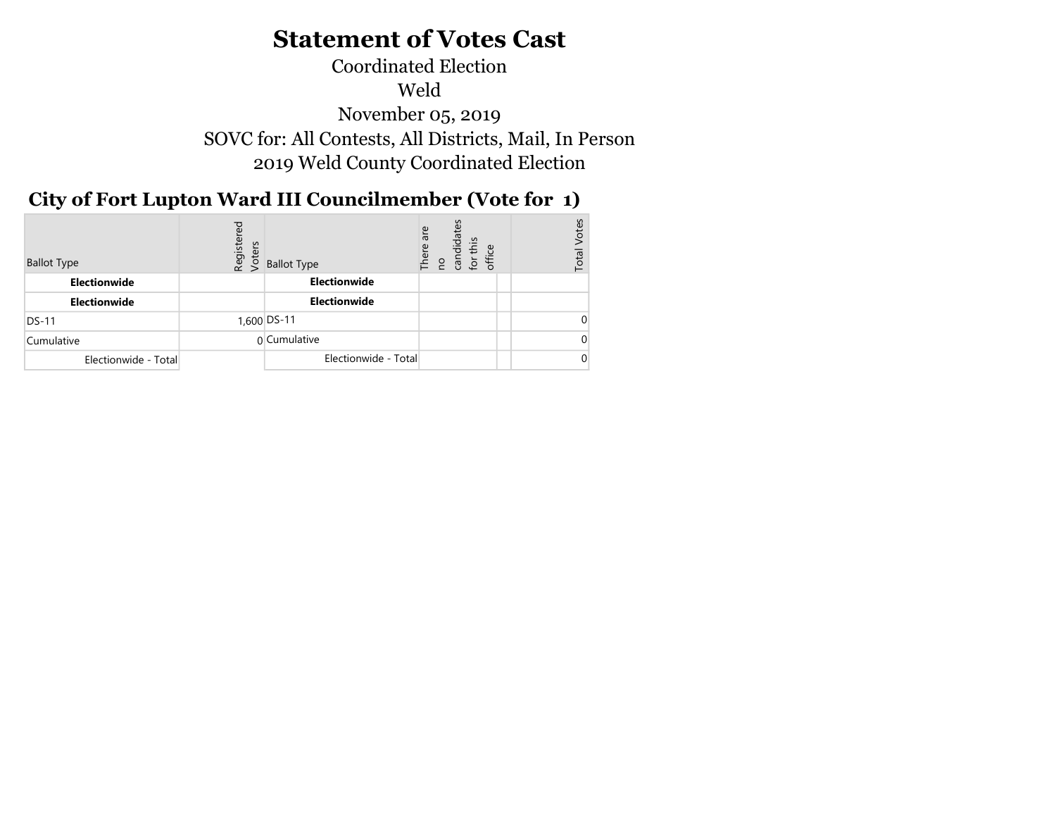# Statement of Votes Cast

Coordinated Election

Weld

November 05, 2019

SOVC for: All Contests, All Districts, Mail, In Person

2019 Weld County Coordinated Election

## City of Fort Lupton Ward III Councilmember (Vote for 1)

| Ballot Type | Registered Voters | Ballot Type | There are no candidates for this office | | Total Votes |
|---|---|---|---|---|---|
| **Electionwide** | | **Electionwide** | | | |
| **Electionwide** | | **Electionwide** | | | |
| DS-11 | 1,600 | DS-11 | | | 0 |
| Cumulative | 0 | Cumulative | | | 0 |
| Electionwide - Total | | Electionwide - Total | | | 0 |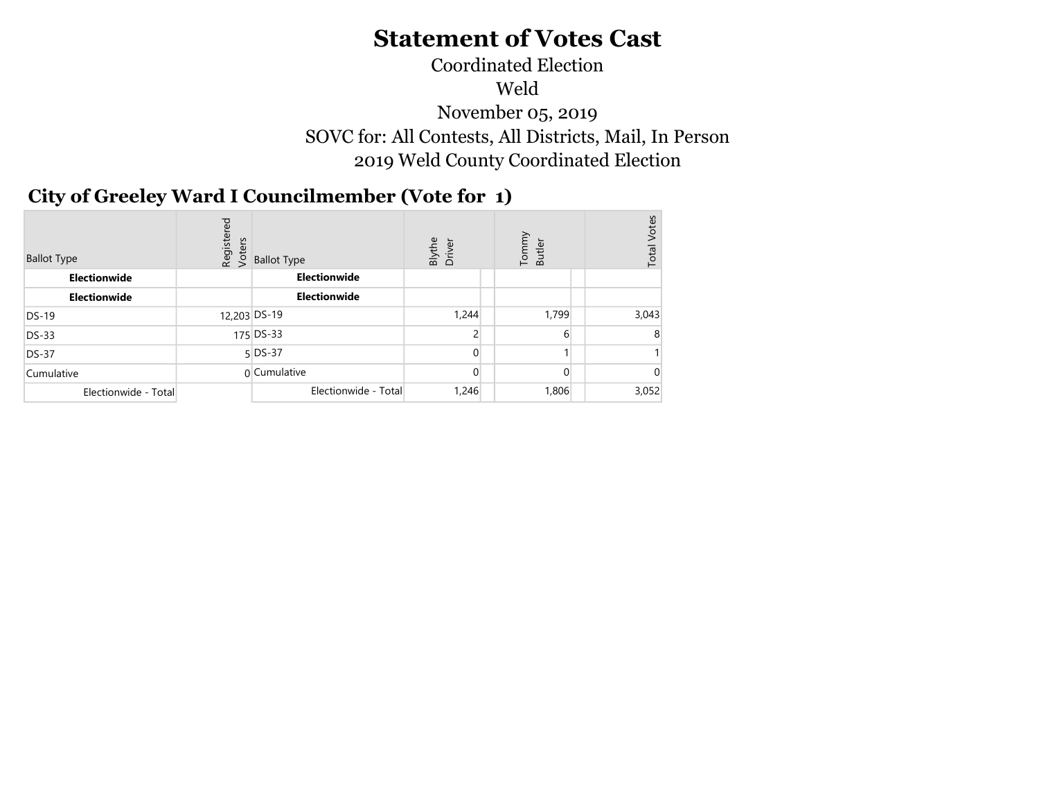# Statement of Votes Cast

Coordinated Election

Weld

November 05, 2019

SOVC for: All Contests, All Districts, Mail, In Person

2019 Weld County Coordinated Election

## City of Greeley Ward I Councilmember (Vote for 1)

| Ballot Type | Registered Voters | Ballot Type | Blythe Driver | | Tommy Butler | | Total Votes |
|---|---|---|---|---|---|---|---|
| **Electionwide** | | **Electionwide** | | | | | |
| **Electionwide** | | **Electionwide** | | | | | |
| DS-19 | 12,203 | DS-19 | 1,244 | | 1,799 | | 3,043 |
| DS-33 | 175 | DS-33 | 2 | | 6 | | 8 |
| DS-37 | 5 | DS-37 | 0 | | 1 | | 1 |
| Cumulative | 0 | Cumulative | 0 | | 0 | | 0 |
| Electionwide - Total | | Electionwide - Total | 1,246 | | 1,806 | | 3,052 |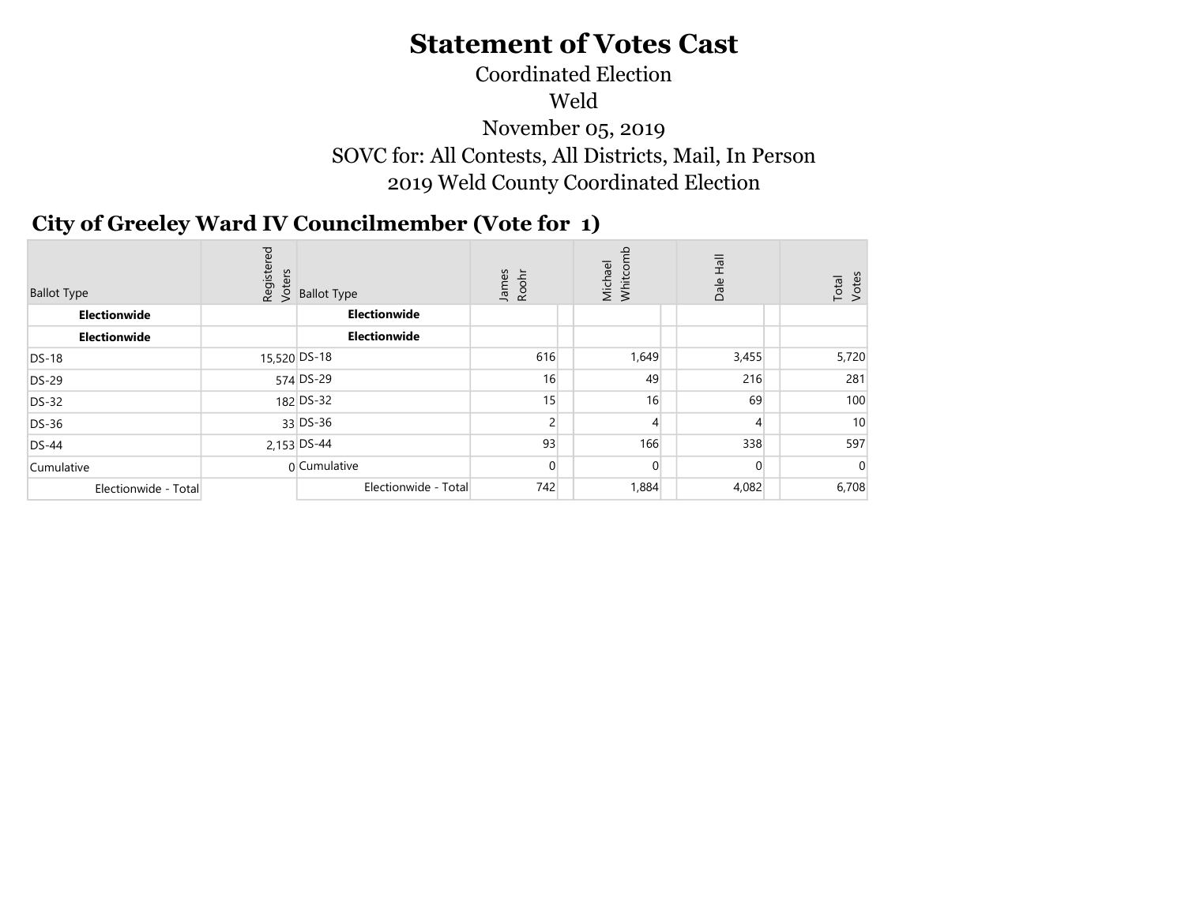# Statement of Votes Cast

Coordinated Election

Weld

November 05, 2019

SOVC for: All Contests, All Districts, Mail, In Person

2019 Weld County Coordinated Election

## City of Greeley Ward IV Councilmember (Vote for 1)

| Ballot Type | Registered Voters | Ballot Type | James Roohr | Michael Whitcomb | Dale Hall | Total Votes |
|---|---|---|---|---|---|---|
| **Electionwide** | | **Electionwide** | | | | |
| **Electionwide** | | **Electionwide** | | | | |
| DS-18 | 15,520 | DS-18 | 616 | 1,649 | 3,455 | 5,720 |
| DS-29 | 574 | DS-29 | 16 | 49 | 216 | 281 |
| DS-32 | 182 | DS-32 | 15 | 16 | 69 | 100 |
| DS-36 | 33 | DS-36 | 2 | 4 | 4 | 10 |
| DS-44 | 2,153 | DS-44 | 93 | 166 | 338 | 597 |
| Cumulative | 0 | Cumulative | 0 | 0 | 0 | 0 |
| Electionwide - Total | | Electionwide - Total | 742 | 1,884 | 4,082 | 6,708 |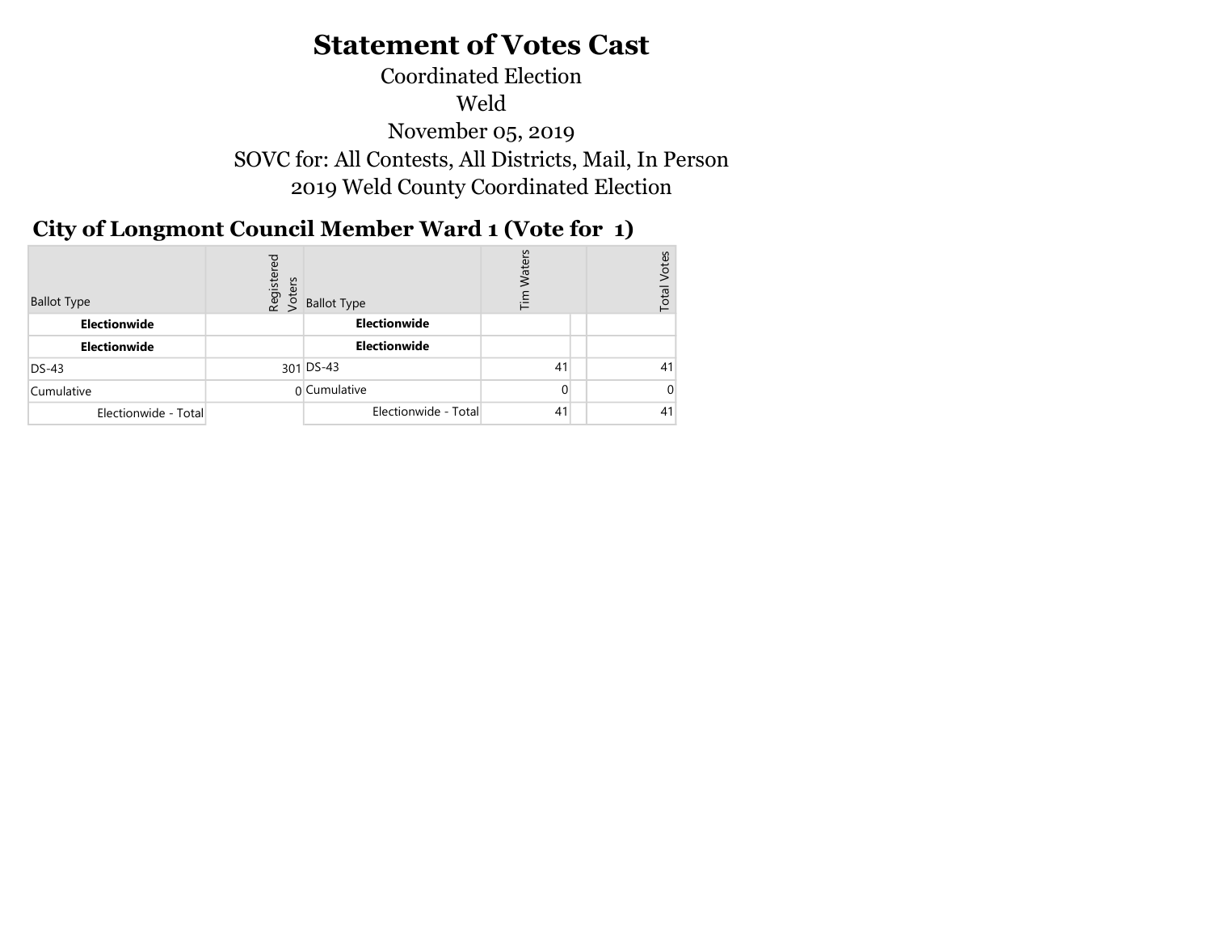# Statement of Votes Cast

Coordinated Election

Weld

November 05, 2019

SOVC for: All Contests, All Districts, Mail, In Person

2019 Weld County Coordinated Election

## City of Longmont Council Member Ward 1 (Vote for 1)

| Ballot Type | Registered Voters | Ballot Type | Tim Waters | | Total Votes |
|---|---|---|---|---|---|
| **Electionwide** | | **Electionwide** | | | |
| **Electionwide** | | **Electionwide** | | | |
| DS-43 | 301 | DS-43 | 41 | | 41 |
| Cumulative | 0 | Cumulative | 0 | | 0 |
| Electionwide - Total | | Electionwide - Total | 41 | | 41 |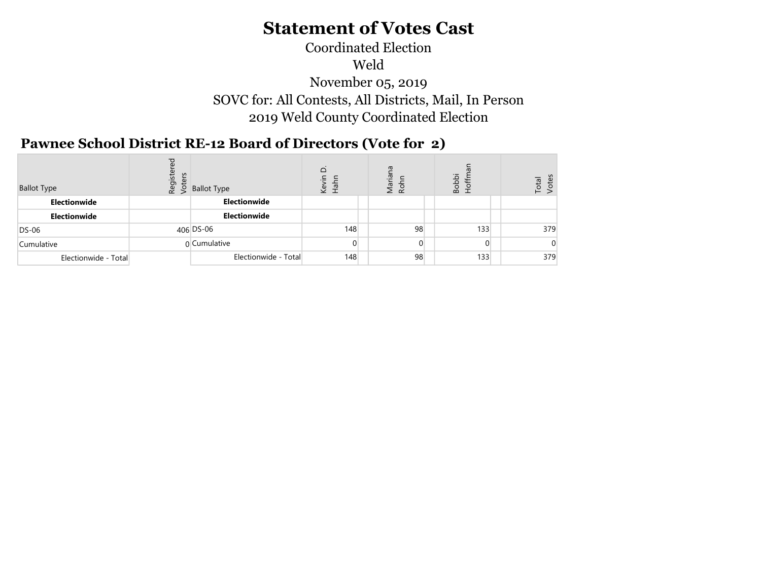# Statement of Votes Cast

Coordinated Election

Weld

November 05, 2019

SOVC for: All Contests, All Districts, Mail, In Person

2019 Weld County Coordinated Election

## Pawnee School District RE-12 Board of Directors (Vote for 2)

| Ballot Type | Registered Voters | Ballot Type | Kevin D. Hahn | | Mariana Rohn | | Bobbi Hoffman | | Total Votes |
|---|---|---|---|---|---|---|---|---|---|
| **Electionwide** | | **Electionwide** | | | | | | | |
| **Electionwide** | | **Electionwide** | | | | | | | |
| DS-06 | 406 | DS-06 | 148 | | 98 | | 133 | | 379 |
| Cumulative | 0 | Cumulative | 0 | | 0 | | 0 | | 0 |
| Electionwide - Total | | Electionwide - Total | 148 | | 98 | | 133 | | 379 |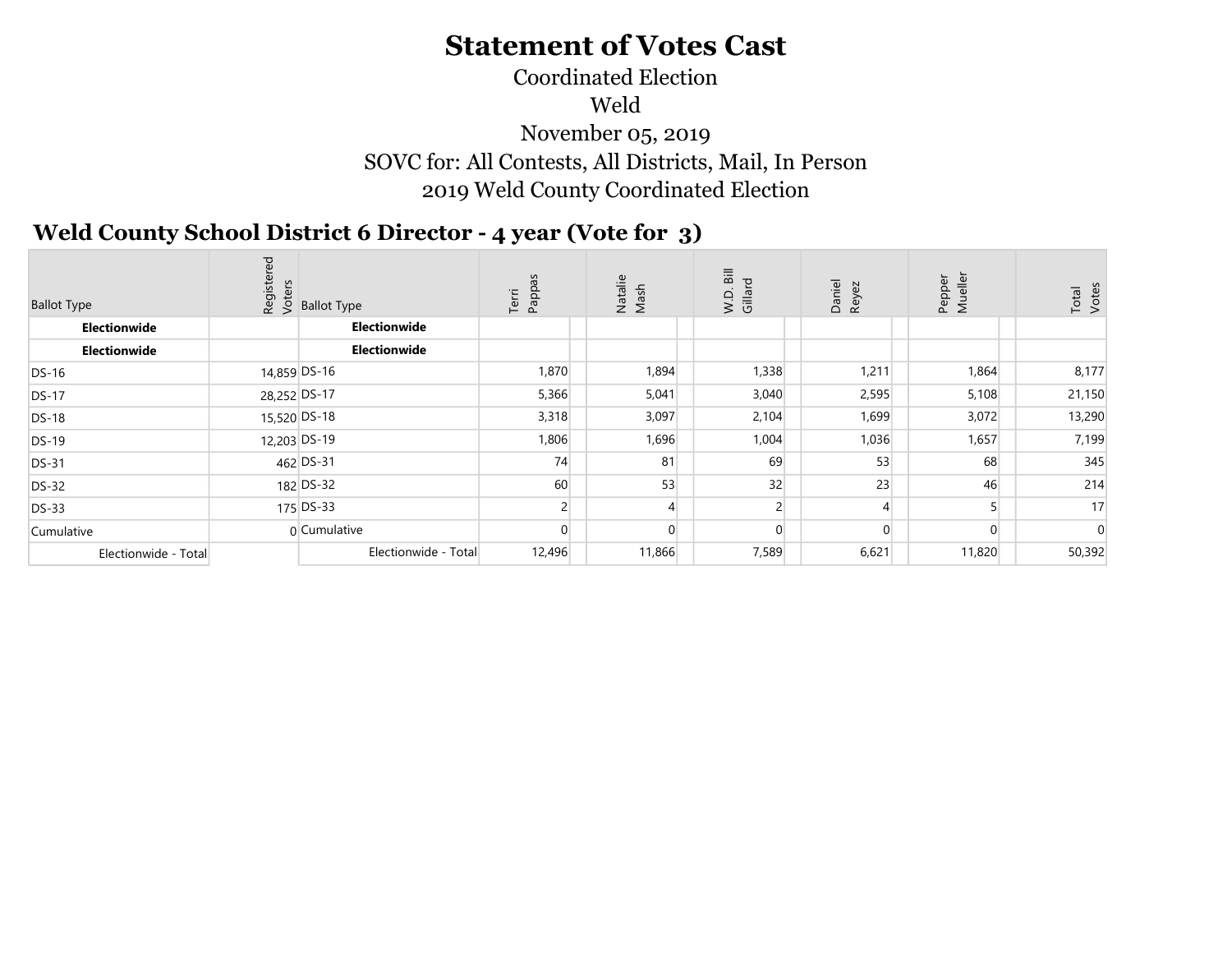# Statement of Votes Cast

Coordinated Election

Weld

November 05, 2019

SOVC for: All Contests, All Districts, Mail, In Person

2019 Weld County Coordinated Election

## Weld County School District 6 Director - 4 year (Vote for 3)

| Ballot Type | Registered Voters | Ballot Type | Terri Pappas | Natalie Mash | W.D. Bill Gillard | Daniel Reyez | Pepper Mueller | Total Votes |
|---|---|---|---|---|---|---|---|---|
| **Electionwide** | | **Electionwide** | | | | | | |
| **Electionwide** | | **Electionwide** | | | | | | |
| DS-16 | 14,859 | DS-16 | 1,870 | 1,894 | 1,338 | 1,211 | 1,864 | 8,177 |
| DS-17 | 28,252 | DS-17 | 5,366 | 5,041 | 3,040 | 2,595 | 5,108 | 21,150 |
| DS-18 | 15,520 | DS-18 | 3,318 | 3,097 | 2,104 | 1,699 | 3,072 | 13,290 |
| DS-19 | 12,203 | DS-19 | 1,806 | 1,696 | 1,004 | 1,036 | 1,657 | 7,199 |
| DS-31 | 462 | DS-31 | 74 | 81 | 69 | 53 | 68 | 345 |
| DS-32 | 182 | DS-32 | 60 | 53 | 32 | 23 | 46 | 214 |
| DS-33 | 175 | DS-33 | 2 | 4 | 2 | 4 | 5 | 17 |
| Cumulative | 0 | Cumulative | 0 | 0 | 0 | 0 | 0 | 0 |
| Electionwide - Total | | Electionwide - Total | 12,496 | 11,866 | 7,589 | 6,621 | 11,820 | 50,392 |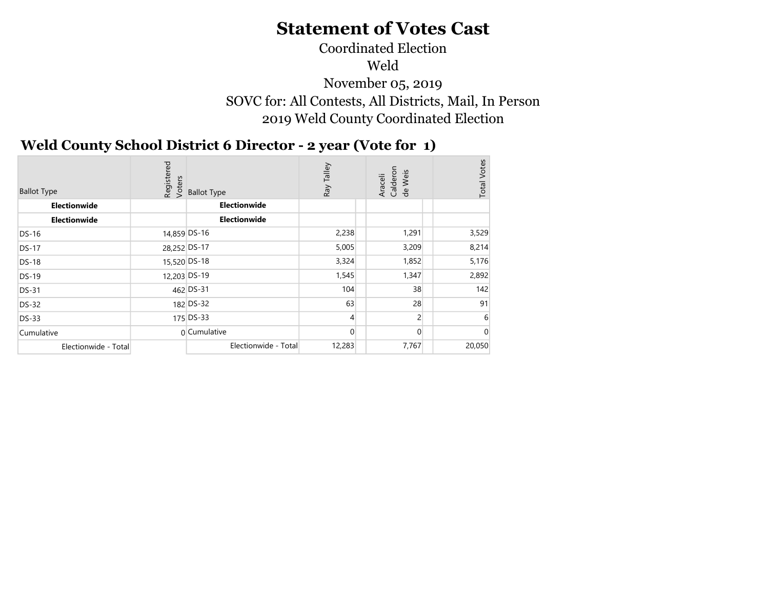# Statement of Votes Cast

Coordinated Election

Weld

November 05, 2019

SOVC for: All Contests, All Districts, Mail, In Person

2019 Weld County Coordinated Election

## Weld County School District 6 Director - 2 year (Vote for 1)

| Ballot Type | Registered Voters | Ballot Type | Ray Talley | Araceli Calderon de Weis | Total Votes |
|---|---|---|---|---|---|
| **Electionwide** | | **Electionwide** | | | |
| **Electionwide** | | **Electionwide** | | | |
| DS-16 | 14,859 | DS-16 | 2,238 | 1,291 | 3,529 |
| DS-17 | 28,252 | DS-17 | 5,005 | 3,209 | 8,214 |
| DS-18 | 15,520 | DS-18 | 3,324 | 1,852 | 5,176 |
| DS-19 | 12,203 | DS-19 | 1,545 | 1,347 | 2,892 |
| DS-31 | 462 | DS-31 | 104 | 38 | 142 |
| DS-32 | 182 | DS-32 | 63 | 28 | 91 |
| DS-33 | 175 | DS-33 | 4 | 2 | 6 |
| Cumulative | 0 | Cumulative | 0 | 0 | 0 |
| Electionwide - Total | | Electionwide - Total | 12,283 | 7,767 | 20,050 |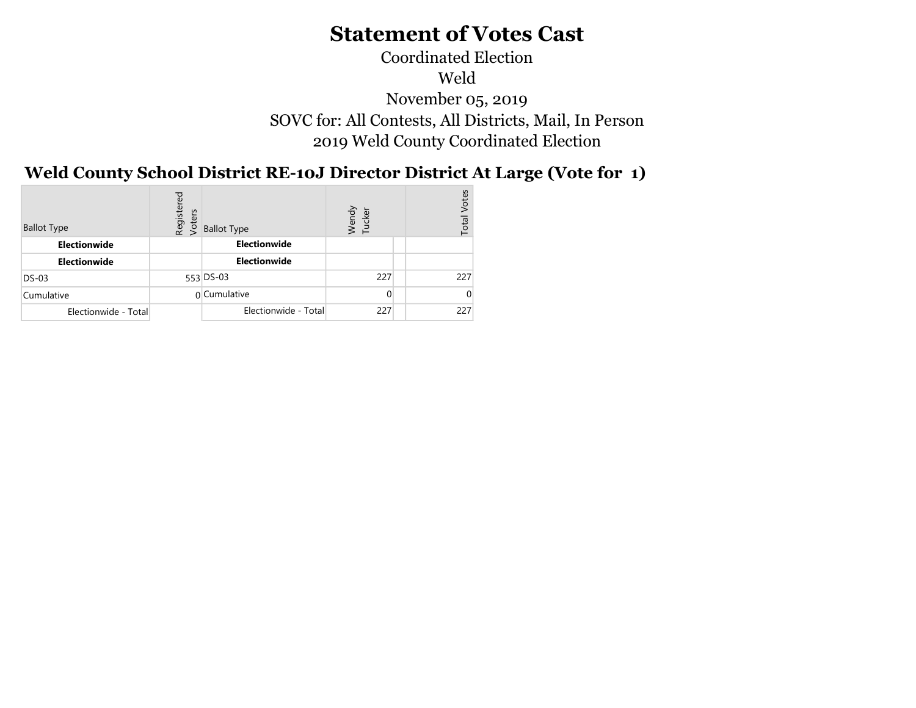# Statement of Votes Cast

Coordinated Election

Weld

November 05, 2019

SOVC for: All Contests, All Districts, Mail, In Person

2019 Weld County Coordinated Election

## Weld County School District RE-10J Director District At Large (Vote for 1)

| Ballot Type | Registered Voters | Ballot Type | Wendy Tucker | | Total Votes |
|---|---|---|---|---|---|
| **Electionwide** | | **Electionwide** | | | |
| **Electionwide** | | **Electionwide** | | | |
| DS-03 | 553 | DS-03 | 227 | | 227 |
| Cumulative | 0 | Cumulative | 0 | | 0 |
| Electionwide - Total | | Electionwide - Total | 227 | | 227 |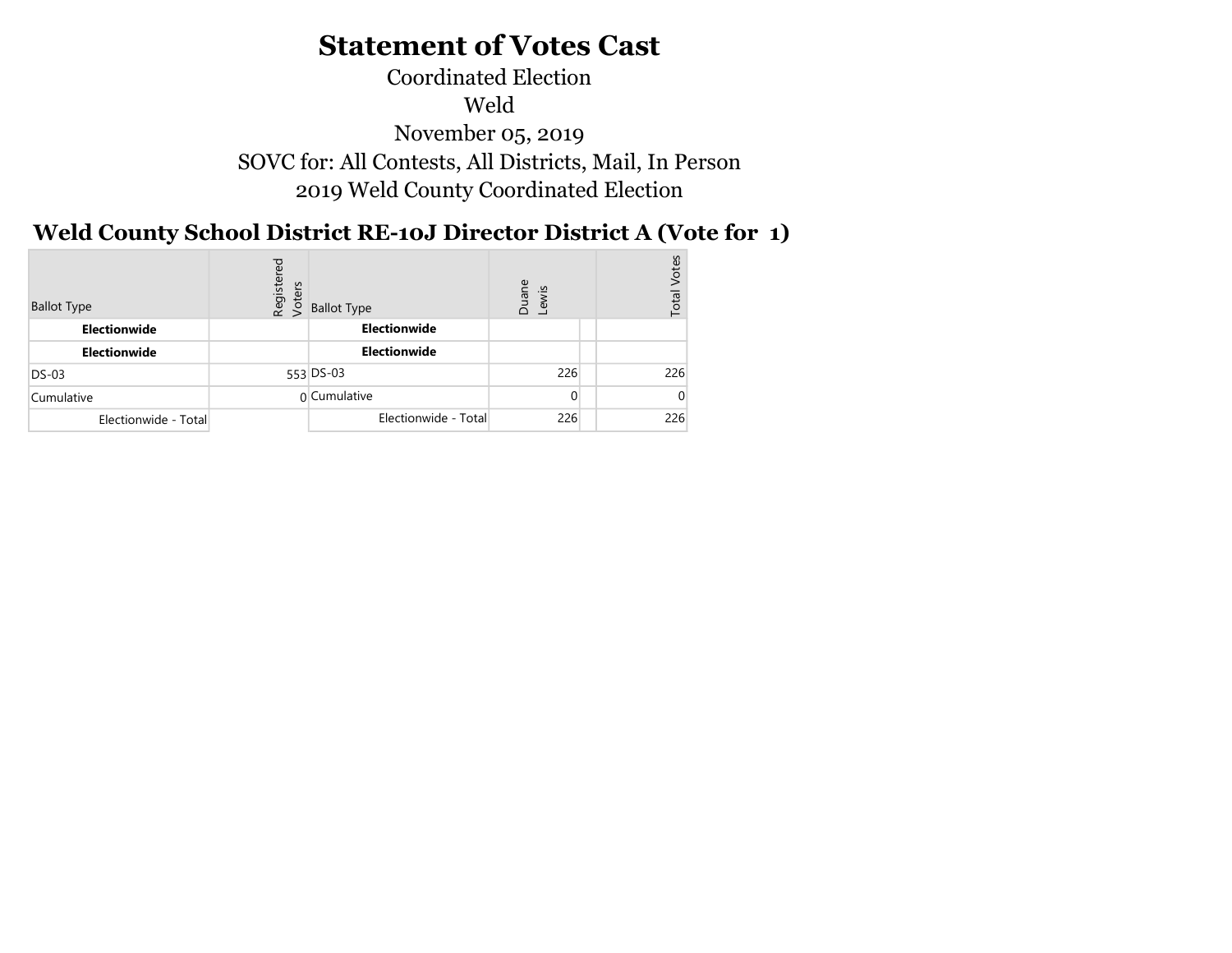# Statement of Votes Cast

Coordinated Election

Weld

November 05, 2019

SOVC for: All Contests, All Districts, Mail, In Person

2019 Weld County Coordinated Election

## Weld County School District RE-10J Director District A (Vote for 1)

| Ballot Type | Registered Voters | Ballot Type | Duane Lewis | | Total Votes |
|---|---|---|---|---|---|
| **Electionwide** | | **Electionwide** | | | |
| **Electionwide** | | **Electionwide** | | | |
| DS-03 | 553 | DS-03 | 226 | | 226 |
| Cumulative | 0 | Cumulative | 0 | | 0 |
| Electionwide - Total | | Electionwide - Total | 226 | | 226 |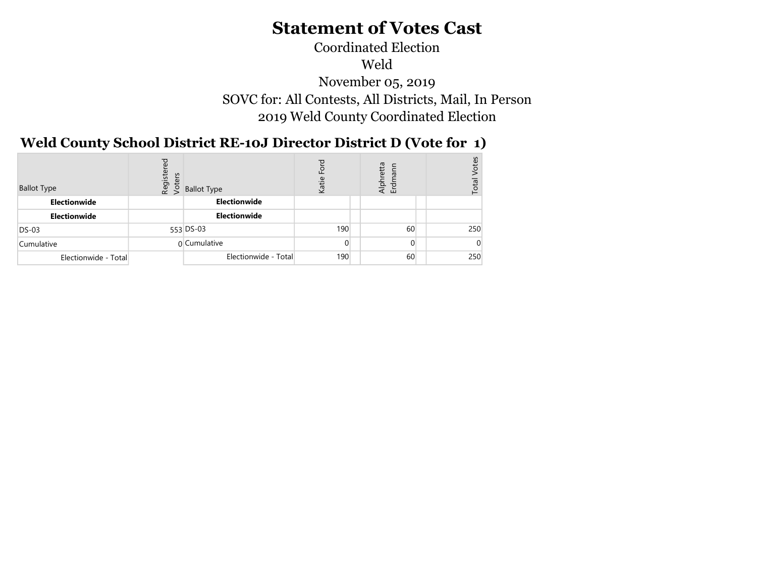# Statement of Votes Cast

Coordinated Election

Weld

November 05, 2019

SOVC for: All Contests, All Districts, Mail, In Person

2019 Weld County Coordinated Election

## Weld County School District RE-10J Director District D (Vote for 1)

| Ballot Type | Registered Voters | Ballot Type | Katie Ford | | Alphretta Erdmann | | Total Votes |
|---|---|---|---|---|---|---|---|
| **Electionwide** | | **Electionwide** | | | | | |
| **Electionwide** | | **Electionwide** | | | | | |
| DS-03 | 553 | DS-03 | 190 | | 60 | | 250 |
| Cumulative | 0 | Cumulative | 0 | | 0 | | 0 |
| Electionwide - Total | | Electionwide - Total | 190 | | 60 | | 250 |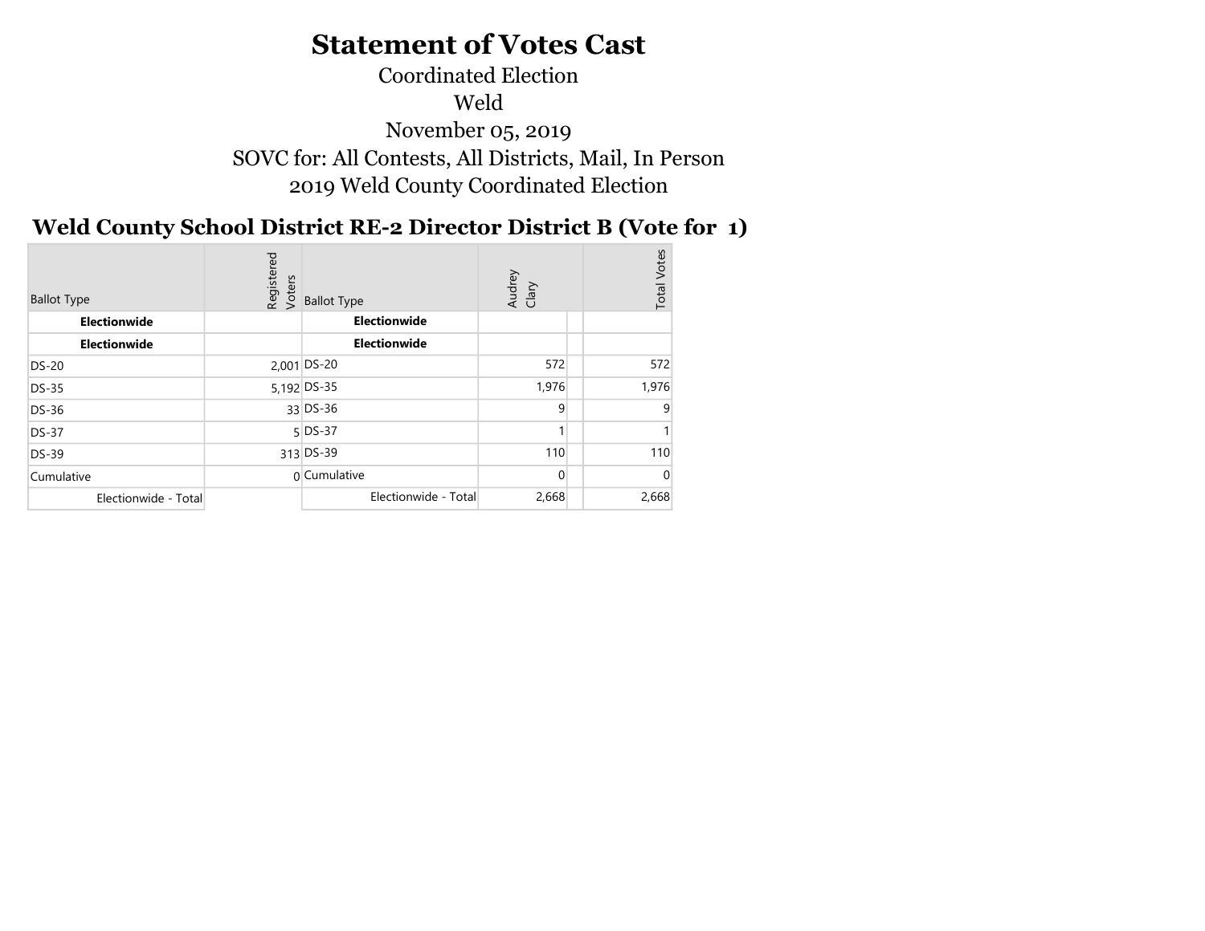# Statement of Votes Cast

Coordinated Election

Weld

November 05, 2019

SOVC for: All Contests, All Districts, Mail, In Person

2019 Weld County Coordinated Election

## Weld County School District RE-2 Director District B (Vote for 1)

| Ballot Type | Registered Voters | Ballot Type | Audrey Clary | | Total Votes |
|---|---|---|---|---|---|
| **Electionwide** | | **Electionwide** | | | |
| **Electionwide** | | **Electionwide** | | | |
| DS-20 | 2,001 | DS-20 | 572 | | 572 |
| DS-35 | 5,192 | DS-35 | 1,976 | | 1,976 |
| DS-36 | 33 | DS-36 | 9 | | 9 |
| DS-37 | 5 | DS-37 | 1 | | 1 |
| DS-39 | 313 | DS-39 | 110 | | 110 |
| Cumulative | 0 | Cumulative | 0 | | 0 |
| Electionwide - Total | | Electionwide - Total | 2,668 | | 2,668 |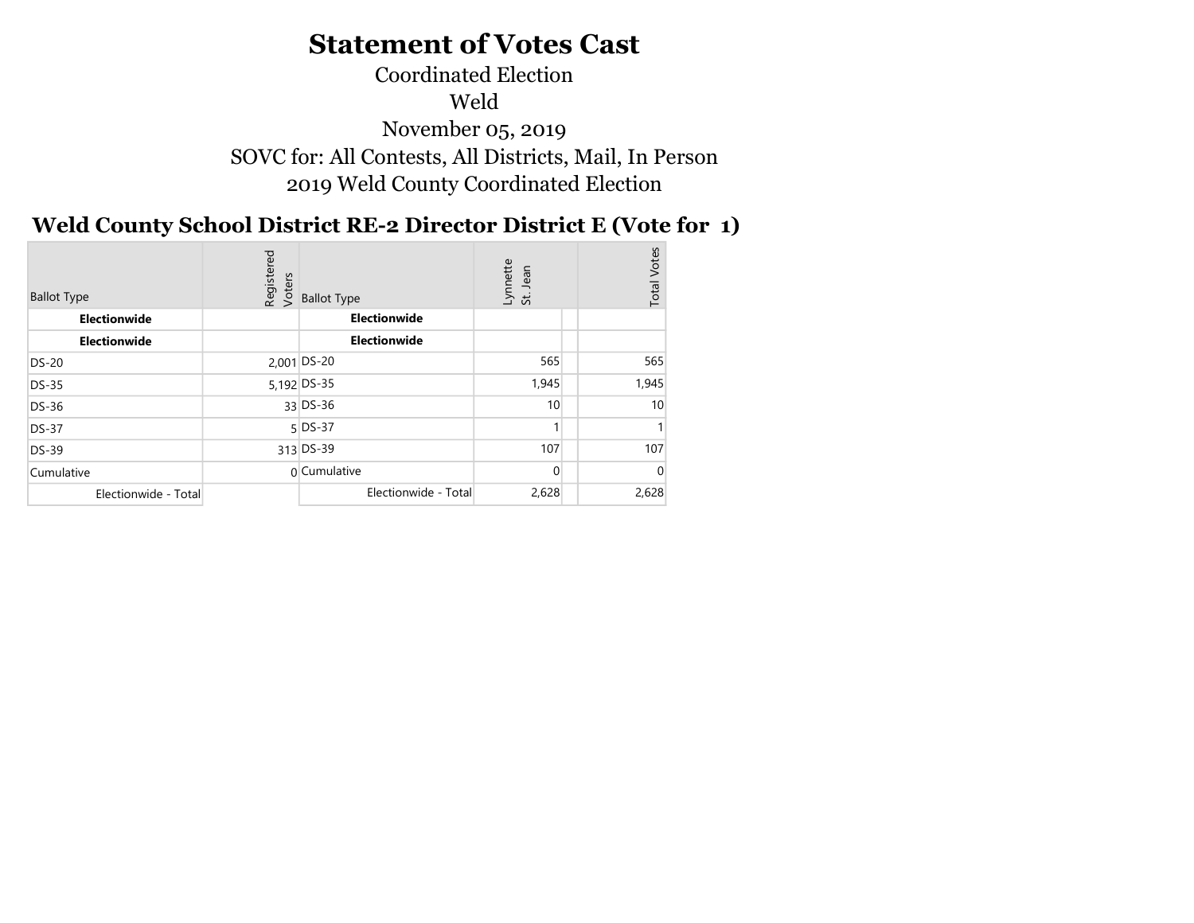# Statement of Votes Cast

Coordinated Election

Weld

November 05, 2019

SOVC for: All Contests, All Districts, Mail, In Person

2019 Weld County Coordinated Election

## Weld County School District RE-2 Director District E (Vote for 1)

| Ballot Type | Registered Voters | Ballot Type | Lynnette St. Jean | | Total Votes |
|---|---|---|---|---|---|
| **Electionwide** | | **Electionwide** | | | |
| **Electionwide** | | **Electionwide** | | | |
| DS-20 | 2,001 | DS-20 | 565 | | 565 |
| DS-35 | 5,192 | DS-35 | 1,945 | | 1,945 |
| DS-36 | 33 | DS-36 | 10 | | 10 |
| DS-37 | 5 | DS-37 | 1 | | 1 |
| DS-39 | 313 | DS-39 | 107 | | 107 |
| Cumulative | 0 | Cumulative | 0 | | 0 |
| Electionwide - Total | | Electionwide - Total | 2,628 | | 2,628 |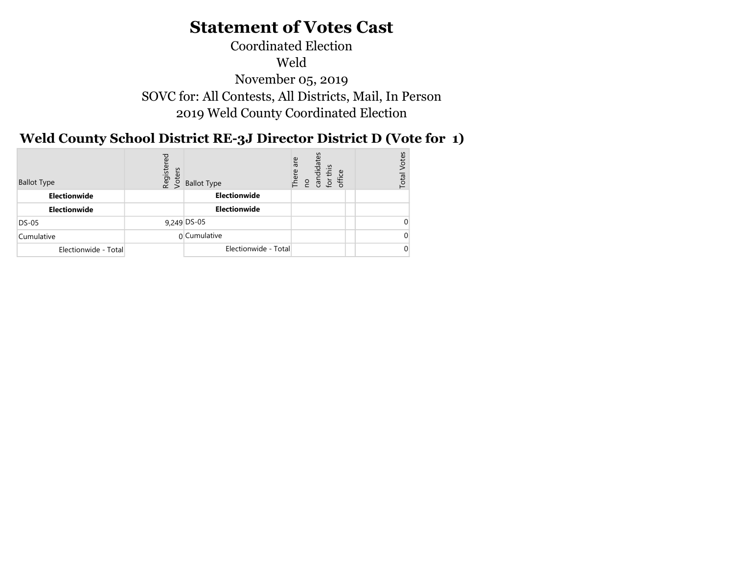# Statement of Votes Cast

Coordinated Election

Weld

November 05, 2019

SOVC for: All Contests, All Districts, Mail, In Person

2019 Weld County Coordinated Election

## Weld County School District RE-3J Director District D (Vote for 1)

| Ballot Type | Registered Voters | Ballot Type | There are no candidates for this office | | Total Votes |
|---|---|---|---|---|---|
| **Electionwide** | | **Electionwide** | | | |
| **Electionwide** | | **Electionwide** | | | |
| DS-05 | 9,249 | DS-05 | | | 0 |
| Cumulative | 0 | Cumulative | | | 0 |
| Electionwide - Total | | Electionwide - Total | | | 0 |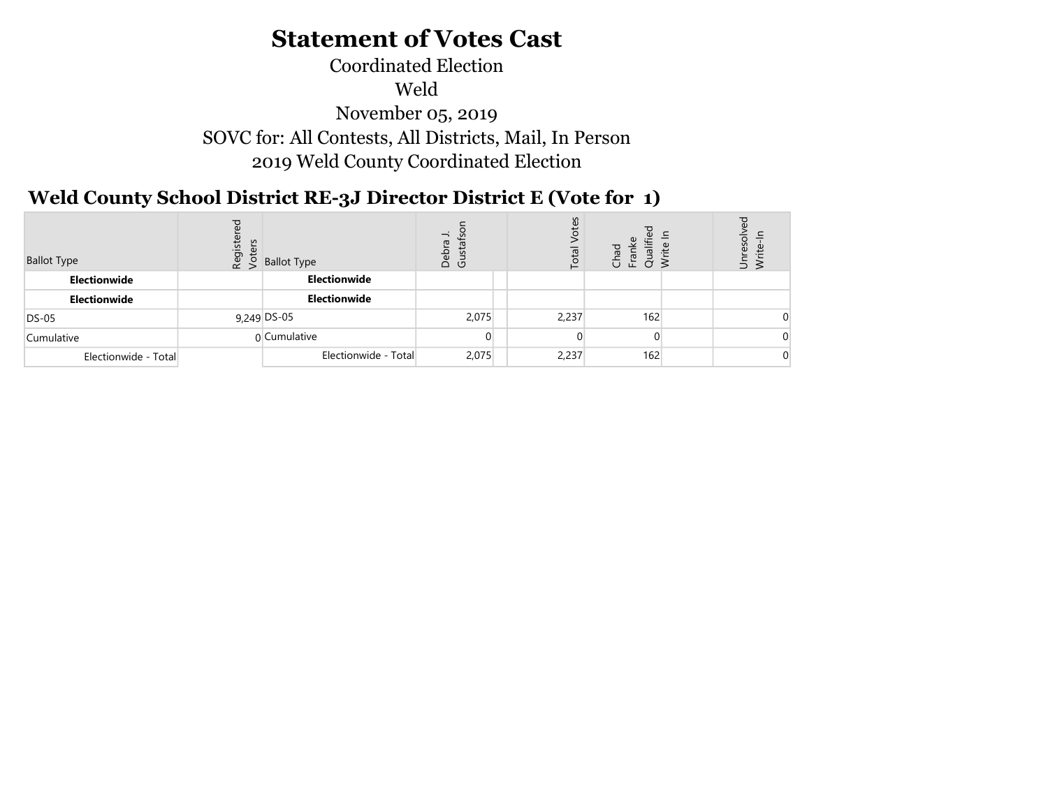# Statement of Votes Cast

Coordinated Election

Weld

November 05, 2019

SOVC for: All Contests, All Districts, Mail, In Person

2019 Weld County Coordinated Election

## Weld County School District RE-3J Director District E (Vote for 1)

| Ballot Type | Registered Voters | Ballot Type | Debra J. Gustafson | | Total Votes | Chad Franke Qualified Write In | | Unresolved Write-In |
|---|---|---|---|---|---|---|---|---|
| **Electionwide** | | **Electionwide** | | | | | | |
| **Electionwide** | | **Electionwide** | | | | | | |
| DS-05 | 9,249 | DS-05 | 2,075 | | 2,237 | 162 | | 0 |
| Cumulative | 0 | Cumulative | 0 | | 0 | 0 | | 0 |
| Electionwide - Total | | Electionwide - Total | 2,075 | | 2,237 | 162 | | 0 |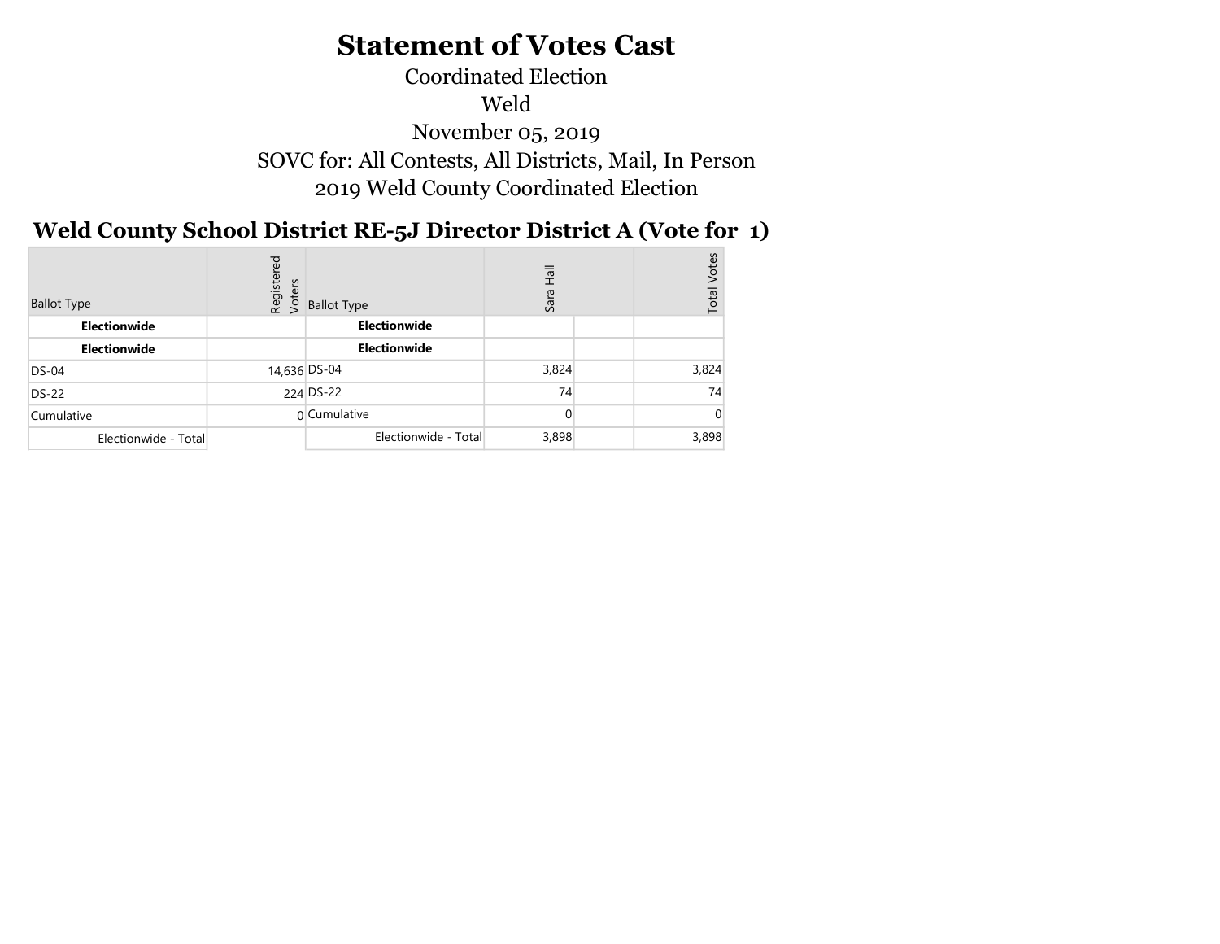# Statement of Votes Cast

Coordinated Election

Weld

November 05, 2019

SOVC for: All Contests, All Districts, Mail, In Person

2019 Weld County Coordinated Election

## Weld County School District RE-5J Director District A (Vote for 1)

| Ballot Type | Registered Voters | Ballot Type | Sara Hall | | Total Votes |
|---|---|---|---|---|---|
| **Electionwide** | | **Electionwide** | | | |
| **Electionwide** | | **Electionwide** | | | |
| DS-04 | 14,636 | DS-04 | 3,824 | | 3,824 |
| DS-22 | 224 | DS-22 | 74 | | 74 |
| Cumulative | 0 | Cumulative | 0 | | 0 |
| Electionwide - Total | | Electionwide - Total | 3,898 | | 3,898 |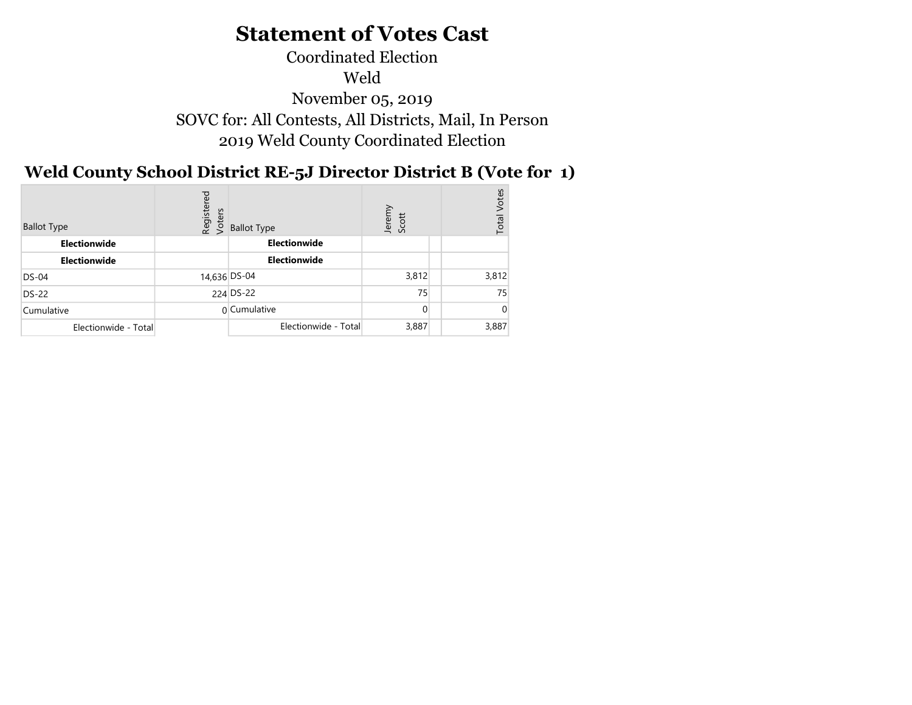# Statement of Votes Cast

Coordinated Election

Weld

November 05, 2019

SOVC for: All Contests, All Districts, Mail, In Person

2019 Weld County Coordinated Election

## Weld County School District RE-5J Director District B (Vote for 1)

| Ballot Type | Registered Voters | Ballot Type | Jeremy Scott | | Total Votes |
|---|---|---|---|---|---|
| **Electionwide** | | **Electionwide** | | | |
| **Electionwide** | | **Electionwide** | | | |
| DS-04 | 14,636 | DS-04 | 3,812 | | 3,812 |
| DS-22 | 224 | DS-22 | 75 | | 75 |
| Cumulative | 0 | Cumulative | 0 | | 0 |
| Electionwide - Total | | Electionwide - Total | 3,887 | | 3,887 |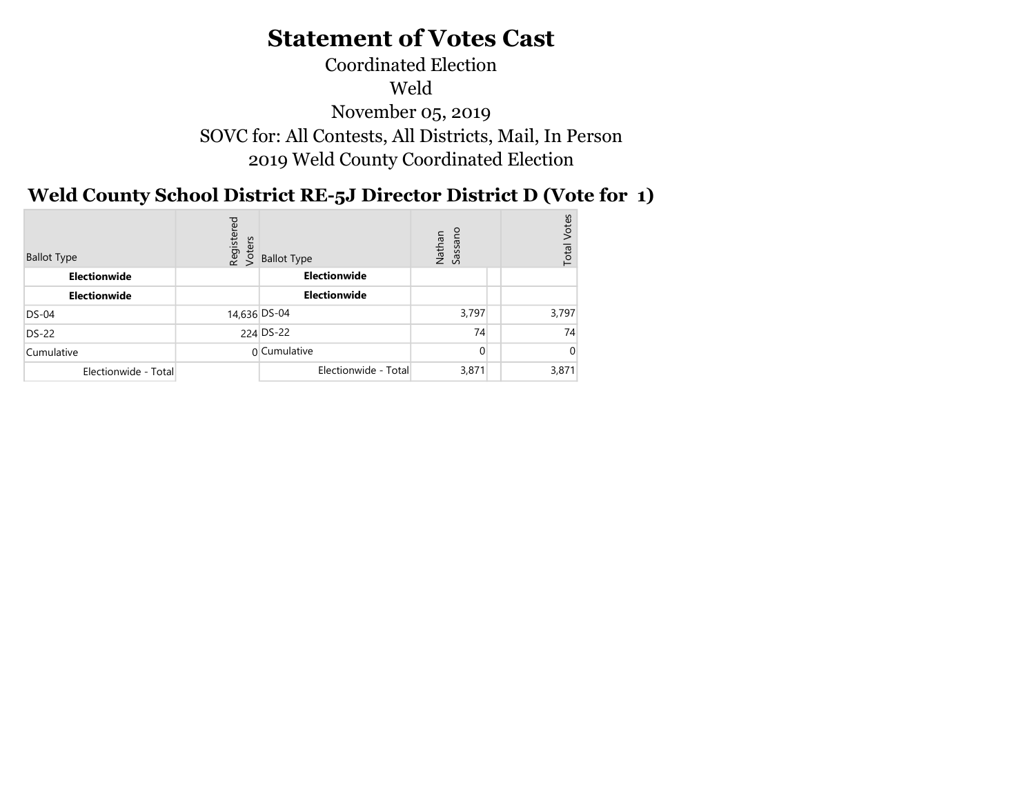# Statement of Votes Cast

Coordinated Election

Weld

November 05, 2019

SOVC for: All Contests, All Districts, Mail, In Person

2019 Weld County Coordinated Election

## Weld County School District RE-5J Director District D (Vote for 1)

| Ballot Type | Registered Voters | Ballot Type | Nathan Sassano | | Total Votes |
|---|---|---|---|---|---|
| **Electionwide** | | **Electionwide** | | | |
| **Electionwide** | | **Electionwide** | | | |
| DS-04 | 14,636 | DS-04 | 3,797 | | 3,797 |
| DS-22 | 224 | DS-22 | 74 | | 74 |
| Cumulative | 0 | Cumulative | 0 | | 0 |
| Electionwide - Total | | Electionwide - Total | 3,871 | | 3,871 |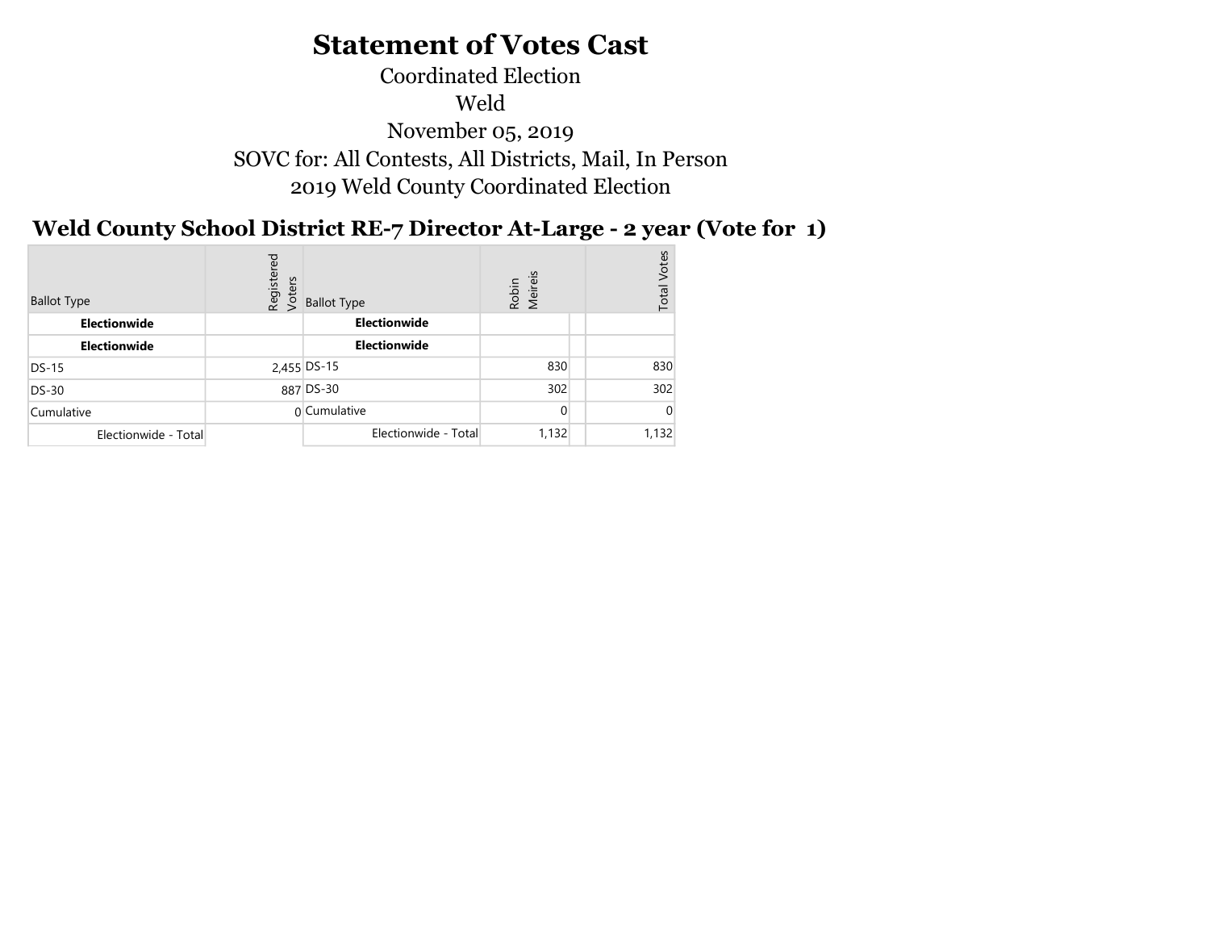# Statement of Votes Cast

Coordinated Election

Weld

November 05, 2019

SOVC for: All Contests, All Districts, Mail, In Person

2019 Weld County Coordinated Election

## Weld County School District RE-7 Director At-Large - 2 year (Vote for 1)

| Ballot Type | Registered Voters | Ballot Type | Robin Meireis | | Total Votes |
|---|---|---|---|---|---|
| **Electionwide** | | **Electionwide** | | | |
| **Electionwide** | | **Electionwide** | | | |
| DS-15 | 2,455 | DS-15 | 830 | | 830 |
| DS-30 | 887 | DS-30 | 302 | | 302 |
| Cumulative | 0 | Cumulative | 0 | | 0 |
| Electionwide - Total | | Electionwide - Total | 1,132 | | 1,132 |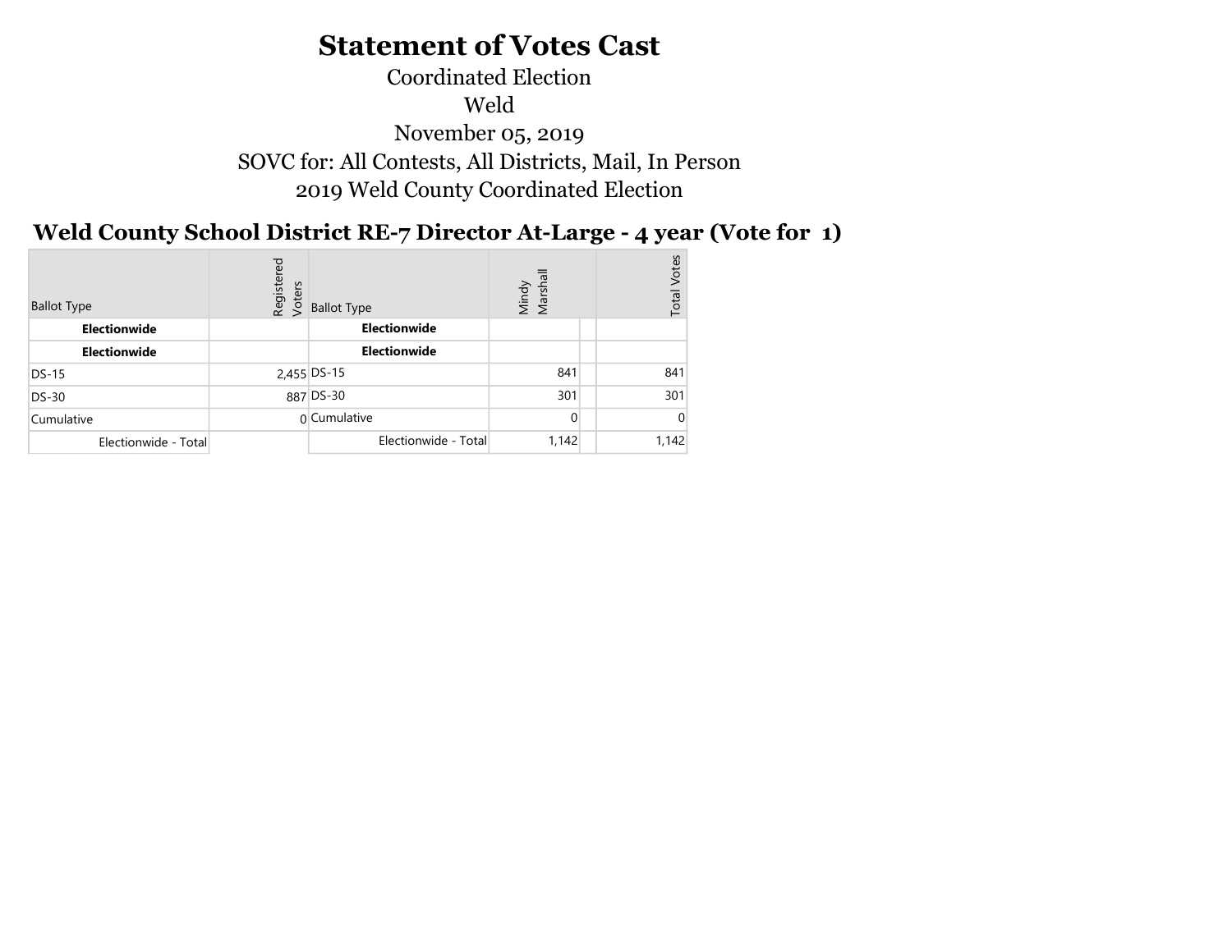# Statement of Votes Cast

Coordinated Election

Weld

November 05, 2019

SOVC for: All Contests, All Districts, Mail, In Person

2019 Weld County Coordinated Election

## Weld County School District RE-7 Director At-Large - 4 year (Vote for 1)

| Ballot Type | Registered Voters | Ballot Type | Mindy Marshall | | Total Votes |
|---|---|---|---|---|---|
| **Electionwide** | | **Electionwide** | | | |
| **Electionwide** | | **Electionwide** | | | |
| DS-15 | 2,455 | DS-15 | 841 | | 841 |
| DS-30 | 887 | DS-30 | 301 | | 301 |
| Cumulative | 0 | Cumulative | 0 | | 0 |
| Electionwide - Total | | Electionwide - Total | 1,142 | | 1,142 |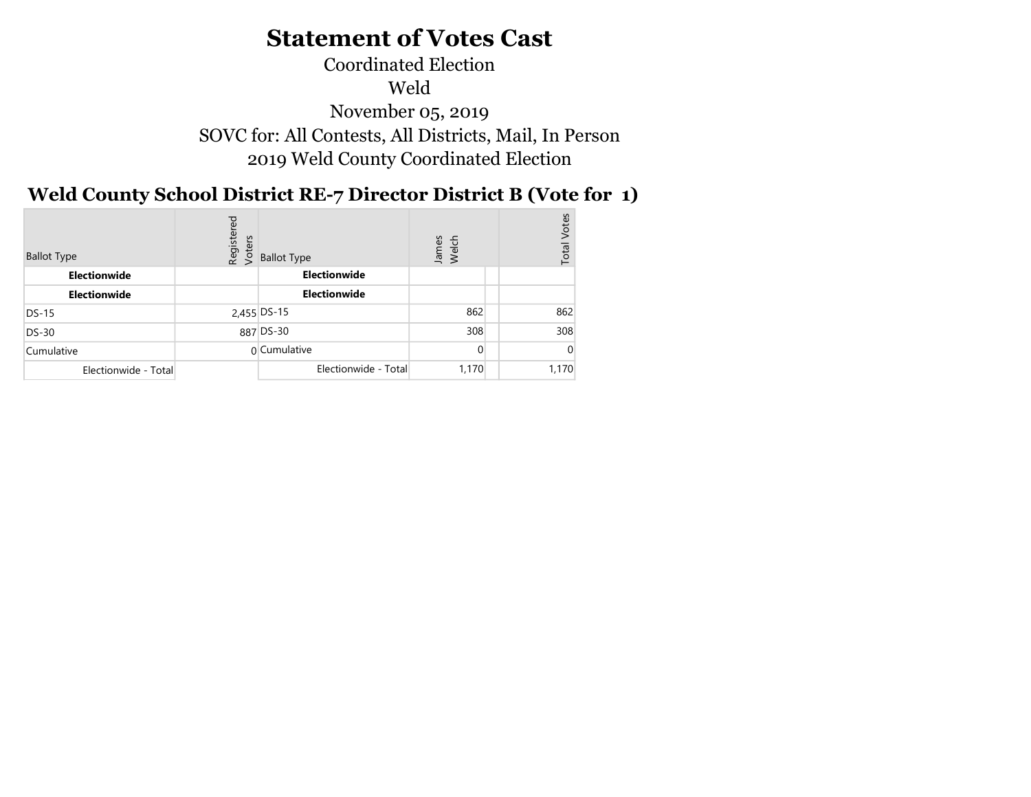# Statement of Votes Cast

Coordinated Election

Weld

November 05, 2019

SOVC for: All Contests, All Districts, Mail, In Person

2019 Weld County Coordinated Election

## Weld County School District RE-7 Director District B (Vote for 1)

| Ballot Type | Registered Voters | Ballot Type | James Welch | | Total Votes |
|---|---|---|---|---|---|
| **Electionwide** | | **Electionwide** | | | |
| **Electionwide** | | **Electionwide** | | | |
| DS-15 | 2,455 | DS-15 | 862 | | 862 |
| DS-30 | 887 | DS-30 | 308 | | 308 |
| Cumulative | 0 | Cumulative | 0 | | 0 |
| Electionwide - Total | | Electionwide - Total | 1,170 | | 1,170 |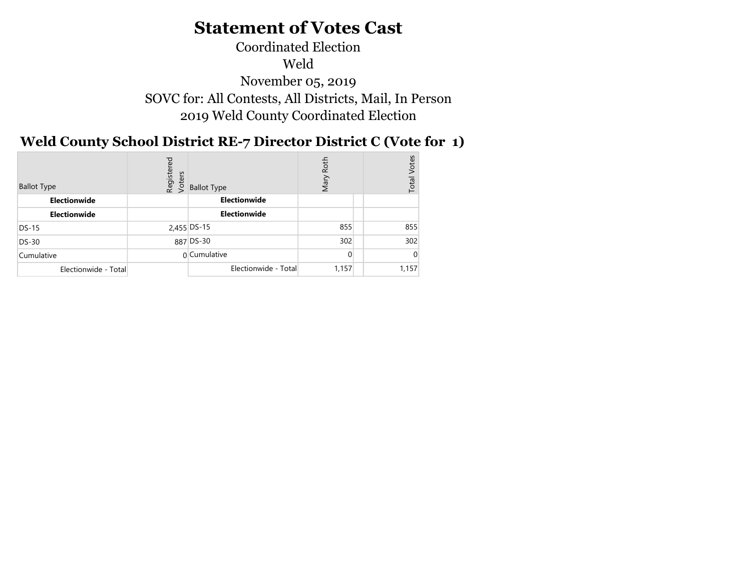# Statement of Votes Cast

Coordinated Election

Weld

November 05, 2019

SOVC for: All Contests, All Districts, Mail, In Person

2019 Weld County Coordinated Election

## Weld County School District RE-7 Director District C (Vote for 1)

| Ballot Type | Registered Voters | Ballot Type | Mary Roth | | Total Votes |
|---|---|---|---|---|---|
| **Electionwide** | | **Electionwide** | | | |
| **Electionwide** | | **Electionwide** | | | |
| DS-15 | 2,455 | DS-15 | 855 | | 855 |
| DS-30 | 887 | DS-30 | 302 | | 302 |
| Cumulative | 0 | Cumulative | 0 | | 0 |
| Electionwide - Total | | Electionwide - Total | 1,157 | | 1,157 |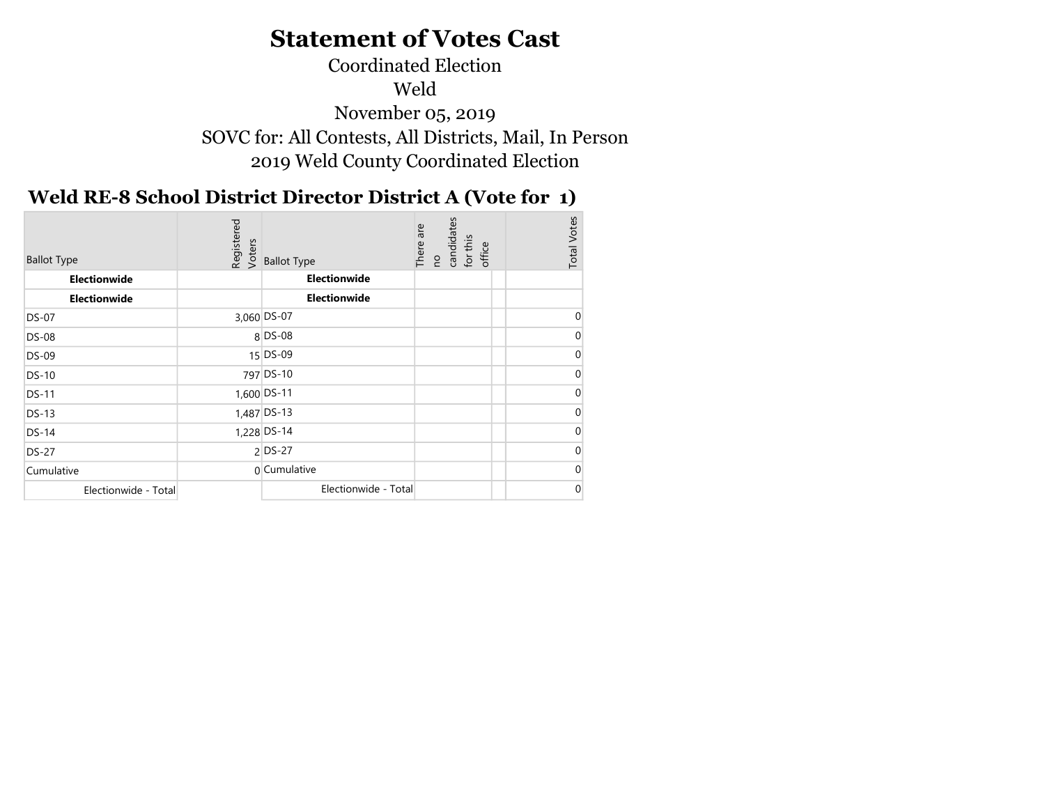# Statement of Votes Cast

Coordinated Election

Weld

November 05, 2019

SOVC for: All Contests, All Districts, Mail, In Person

2019 Weld County Coordinated Election

## Weld RE-8 School District Director District A (Vote for 1)

| Ballot Type | Registered Voters | Ballot Type | There are no candidates for this office | | Total Votes |
|---|---|---|---|---|---|
| **Electionwide** | | **Electionwide** | | | |
| **Electionwide** | | **Electionwide** | | | |
| DS-07 | 3,060 | DS-07 | | | 0 |
| DS-08 | 8 | DS-08 | | | 0 |
| DS-09 | 15 | DS-09 | | | 0 |
| DS-10 | 797 | DS-10 | | | 0 |
| DS-11 | 1,600 | DS-11 | | | 0 |
| DS-13 | 1,487 | DS-13 | | | 0 |
| DS-14 | 1,228 | DS-14 | | | 0 |
| DS-27 | 2 | DS-27 | | | 0 |
| Cumulative | 0 | Cumulative | | | 0 |
| Electionwide - Total | | Electionwide - Total | | | 0 |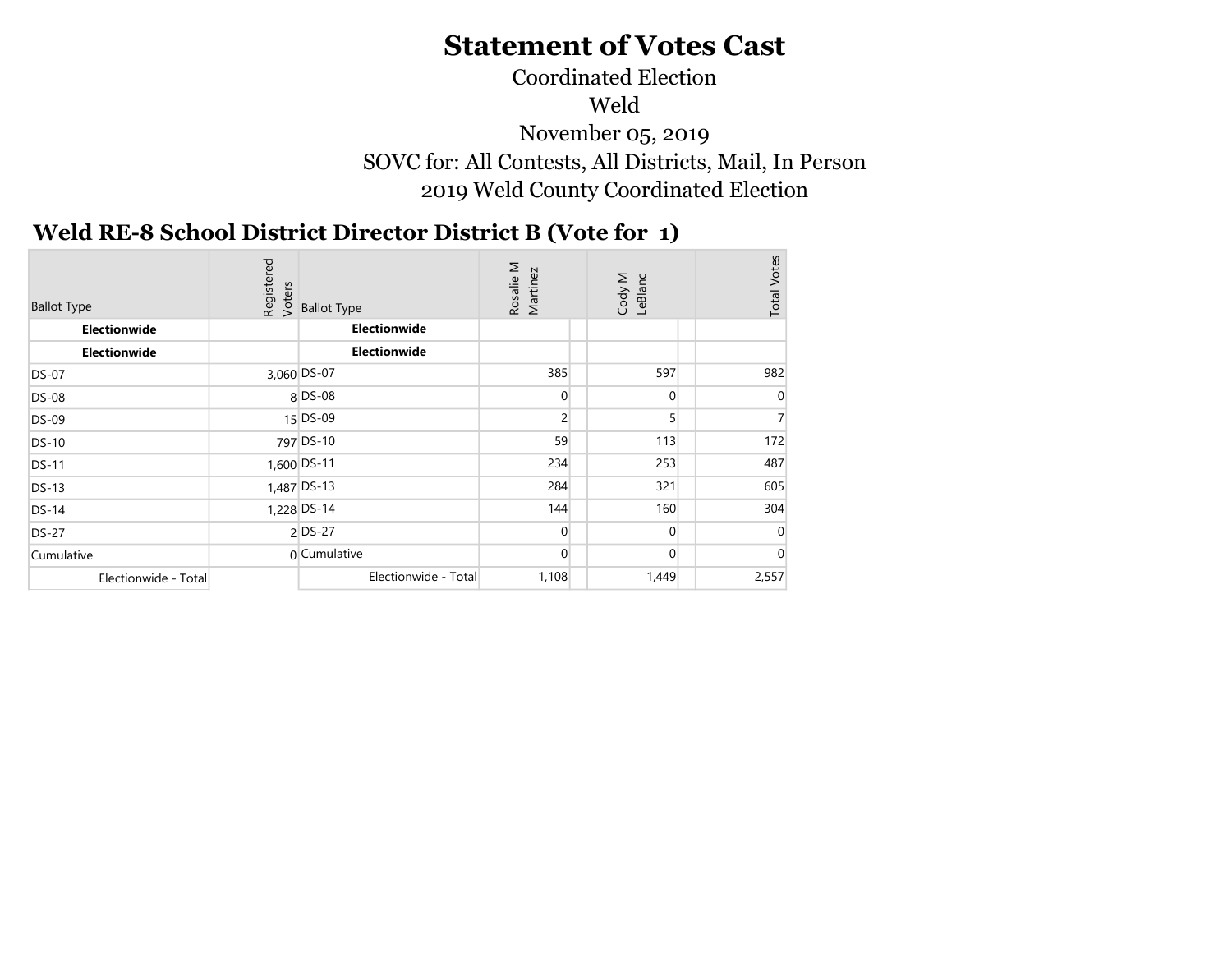# Statement of Votes Cast

Coordinated Election

Weld

November 05, 2019

SOVC for: All Contests, All Districts, Mail, In Person

2019 Weld County Coordinated Election

## Weld RE-8 School District Director District B (Vote for 1)

| Ballot Type | Registered Voters | Ballot Type | Rosalie M Martinez | Cody M LeBlanc | Total Votes |
|---|---|---|---|---|---|
| **Electionwide** | | **Electionwide** | | | |
| **Electionwide** | | **Electionwide** | | | |
| DS-07 | 3,060 | DS-07 | 385 | 597 | 982 |
| DS-08 | 8 | DS-08 | 0 | 0 | 0 |
| DS-09 | 15 | DS-09 | 2 | 5 | 7 |
| DS-10 | 797 | DS-10 | 59 | 113 | 172 |
| DS-11 | 1,600 | DS-11 | 234 | 253 | 487 |
| DS-13 | 1,487 | DS-13 | 284 | 321 | 605 |
| DS-14 | 1,228 | DS-14 | 144 | 160 | 304 |
| DS-27 | 2 | DS-27 | 0 | 0 | 0 |
| Cumulative | 0 | Cumulative | 0 | 0 | 0 |
| Electionwide - Total | | Electionwide - Total | 1,108 | 1,449 | 2,557 |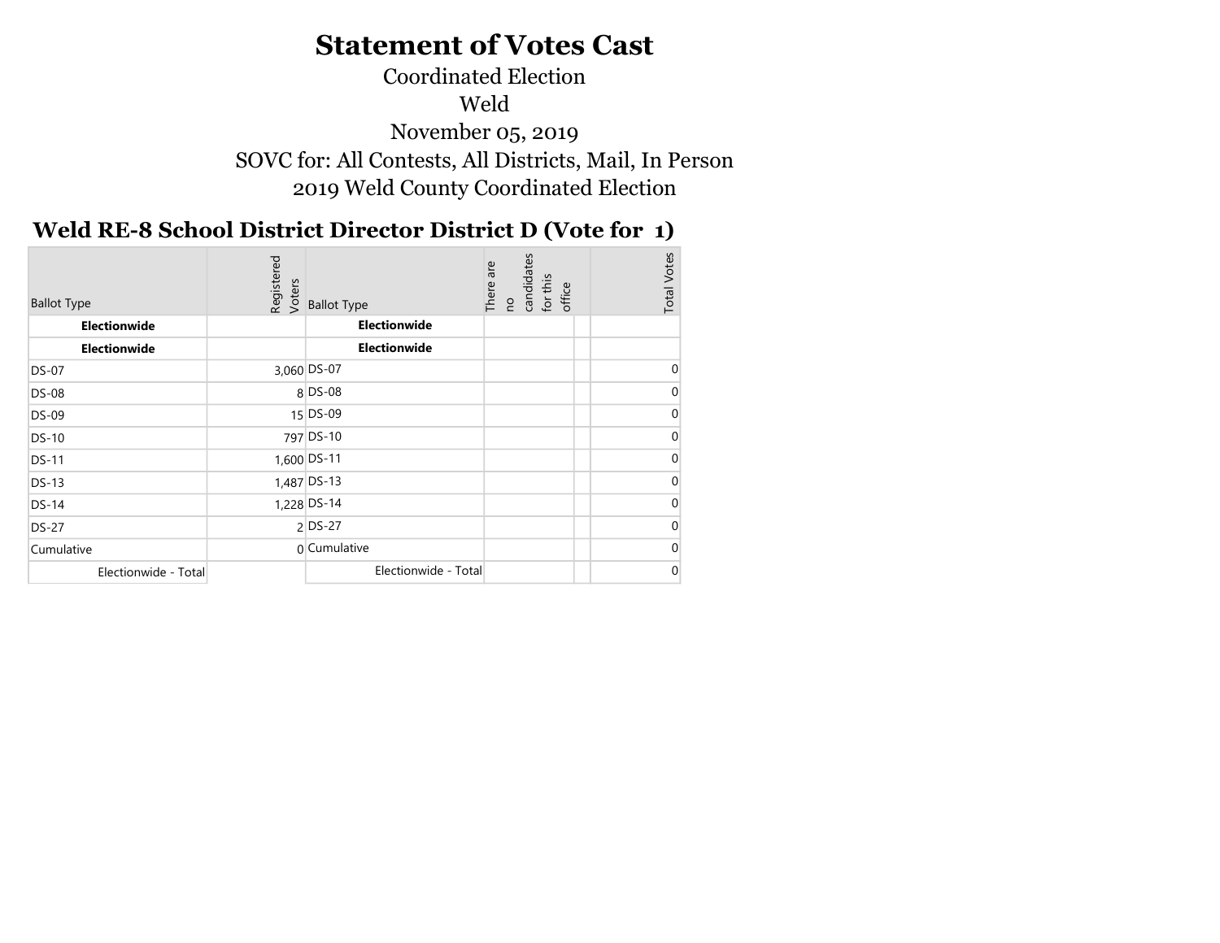# Statement of Votes Cast

Coordinated Election

Weld

November 05, 2019

SOVC for: All Contests, All Districts, Mail, In Person

2019 Weld County Coordinated Election

## Weld RE-8 School District Director District D (Vote for 1)

| Ballot Type | Registered Voters | Ballot Type | There are no candidates for this office | | Total Votes |
|---|---|---|---|---|---|
| **Electionwide** | | **Electionwide** | | | |
| **Electionwide** | | **Electionwide** | | | |
| DS-07 | 3,060 | DS-07 | | | 0 |
| DS-08 | 8 | DS-08 | | | 0 |
| DS-09 | 15 | DS-09 | | | 0 |
| DS-10 | 797 | DS-10 | | | 0 |
| DS-11 | 1,600 | DS-11 | | | 0 |
| DS-13 | 1,487 | DS-13 | | | 0 |
| DS-14 | 1,228 | DS-14 | | | 0 |
| DS-27 | 2 | DS-27 | | | 0 |
| Cumulative | 0 | Cumulative | | | 0 |
| Electionwide - Total | | Electionwide - Total | | | 0 |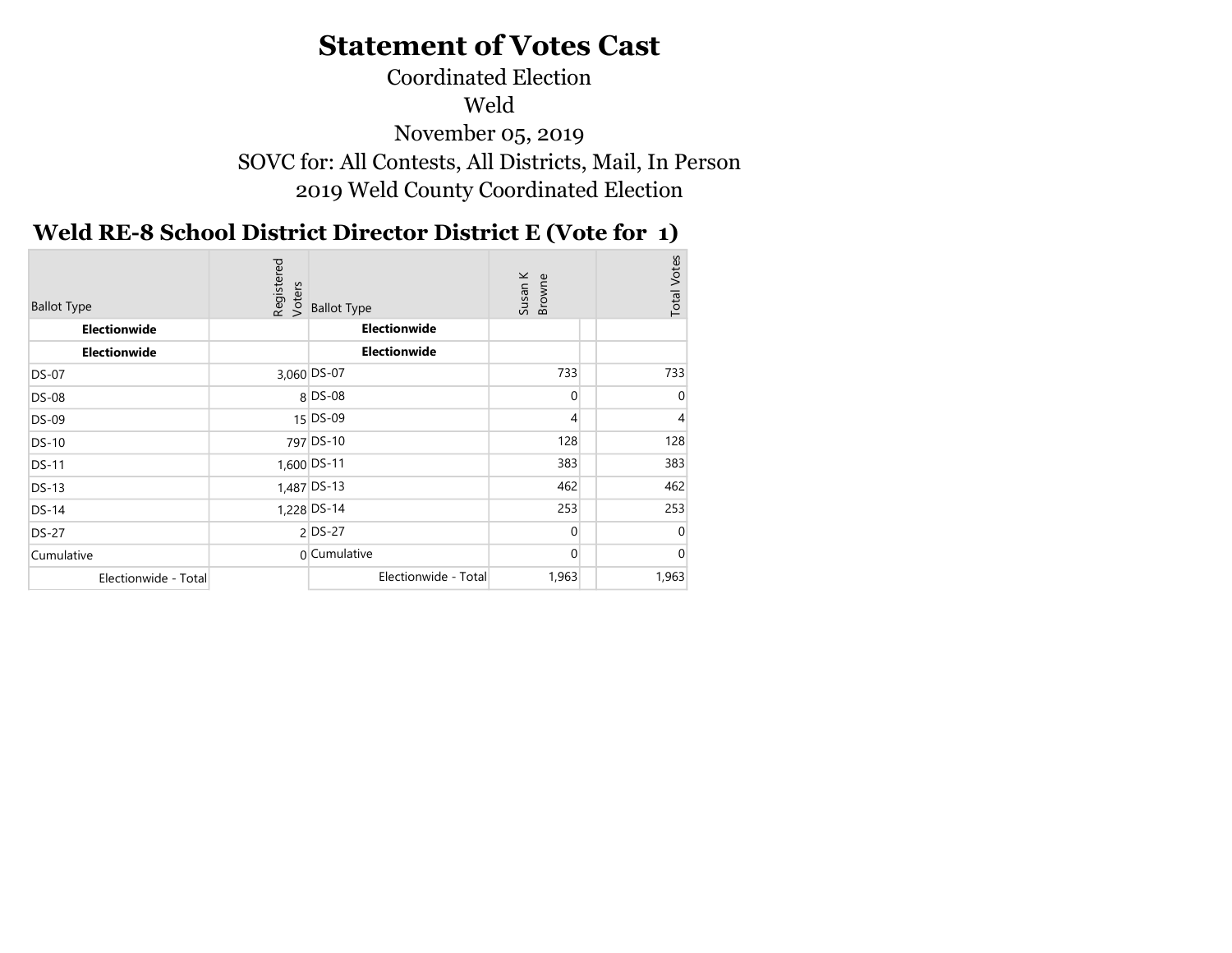# Statement of Votes Cast

Coordinated Election

Weld

November 05, 2019

SOVC for: All Contests, All Districts, Mail, In Person

2019 Weld County Coordinated Election

## Weld RE-8 School District Director District E (Vote for 1)

| Ballot Type | Registered Voters | Ballot Type | Susan K Browne | | Total Votes |
|---|---|---|---|---|---|
| **Electionwide** | | **Electionwide** | | | |
| **Electionwide** | | **Electionwide** | | | |
| DS-07 | 3,060 | DS-07 | 733 | | 733 |
| DS-08 | 8 | DS-08 | 0 | | 0 |
| DS-09 | 15 | DS-09 | 4 | | 4 |
| DS-10 | 797 | DS-10 | 128 | | 128 |
| DS-11 | 1,600 | DS-11 | 383 | | 383 |
| DS-13 | 1,487 | DS-13 | 462 | | 462 |
| DS-14 | 1,228 | DS-14 | 253 | | 253 |
| DS-27 | 2 | DS-27 | 0 | | 0 |
| Cumulative | 0 | Cumulative | 0 | | 0 |
| Electionwide - Total | | Electionwide - Total | 1,963 | | 1,963 |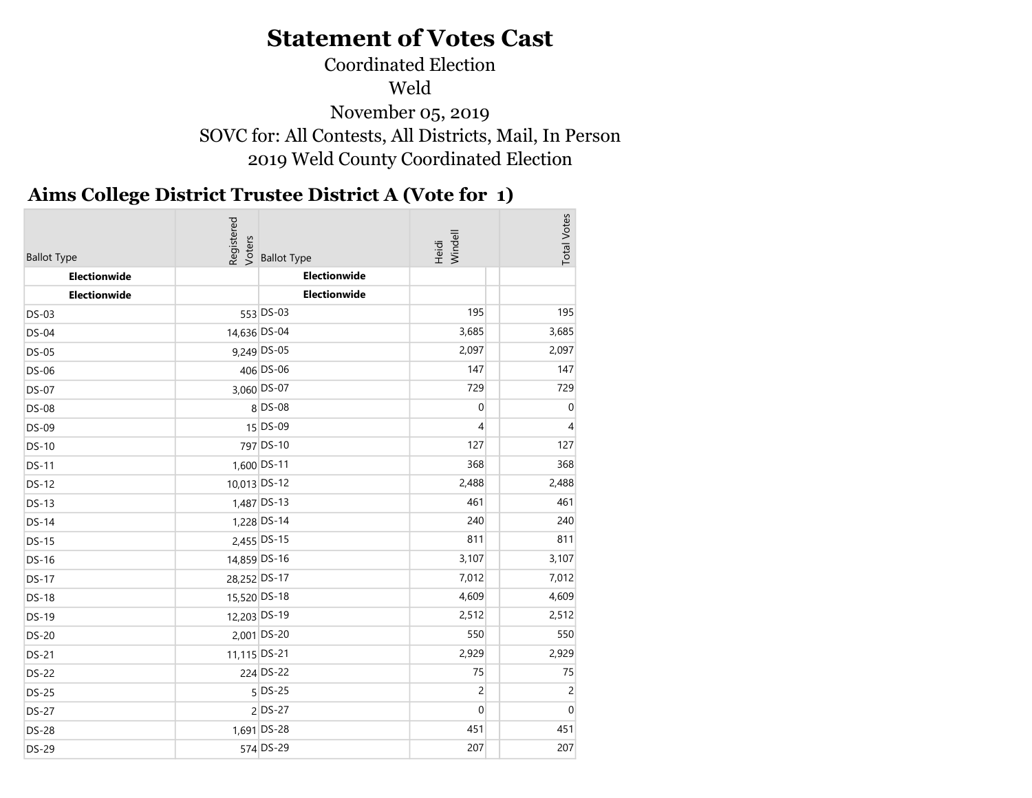# Statement of Votes Cast

Coordinated Election

Weld

November 05, 2019

SOVC for: All Contests, All Districts, Mail, In Person

2019 Weld County Coordinated Election

## Aims College District Trustee District A (Vote for 1)

| Ballot Type | Registered Voters | Ballot Type | Heidi Windell | Total Votes |
|---|---|---|---|---|
| **Electionwide** | | **Electionwide** | | |
| **Electionwide** | | **Electionwide** | | |
| DS-03 | 553 | DS-03 | 195 | 195 |
| DS-04 | 14,636 | DS-04 | 3,685 | 3,685 |
| DS-05 | 9,249 | DS-05 | 2,097 | 2,097 |
| DS-06 | 406 | DS-06 | 147 | 147 |
| DS-07 | 3,060 | DS-07 | 729 | 729 |
| DS-08 | 8 | DS-08 | 0 | 0 |
| DS-09 | 15 | DS-09 | 4 | 4 |
| DS-10 | 797 | DS-10 | 127 | 127 |
| DS-11 | 1,600 | DS-11 | 368 | 368 |
| DS-12 | 10,013 | DS-12 | 2,488 | 2,488 |
| DS-13 | 1,487 | DS-13 | 461 | 461 |
| DS-14 | 1,228 | DS-14 | 240 | 240 |
| DS-15 | 2,455 | DS-15 | 811 | 811 |
| DS-16 | 14,859 | DS-16 | 3,107 | 3,107 |
| DS-17 | 28,252 | DS-17 | 7,012 | 7,012 |
| DS-18 | 15,520 | DS-18 | 4,609 | 4,609 |
| DS-19 | 12,203 | DS-19 | 2,512 | 2,512 |
| DS-20 | 2,001 | DS-20 | 550 | 550 |
| DS-21 | 11,115 | DS-21 | 2,929 | 2,929 |
| DS-22 | 224 | DS-22 | 75 | 75 |
| DS-25 | 5 | DS-25 | 2 | 2 |
| DS-27 | 2 | DS-27 | 0 | 0 |
| DS-28 | 1,691 | DS-28 | 451 | 451 |
| DS-29 | 574 | DS-29 | 207 | 207 |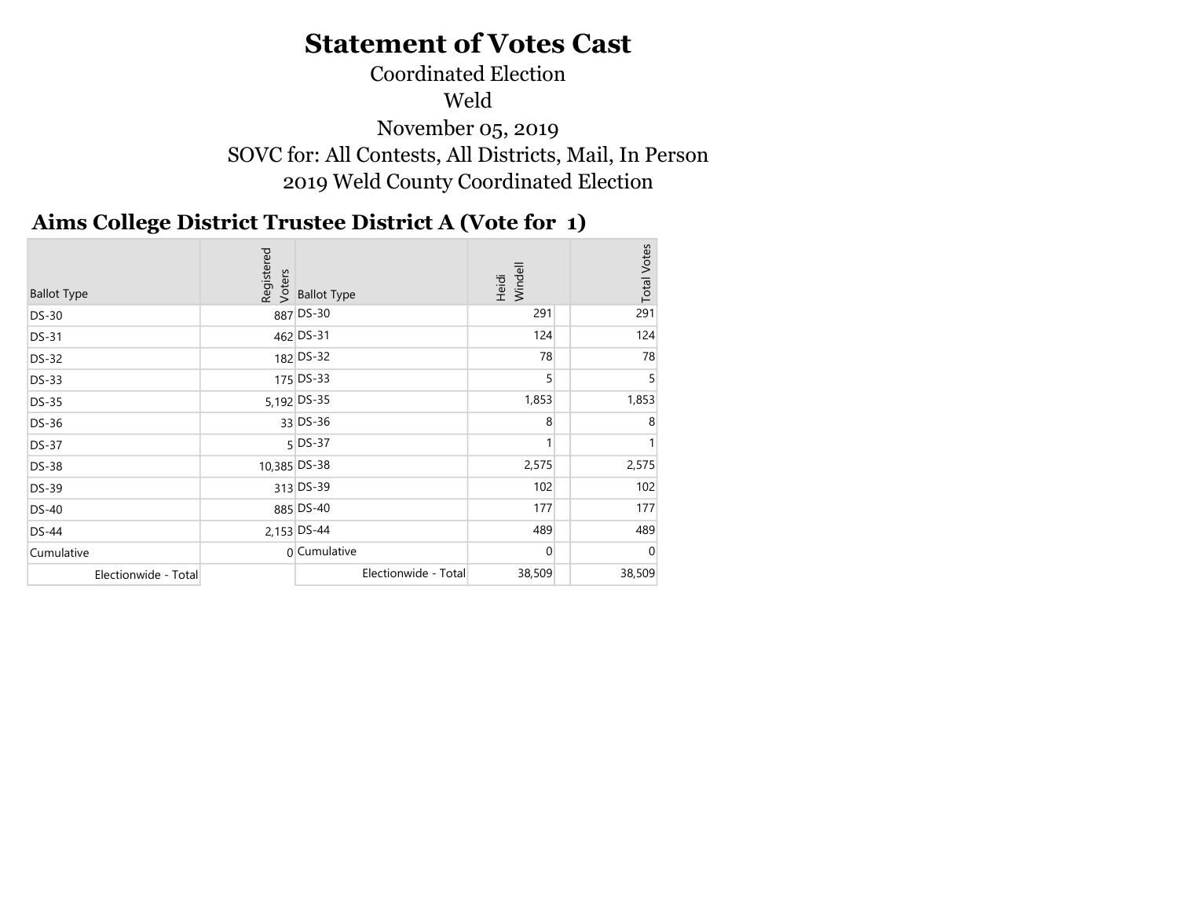# Statement of Votes Cast

Coordinated Election

Weld

November 05, 2019

SOVC for: All Contests, All Districts, Mail, In Person

2019 Weld County Coordinated Election

## Aims College District Trustee District A (Vote for 1)

| Ballot Type | Registered Voters | Ballot Type | Heidi Windell | | Total Votes |
|---|---|---|---|---|---|
| DS-30 | 887 | DS-30 | 291 | | 291 |
| DS-31 | 462 | DS-31 | 124 | | 124 |
| DS-32 | 182 | DS-32 | 78 | | 78 |
| DS-33 | 175 | DS-33 | 5 | | 5 |
| DS-35 | 5,192 | DS-35 | 1,853 | | 1,853 |
| DS-36 | 33 | DS-36 | 8 | | 8 |
| DS-37 | 5 | DS-37 | 1 | | 1 |
| DS-38 | 10,385 | DS-38 | 2,575 | | 2,575 |
| DS-39 | 313 | DS-39 | 102 | | 102 |
| DS-40 | 885 | DS-40 | 177 | | 177 |
| DS-44 | 2,153 | DS-44 | 489 | | 489 |
| Cumulative | 0 | Cumulative | 0 | | 0 |
| Electionwide - Total | | Electionwide - Total | 38,509 | | 38,509 |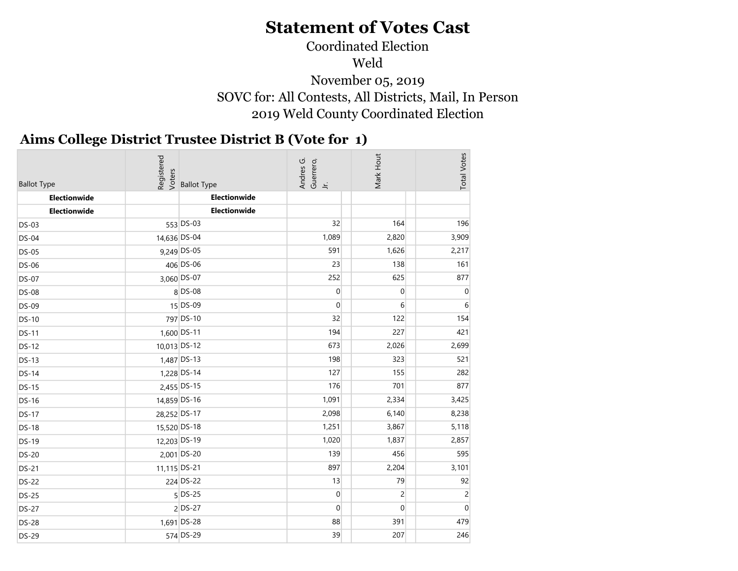# Statement of Votes Cast

Coordinated Election

Weld

November 05, 2019

SOVC for: All Contests, All Districts, Mail, In Person

2019 Weld County Coordinated Election

## Aims College District Trustee District B (Vote for 1)

| Ballot Type | Registered Voters | Ballot Type | Andres G. Guerrero, Jr. | Mark Hout | Total Votes |
|---|---|---|---|---|---|
| **Electionwide** | | **Electionwide** | | | |
| **Electionwide** | | **Electionwide** | | | |
| DS-03 | 553 | DS-03 | 32 | 164 | 196 |
| DS-04 | 14,636 | DS-04 | 1,089 | 2,820 | 3,909 |
| DS-05 | 9,249 | DS-05 | 591 | 1,626 | 2,217 |
| DS-06 | 406 | DS-06 | 23 | 138 | 161 |
| DS-07 | 3,060 | DS-07 | 252 | 625 | 877 |
| DS-08 | 8 | DS-08 | 0 | 0 | 0 |
| DS-09 | 15 | DS-09 | 0 | 6 | 6 |
| DS-10 | 797 | DS-10 | 32 | 122 | 154 |
| DS-11 | 1,600 | DS-11 | 194 | 227 | 421 |
| DS-12 | 10,013 | DS-12 | 673 | 2,026 | 2,699 |
| DS-13 | 1,487 | DS-13 | 198 | 323 | 521 |
| DS-14 | 1,228 | DS-14 | 127 | 155 | 282 |
| DS-15 | 2,455 | DS-15 | 176 | 701 | 877 |
| DS-16 | 14,859 | DS-16 | 1,091 | 2,334 | 3,425 |
| DS-17 | 28,252 | DS-17 | 2,098 | 6,140 | 8,238 |
| DS-18 | 15,520 | DS-18 | 1,251 | 3,867 | 5,118 |
| DS-19 | 12,203 | DS-19 | 1,020 | 1,837 | 2,857 |
| DS-20 | 2,001 | DS-20 | 139 | 456 | 595 |
| DS-21 | 11,115 | DS-21 | 897 | 2,204 | 3,101 |
| DS-22 | 224 | DS-22 | 13 | 79 | 92 |
| DS-25 | 5 | DS-25 | 0 | 2 | 2 |
| DS-27 | 2 | DS-27 | 0 | 0 | 0 |
| DS-28 | 1,691 | DS-28 | 88 | 391 | 479 |
| DS-29 | 574 | DS-29 | 39 | 207 | 246 |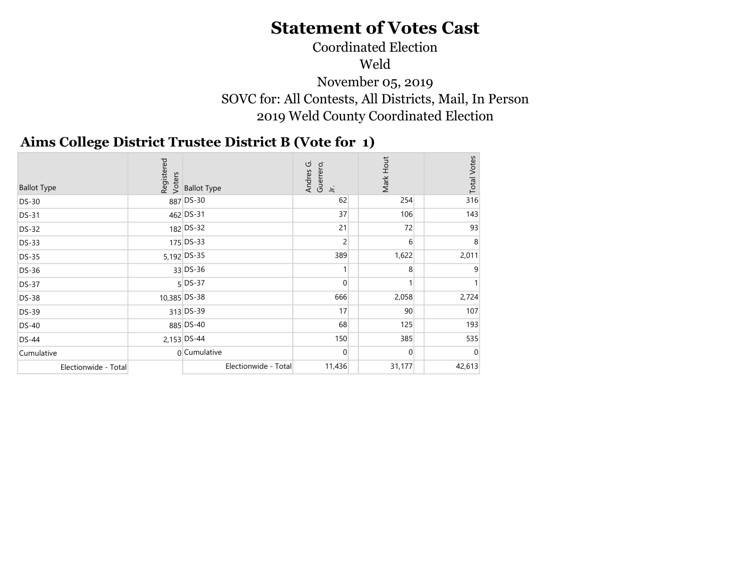# Statement of Votes Cast

Coordinated Election

Weld

November 05, 2019

SOVC for: All Contests, All Districts, Mail, In Person

2019 Weld County Coordinated Election

## Aims College District Trustee District B (Vote for 1)

| Ballot Type | Registered Voters | Ballot Type | Andres G. Guerrero, Jr. | Mark Hout | Total Votes |
|---|---|---|---|---|---|
| DS-30 | 887 | DS-30 | 62 | 254 | 316 |
| DS-31 | 462 | DS-31 | 37 | 106 | 143 |
| DS-32 | 182 | DS-32 | 21 | 72 | 93 |
| DS-33 | 175 | DS-33 | 2 | 6 | 8 |
| DS-35 | 5,192 | DS-35 | 389 | 1,622 | 2,011 |
| DS-36 | 33 | DS-36 | 1 | 8 | 9 |
| DS-37 | 5 | DS-37 | 0 | 1 | 1 |
| DS-38 | 10,385 | DS-38 | 666 | 2,058 | 2,724 |
| DS-39 | 313 | DS-39 | 17 | 90 | 107 |
| DS-40 | 885 | DS-40 | 68 | 125 | 193 |
| DS-44 | 2,153 | DS-44 | 150 | 385 | 535 |
| Cumulative | 0 | Cumulative | 0 | 0 | 0 |
| Electionwide - Total | | Electionwide - Total | 11,436 | 31,177 | 42,613 |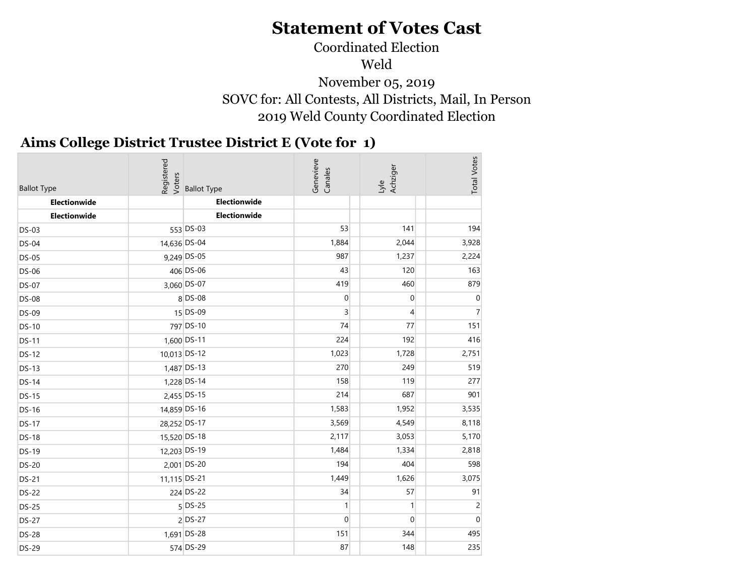# Statement of Votes Cast

Coordinated Election

Weld

November 05, 2019

SOVC for: All Contests, All Districts, Mail, In Person

2019 Weld County Coordinated Election

## Aims College District Trustee District E (Vote for 1)

| Ballot Type | Registered Voters | Ballot Type | Genevieve Canales | Lyle Achziger | Total Votes |
|---|---|---|---|---|---|
| **Electionwide** | | **Electionwide** | | | |
| **Electionwide** | | **Electionwide** | | | |
| DS-03 | 553 | DS-03 | 53 | 141 | 194 |
| DS-04 | 14,636 | DS-04 | 1,884 | 2,044 | 3,928 |
| DS-05 | 9,249 | DS-05 | 987 | 1,237 | 2,224 |
| DS-06 | 406 | DS-06 | 43 | 120 | 163 |
| DS-07 | 3,060 | DS-07 | 419 | 460 | 879 |
| DS-08 | 8 | DS-08 | 0 | 0 | 0 |
| DS-09 | 15 | DS-09 | 3 | 4 | 7 |
| DS-10 | 797 | DS-10 | 74 | 77 | 151 |
| DS-11 | 1,600 | DS-11 | 224 | 192 | 416 |
| DS-12 | 10,013 | DS-12 | 1,023 | 1,728 | 2,751 |
| DS-13 | 1,487 | DS-13 | 270 | 249 | 519 |
| DS-14 | 1,228 | DS-14 | 158 | 119 | 277 |
| DS-15 | 2,455 | DS-15 | 214 | 687 | 901 |
| DS-16 | 14,859 | DS-16 | 1,583 | 1,952 | 3,535 |
| DS-17 | 28,252 | DS-17 | 3,569 | 4,549 | 8,118 |
| DS-18 | 15,520 | DS-18 | 2,117 | 3,053 | 5,170 |
| DS-19 | 12,203 | DS-19 | 1,484 | 1,334 | 2,818 |
| DS-20 | 2,001 | DS-20 | 194 | 404 | 598 |
| DS-21 | 11,115 | DS-21 | 1,449 | 1,626 | 3,075 |
| DS-22 | 224 | DS-22 | 34 | 57 | 91 |
| DS-25 | 5 | DS-25 | 1 | 1 | 2 |
| DS-27 | 2 | DS-27 | 0 | 0 | 0 |
| DS-28 | 1,691 | DS-28 | 151 | 344 | 495 |
| DS-29 | 574 | DS-29 | 87 | 148 | 235 |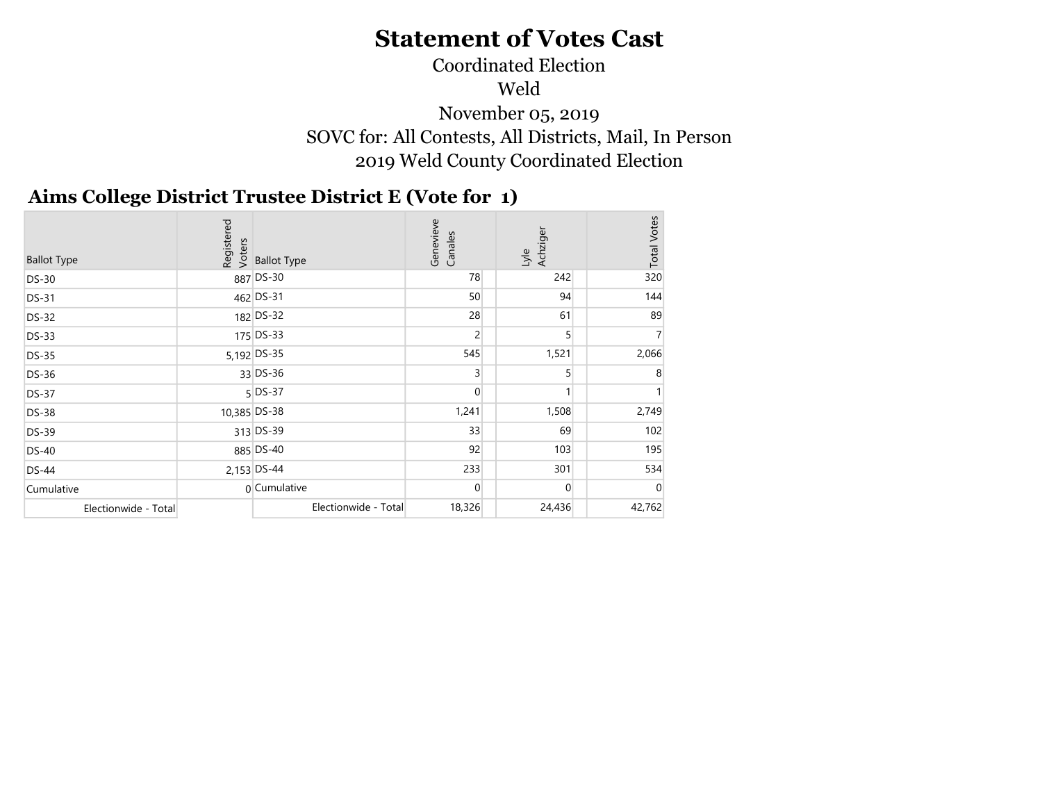# Statement of Votes Cast

Coordinated Election

Weld

November 05, 2019

SOVC for: All Contests, All Districts, Mail, In Person

2019 Weld County Coordinated Election

## Aims College District Trustee District E (Vote for 1)

| Ballot Type | Registered Voters | Ballot Type | Genevieve Canales | | Lyle Achziger | | Total Votes |
|---|---|---|---|---|---|---|---|
| DS-30 | 887 | DS-30 | 78 | | 242 | | 320 |
| DS-31 | 462 | DS-31 | 50 | | 94 | | 144 |
| DS-32 | 182 | DS-32 | 28 | | 61 | | 89 |
| DS-33 | 175 | DS-33 | 2 | | 5 | | 7 |
| DS-35 | 5,192 | DS-35 | 545 | | 1,521 | | 2,066 |
| DS-36 | 33 | DS-36 | 3 | | 5 | | 8 |
| DS-37 | 5 | DS-37 | 0 | | 1 | | 1 |
| DS-38 | 10,385 | DS-38 | 1,241 | | 1,508 | | 2,749 |
| DS-39 | 313 | DS-39 | 33 | | 69 | | 102 |
| DS-40 | 885 | DS-40 | 92 | | 103 | | 195 |
| DS-44 | 2,153 | DS-44 | 233 | | 301 | | 534 |
| Cumulative | 0 | Cumulative | 0 | | 0 | | 0 |
| Electionwide - Total | | Electionwide - Total | 18,326 | | 24,436 | | 42,762 |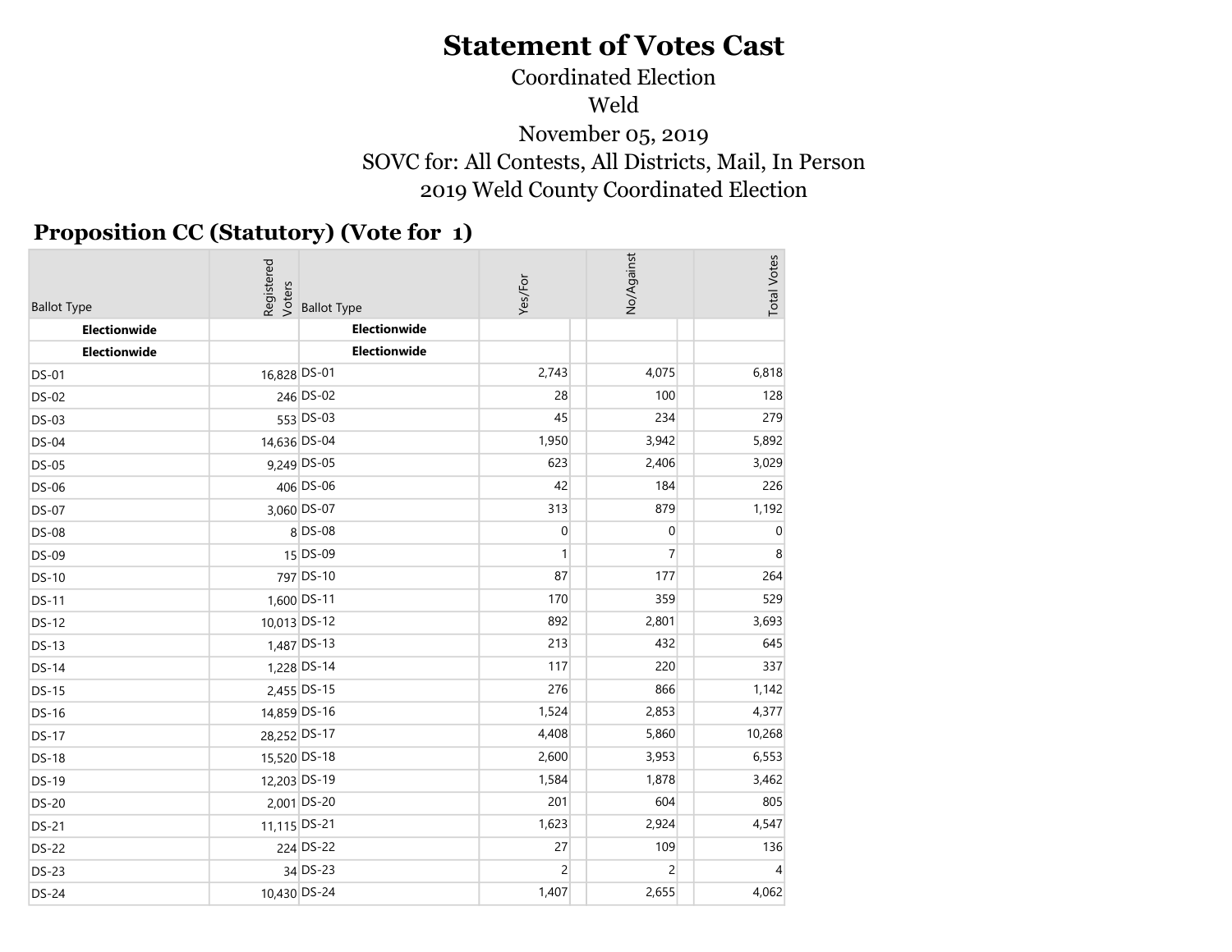# Statement of Votes Cast

Coordinated Election

Weld

November 05, 2019

SOVC for: All Contests, All Districts, Mail, In Person

2019 Weld County Coordinated Election

## Proposition CC (Statutory) (Vote for 1)

| Ballot Type | Registered Voters | Ballot Type | Yes/For | No/Against | Total Votes |
|---|---|---|---|---|---|
| **Electionwide** | | **Electionwide** | | | |
| **Electionwide** | | **Electionwide** | | | |
| DS-01 | 16,828 | DS-01 | 2,743 | 4,075 | 6,818 |
| DS-02 | 246 | DS-02 | 28 | 100 | 128 |
| DS-03 | 553 | DS-03 | 45 | 234 | 279 |
| DS-04 | 14,636 | DS-04 | 1,950 | 3,942 | 5,892 |
| DS-05 | 9,249 | DS-05 | 623 | 2,406 | 3,029 |
| DS-06 | 406 | DS-06 | 42 | 184 | 226 |
| DS-07 | 3,060 | DS-07 | 313 | 879 | 1,192 |
| DS-08 | 8 | DS-08 | 0 | 0 | 0 |
| DS-09 | 15 | DS-09 | 1 | 7 | 8 |
| DS-10 | 797 | DS-10 | 87 | 177 | 264 |
| DS-11 | 1,600 | DS-11 | 170 | 359 | 529 |
| DS-12 | 10,013 | DS-12 | 892 | 2,801 | 3,693 |
| DS-13 | 1,487 | DS-13 | 213 | 432 | 645 |
| DS-14 | 1,228 | DS-14 | 117 | 220 | 337 |
| DS-15 | 2,455 | DS-15 | 276 | 866 | 1,142 |
| DS-16 | 14,859 | DS-16 | 1,524 | 2,853 | 4,377 |
| DS-17 | 28,252 | DS-17 | 4,408 | 5,860 | 10,268 |
| DS-18 | 15,520 | DS-18 | 2,600 | 3,953 | 6,553 |
| DS-19 | 12,203 | DS-19 | 1,584 | 1,878 | 3,462 |
| DS-20 | 2,001 | DS-20 | 201 | 604 | 805 |
| DS-21 | 11,115 | DS-21 | 1,623 | 2,924 | 4,547 |
| DS-22 | 224 | DS-22 | 27 | 109 | 136 |
| DS-23 | 34 | DS-23 | 2 | 2 | 4 |
| DS-24 | 10,430 | DS-24 | 1,407 | 2,655 | 4,062 |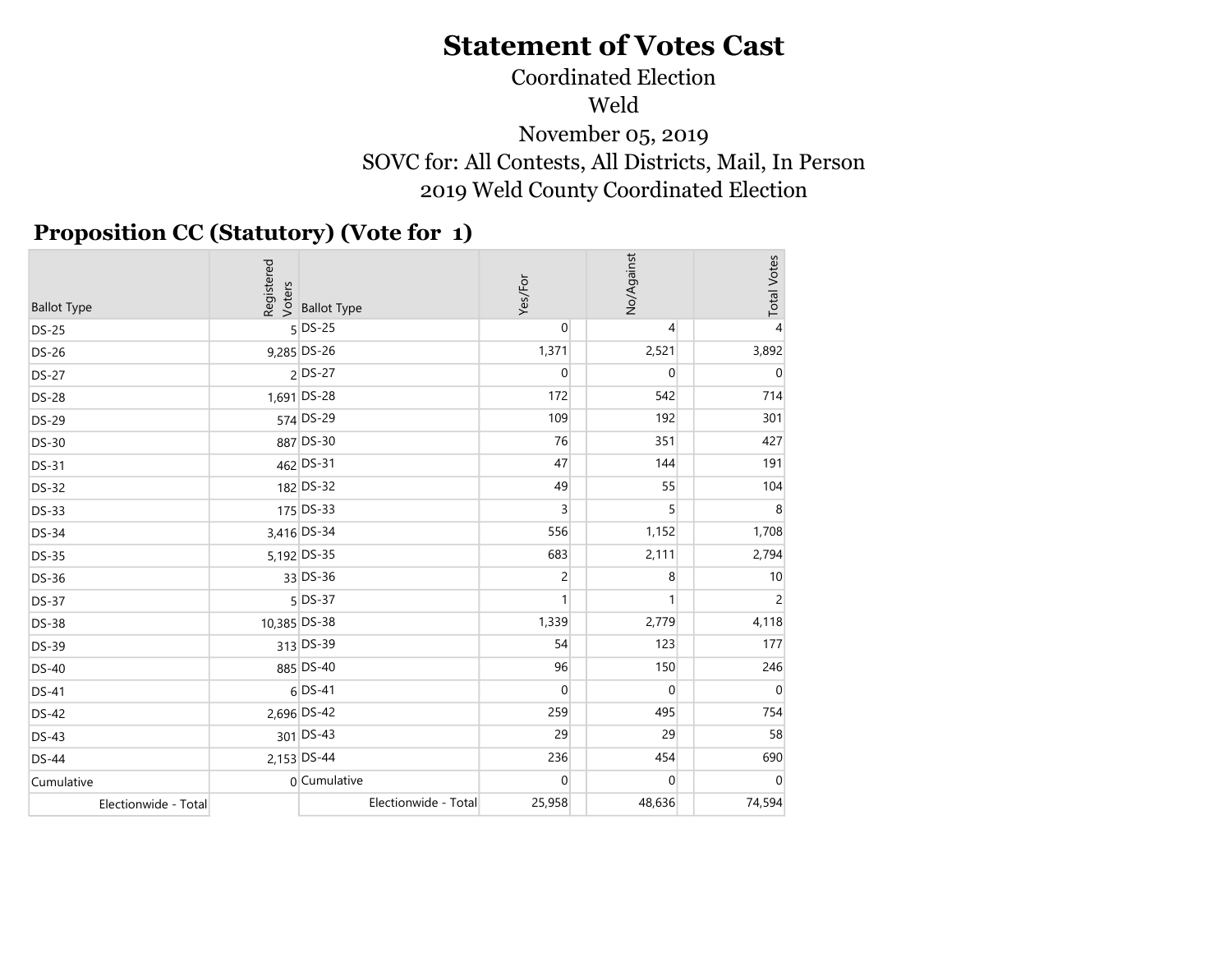# Statement of Votes Cast

Coordinated Election

Weld

November 05, 2019

SOVC for: All Contests, All Districts, Mail, In Person

2019 Weld County Coordinated Election

## Proposition CC (Statutory) (Vote for 1)

| Ballot Type | Registered Voters | Ballot Type | Yes/For | No/Against | Total Votes |
|---|---|---|---|---|---|
| DS-25 | 5 | DS-25 | 0 | 4 | 4 |
| DS-26 | 9,285 | DS-26 | 1,371 | 2,521 | 3,892 |
| DS-27 | 2 | DS-27 | 0 | 0 | 0 |
| DS-28 | 1,691 | DS-28 | 172 | 542 | 714 |
| DS-29 | 574 | DS-29 | 109 | 192 | 301 |
| DS-30 | 887 | DS-30 | 76 | 351 | 427 |
| DS-31 | 462 | DS-31 | 47 | 144 | 191 |
| DS-32 | 182 | DS-32 | 49 | 55 | 104 |
| DS-33 | 175 | DS-33 | 3 | 5 | 8 |
| DS-34 | 3,416 | DS-34 | 556 | 1,152 | 1,708 |
| DS-35 | 5,192 | DS-35 | 683 | 2,111 | 2,794 |
| DS-36 | 33 | DS-36 | 2 | 8 | 10 |
| DS-37 | 5 | DS-37 | 1 | 1 | 2 |
| DS-38 | 10,385 | DS-38 | 1,339 | 2,779 | 4,118 |
| DS-39 | 313 | DS-39 | 54 | 123 | 177 |
| DS-40 | 885 | DS-40 | 96 | 150 | 246 |
| DS-41 | 6 | DS-41 | 0 | 0 | 0 |
| DS-42 | 2,696 | DS-42 | 259 | 495 | 754 |
| DS-43 | 301 | DS-43 | 29 | 29 | 58 |
| DS-44 | 2,153 | DS-44 | 236 | 454 | 690 |
| Cumulative | 0 | Cumulative | 0 | 0 | 0 |
| Electionwide - Total | | Electionwide - Total | 25,958 | 48,636 | 74,594 |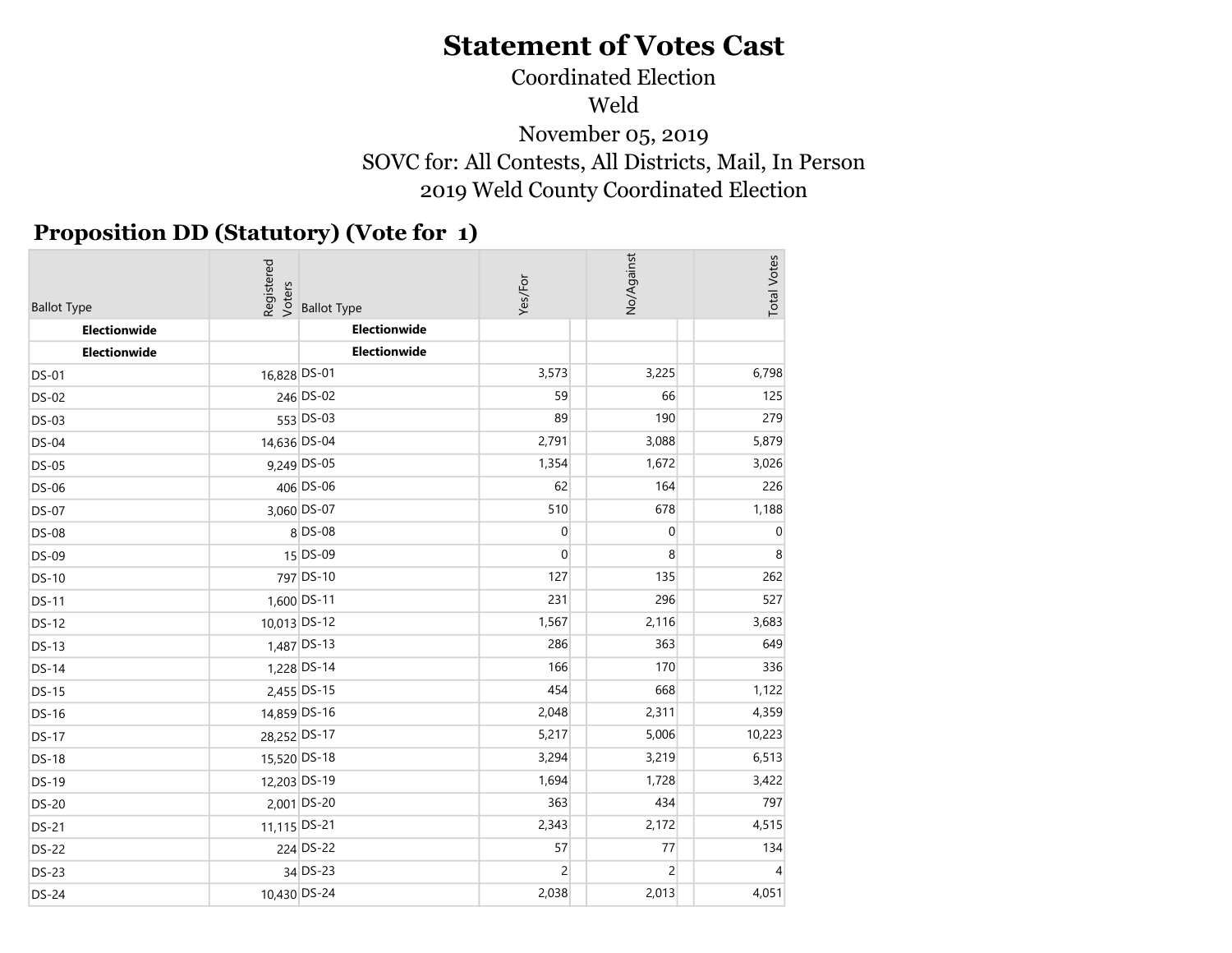# Statement of Votes Cast

Coordinated Election

Weld

November 05, 2019

SOVC for: All Contests, All Districts, Mail, In Person

2019 Weld County Coordinated Election

## Proposition DD (Statutory) (Vote for 1)

| Ballot Type | Registered Voters | Ballot Type | Yes/For | No/Against | Total Votes |
|---|---|---|---|---|---|
| **Electionwide** | | **Electionwide** | | | |
| **Electionwide** | | **Electionwide** | | | |
| DS-01 | 16,828 | DS-01 | 3,573 | 3,225 | 6,798 |
| DS-02 | 246 | DS-02 | 59 | 66 | 125 |
| DS-03 | 553 | DS-03 | 89 | 190 | 279 |
| DS-04 | 14,636 | DS-04 | 2,791 | 3,088 | 5,879 |
| DS-05 | 9,249 | DS-05 | 1,354 | 1,672 | 3,026 |
| DS-06 | 406 | DS-06 | 62 | 164 | 226 |
| DS-07 | 3,060 | DS-07 | 510 | 678 | 1,188 |
| DS-08 | 8 | DS-08 | 0 | 0 | 0 |
| DS-09 | 15 | DS-09 | 0 | 8 | 8 |
| DS-10 | 797 | DS-10 | 127 | 135 | 262 |
| DS-11 | 1,600 | DS-11 | 231 | 296 | 527 |
| DS-12 | 10,013 | DS-12 | 1,567 | 2,116 | 3,683 |
| DS-13 | 1,487 | DS-13 | 286 | 363 | 649 |
| DS-14 | 1,228 | DS-14 | 166 | 170 | 336 |
| DS-15 | 2,455 | DS-15 | 454 | 668 | 1,122 |
| DS-16 | 14,859 | DS-16 | 2,048 | 2,311 | 4,359 |
| DS-17 | 28,252 | DS-17 | 5,217 | 5,006 | 10,223 |
| DS-18 | 15,520 | DS-18 | 3,294 | 3,219 | 6,513 |
| DS-19 | 12,203 | DS-19 | 1,694 | 1,728 | 3,422 |
| DS-20 | 2,001 | DS-20 | 363 | 434 | 797 |
| DS-21 | 11,115 | DS-21 | 2,343 | 2,172 | 4,515 |
| DS-22 | 224 | DS-22 | 57 | 77 | 134 |
| DS-23 | 34 | DS-23 | 2 | 2 | 4 |
| DS-24 | 10,430 | DS-24 | 2,038 | 2,013 | 4,051 |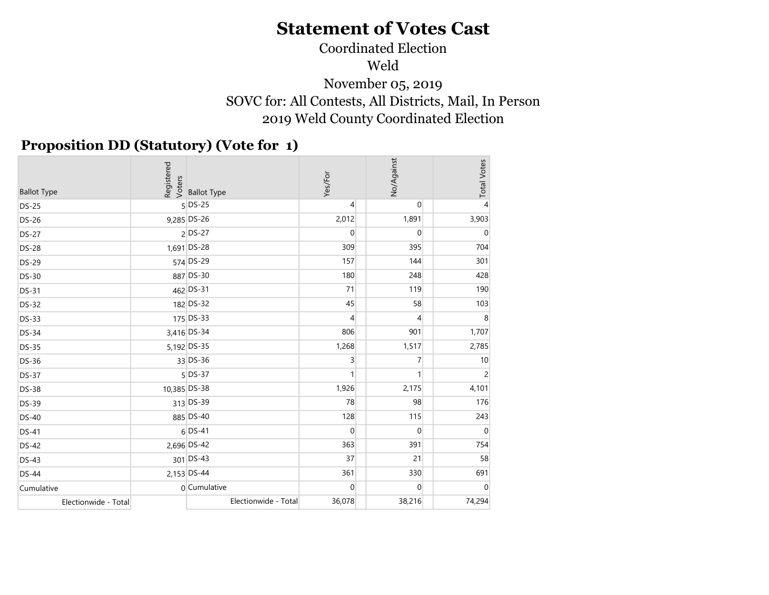# Statement of Votes Cast

Coordinated Election

Weld

November 05, 2019

SOVC for: All Contests, All Districts, Mail, In Person

2019 Weld County Coordinated Election

## Proposition DD (Statutory) (Vote for 1)

| Ballot Type | Registered Voters | Ballot Type | Yes/For | No/Against | Total Votes |
|---|---|---|---|---|---|
| DS-25 | 5 | DS-25 | 4 | 0 | 4 |
| DS-26 | 9,285 | DS-26 | 2,012 | 1,891 | 3,903 |
| DS-27 | 2 | DS-27 | 0 | 0 | 0 |
| DS-28 | 1,691 | DS-28 | 309 | 395 | 704 |
| DS-29 | 574 | DS-29 | 157 | 144 | 301 |
| DS-30 | 887 | DS-30 | 180 | 248 | 428 |
| DS-31 | 462 | DS-31 | 71 | 119 | 190 |
| DS-32 | 182 | DS-32 | 45 | 58 | 103 |
| DS-33 | 175 | DS-33 | 4 | 4 | 8 |
| DS-34 | 3,416 | DS-34 | 806 | 901 | 1,707 |
| DS-35 | 5,192 | DS-35 | 1,268 | 1,517 | 2,785 |
| DS-36 | 33 | DS-36 | 3 | 7 | 10 |
| DS-37 | 5 | DS-37 | 1 | 1 | 2 |
| DS-38 | 10,385 | DS-38 | 1,926 | 2,175 | 4,101 |
| DS-39 | 313 | DS-39 | 78 | 98 | 176 |
| DS-40 | 885 | DS-40 | 128 | 115 | 243 |
| DS-41 | 6 | DS-41 | 0 | 0 | 0 |
| DS-42 | 2,696 | DS-42 | 363 | 391 | 754 |
| DS-43 | 301 | DS-43 | 37 | 21 | 58 |
| DS-44 | 2,153 | DS-44 | 361 | 330 | 691 |
| Cumulative | 0 | Cumulative | 0 | 0 | 0 |
| Electionwide - Total | | Electionwide - Total | 36,078 | 38,216 | 74,294 |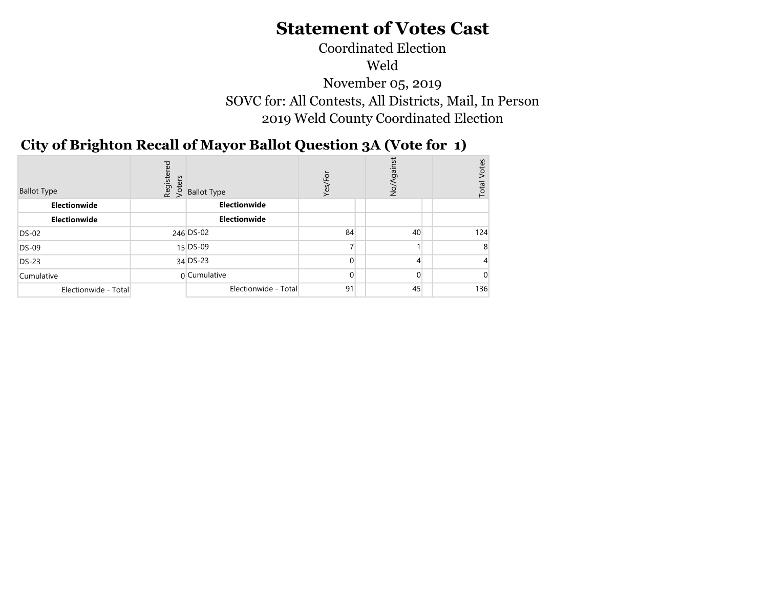# Statement of Votes Cast

Coordinated Election

Weld

November 05, 2019

SOVC for: All Contests, All Districts, Mail, In Person

2019 Weld County Coordinated Election

## City of Brighton Recall of Mayor Ballot Question 3A (Vote for 1)

| Ballot Type | Registered Voters | Ballot Type | Yes/For | | No/Against | | Total Votes |
|---|---|---|---|---|---|---|---|
| **Electionwide** | | **Electionwide** | | | | | |
| **Electionwide** | | **Electionwide** | | | | | |
| DS-02 | 246 | DS-02 | 84 | | 40 | | 124 |
| DS-09 | 15 | DS-09 | 7 | | 1 | | 8 |
| DS-23 | 34 | DS-23 | 0 | | 4 | | 4 |
| Cumulative | 0 | Cumulative | 0 | | 0 | | 0 |
| Electionwide - Total | | Electionwide - Total | 91 | | 45 | | 136 |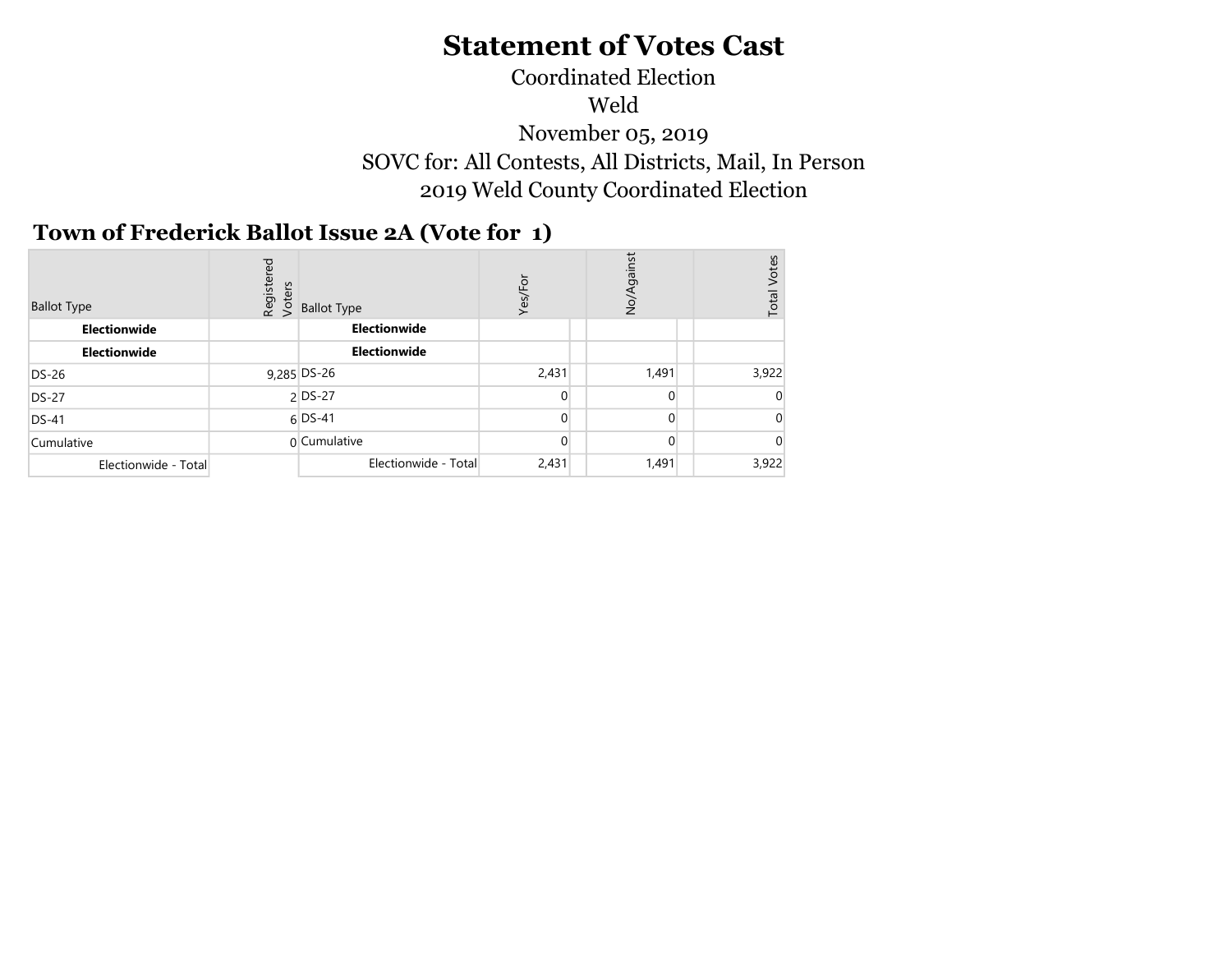# Statement of Votes Cast

Coordinated Election

Weld

November 05, 2019

SOVC for: All Contests, All Districts, Mail, In Person

2019 Weld County Coordinated Election

## Town of Frederick Ballot Issue 2A (Vote for 1)

| Ballot Type | Registered Voters | Ballot Type | Yes/For | | No/Against | | Total Votes |
|---|---|---|---|---|---|---|---|
| **Electionwide** | | **Electionwide** | | | | | |
| **Electionwide** | | **Electionwide** | | | | | |
| DS-26 | 9,285 | DS-26 | 2,431 | | 1,491 | | 3,922 |
| DS-27 | 2 | DS-27 | 0 | | 0 | | 0 |
| DS-41 | 6 | DS-41 | 0 | | 0 | | 0 |
| Cumulative | 0 | Cumulative | 0 | | 0 | | 0 |
| Electionwide - Total | | Electionwide - Total | 2,431 | | 1,491 | | 3,922 |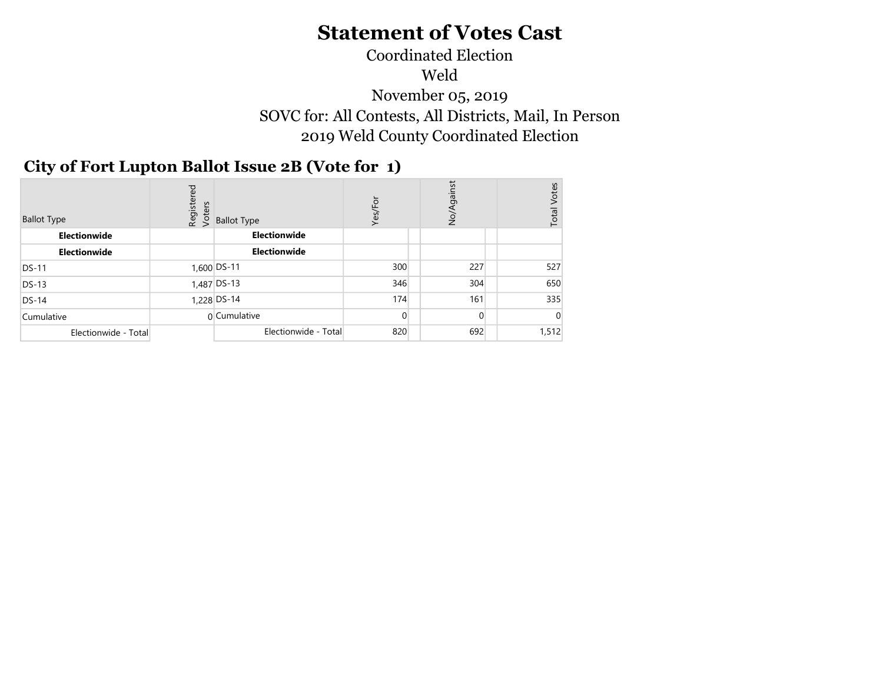# Statement of Votes Cast

Coordinated Election

Weld

November 05, 2019

SOVC for: All Contests, All Districts, Mail, In Person

2019 Weld County Coordinated Election

## City of Fort Lupton Ballot Issue 2B (Vote for 1)

| Ballot Type | Registered Voters | Ballot Type | Yes/For | | No/Against | | Total Votes |
|---|---|---|---|---|---|---|---|
| **Electionwide** | | **Electionwide** | | | | | |
| **Electionwide** | | **Electionwide** | | | | | |
| DS-11 | 1,600 | DS-11 | 300 | | 227 | | 527 |
| DS-13 | 1,487 | DS-13 | 346 | | 304 | | 650 |
| DS-14 | 1,228 | DS-14 | 174 | | 161 | | 335 |
| Cumulative | 0 | Cumulative | 0 | | 0 | | 0 |
| Electionwide - Total | | Electionwide - Total | 820 | | 692 | | 1,512 |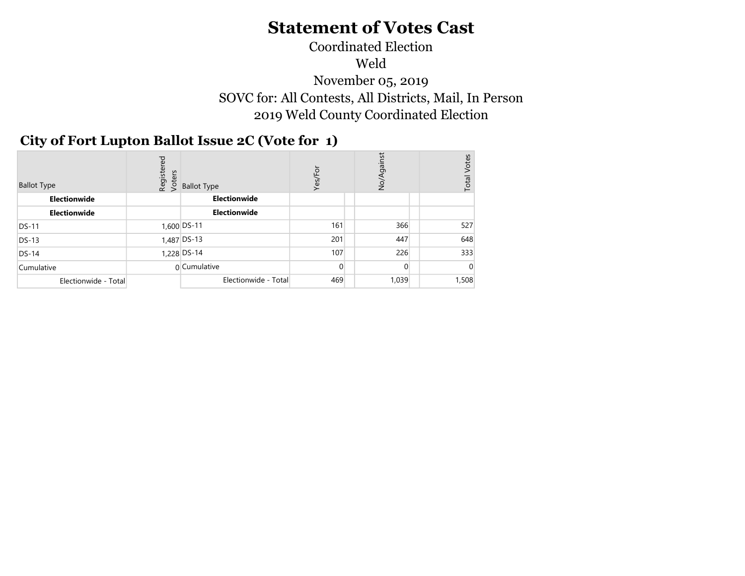# Statement of Votes Cast

Coordinated Election

Weld

November 05, 2019

SOVC for: All Contests, All Districts, Mail, In Person

2019 Weld County Coordinated Election

## City of Fort Lupton Ballot Issue 2C (Vote for 1)

| Ballot Type | Registered Voters | Ballot Type | Yes/For | | No/Against | | Total Votes |
|---|---|---|---|---|---|---|---|
| **Electionwide** | | **Electionwide** | | | | | |
| **Electionwide** | | **Electionwide** | | | | | |
| DS-11 | 1,600 | DS-11 | 161 | | 366 | | 527 |
| DS-13 | 1,487 | DS-13 | 201 | | 447 | | 648 |
| DS-14 | 1,228 | DS-14 | 107 | | 226 | | 333 |
| Cumulative | 0 | Cumulative | 0 | | 0 | | 0 |
| Electionwide - Total | | Electionwide - Total | 469 | | 1,039 | | 1,508 |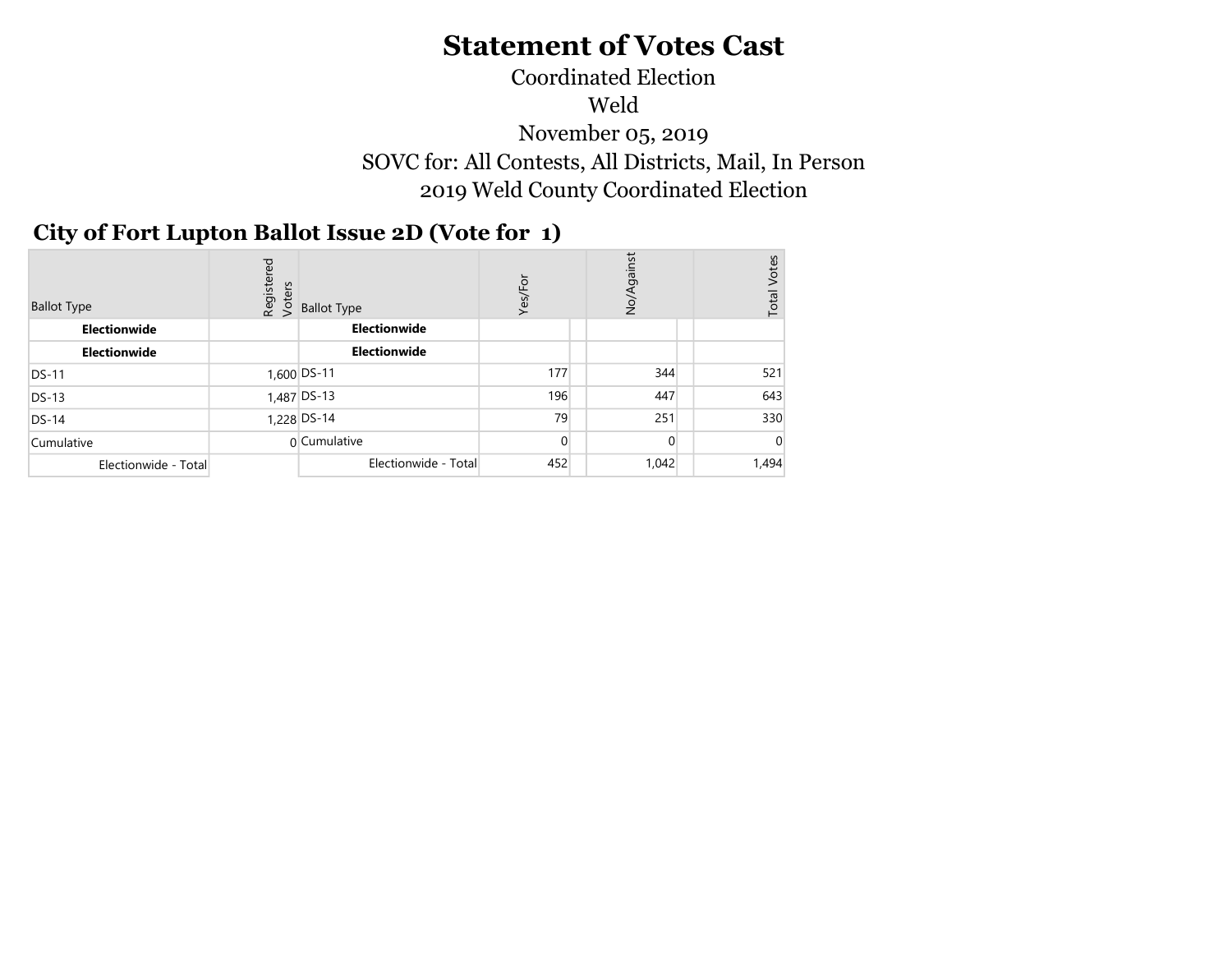# Statement of Votes Cast

Coordinated Election

Weld

November 05, 2019

SOVC for: All Contests, All Districts, Mail, In Person

2019 Weld County Coordinated Election

## City of Fort Lupton Ballot Issue 2D (Vote for 1)

| Ballot Type | Registered Voters | Ballot Type | Yes/For | | No/Against | | Total Votes |
|---|---|---|---|---|---|---|---|
| **Electionwide** | | **Electionwide** | | | | | |
| **Electionwide** | | **Electionwide** | | | | | |
| DS-11 | 1,600 | DS-11 | 177 | | 344 | | 521 |
| DS-13 | 1,487 | DS-13 | 196 | | 447 | | 643 |
| DS-14 | 1,228 | DS-14 | 79 | | 251 | | 330 |
| Cumulative | 0 | Cumulative | 0 | | 0 | | 0 |
| Electionwide - Total | | Electionwide - Total | 452 | | 1,042 | | 1,494 |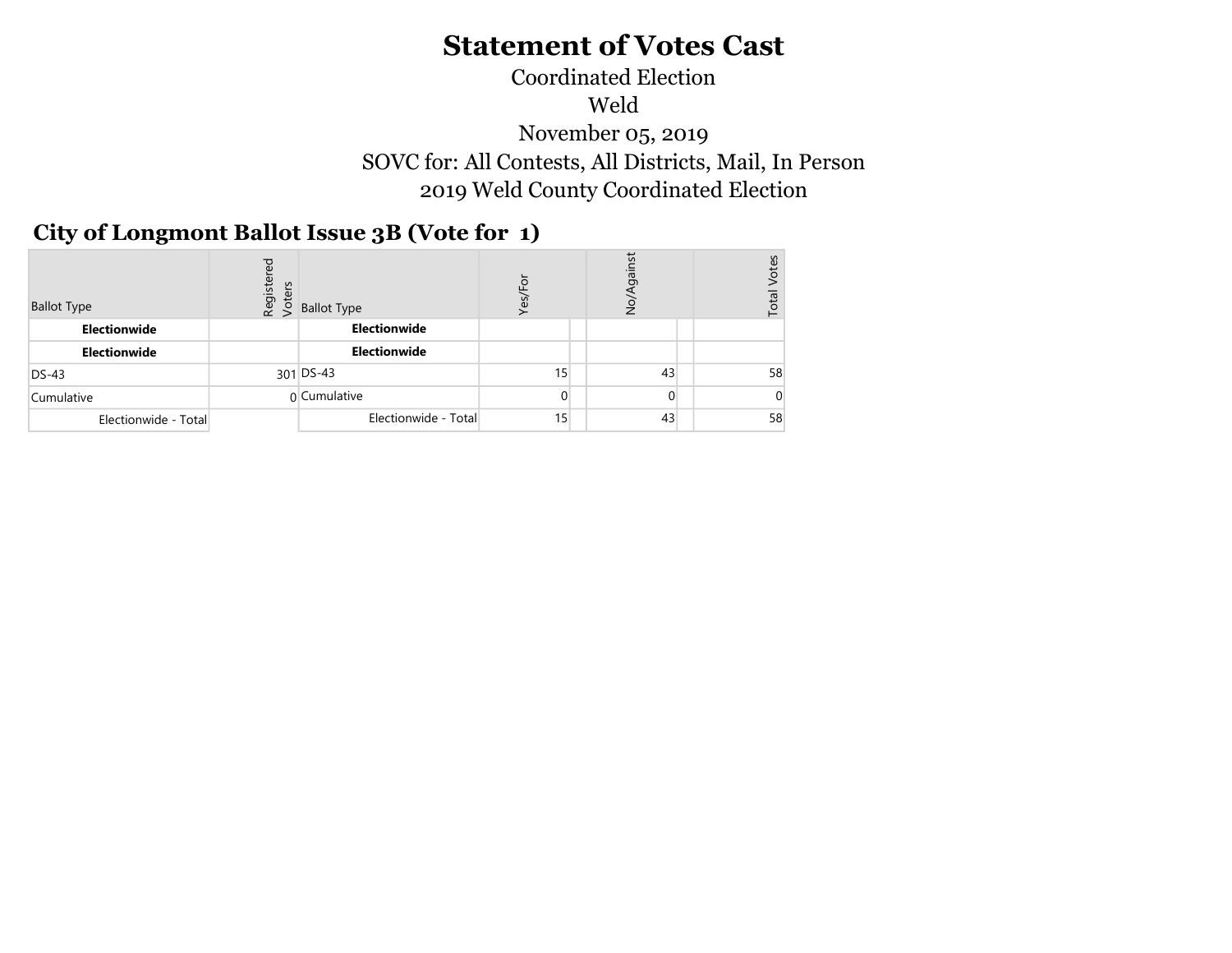# Statement of Votes Cast

Coordinated Election

Weld

November 05, 2019

SOVC for: All Contests, All Districts, Mail, In Person

2019 Weld County Coordinated Election

## City of Longmont Ballot Issue 3B (Vote for 1)

| Ballot Type | Registered Voters | Ballot Type | Yes/For | | No/Against | | Total Votes |
|---|---|---|---|---|---|---|---|
| **Electionwide** | | **Electionwide** | | | | | |
| **Electionwide** | | **Electionwide** | | | | | |
| DS-43 | 301 | DS-43 | 15 | | 43 | | 58 |
| Cumulative | 0 | Cumulative | 0 | | 0 | | 0 |
| Electionwide - Total | | Electionwide - Total | 15 | | 43 | | 58 |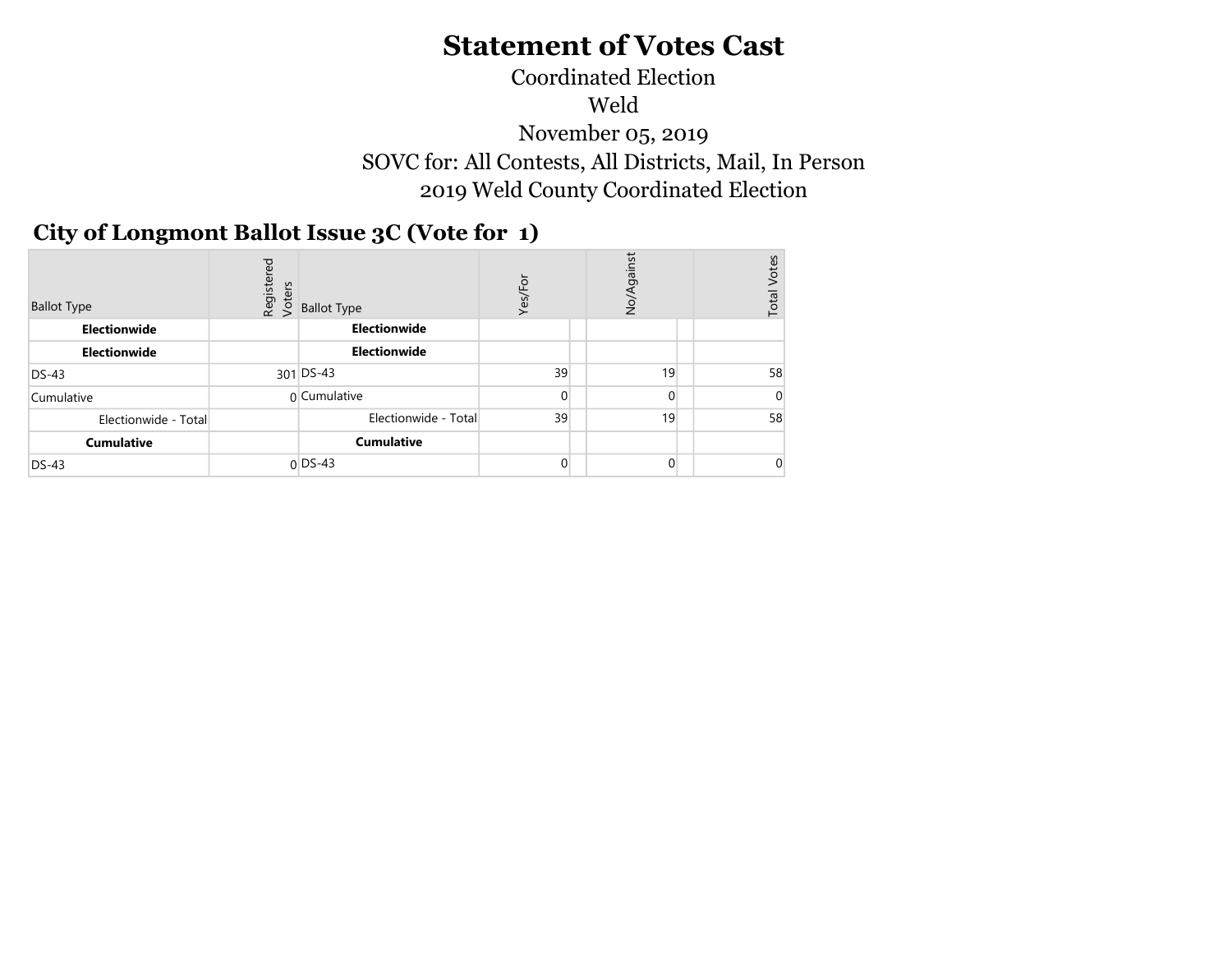# Statement of Votes Cast

Coordinated Election

Weld

November 05, 2019

SOVC for: All Contests, All Districts, Mail, In Person

2019 Weld County Coordinated Election

## City of Longmont Ballot Issue 3C (Vote for 1)

| Ballot Type | Registered Voters | Ballot Type | Yes/For | | No/Against | | Total Votes |
|---|---|---|---|---|---|---|---|
| **Electionwide** | | **Electionwide** | | | | | |
| **Electionwide** | | **Electionwide** | | | | | |
| DS-43 | 301 | DS-43 | 39 | | 19 | | 58 |
| Cumulative | 0 | Cumulative | 0 | | 0 | | 0 |
| Electionwide - Total | | Electionwide - Total | 39 | | 19 | | 58 |
| **Cumulative** | | **Cumulative** | | | | | |
| DS-43 | 0 | DS-43 | 0 | | 0 | | 0 |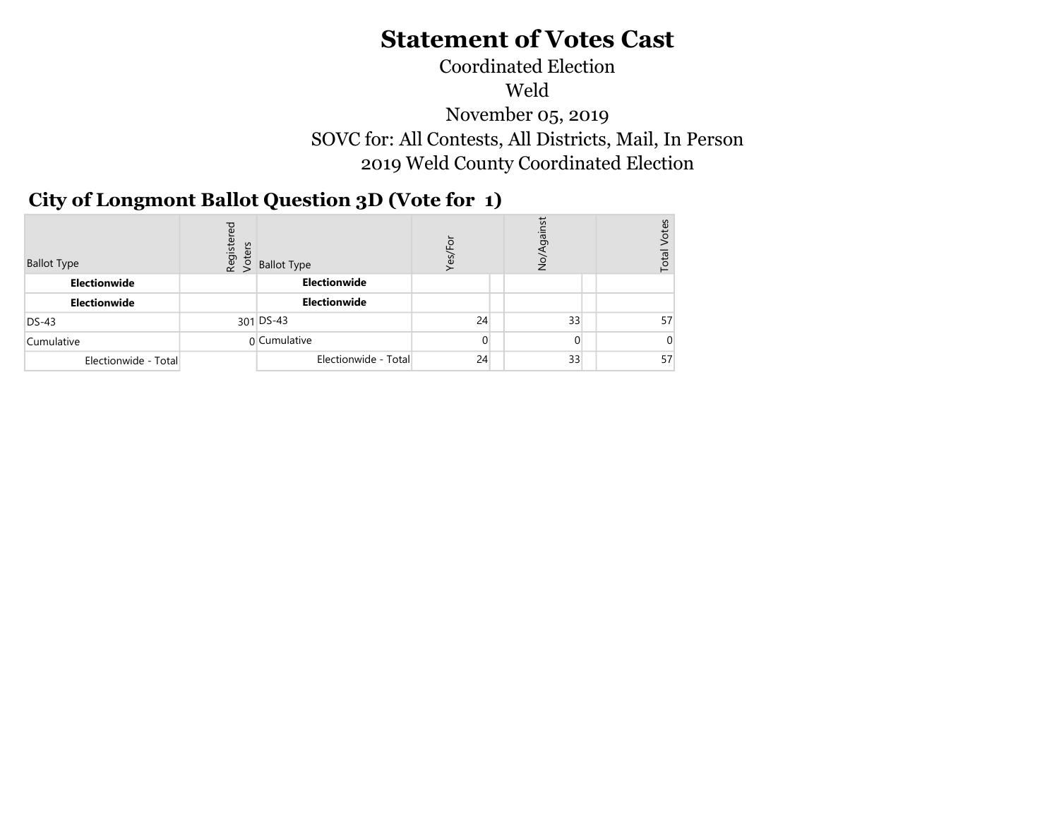# Statement of Votes Cast

Coordinated Election

Weld

November 05, 2019

SOVC for: All Contests, All Districts, Mail, In Person

2019 Weld County Coordinated Election

## City of Longmont Ballot Question 3D (Vote for 1)

| Ballot Type | Registered Voters | Ballot Type | Yes/For | | No/Against | | Total Votes |
|---|---|---|---|---|---|---|---|
| **Electionwide** | | **Electionwide** | | | | | |
| **Electionwide** | | **Electionwide** | | | | | |
| DS-43 | 301 | DS-43 | 24 | | 33 | | 57 |
| Cumulative | 0 | Cumulative | 0 | | 0 | | 0 |
| Electionwide - Total | | Electionwide - Total | 24 | | 33 | | 57 |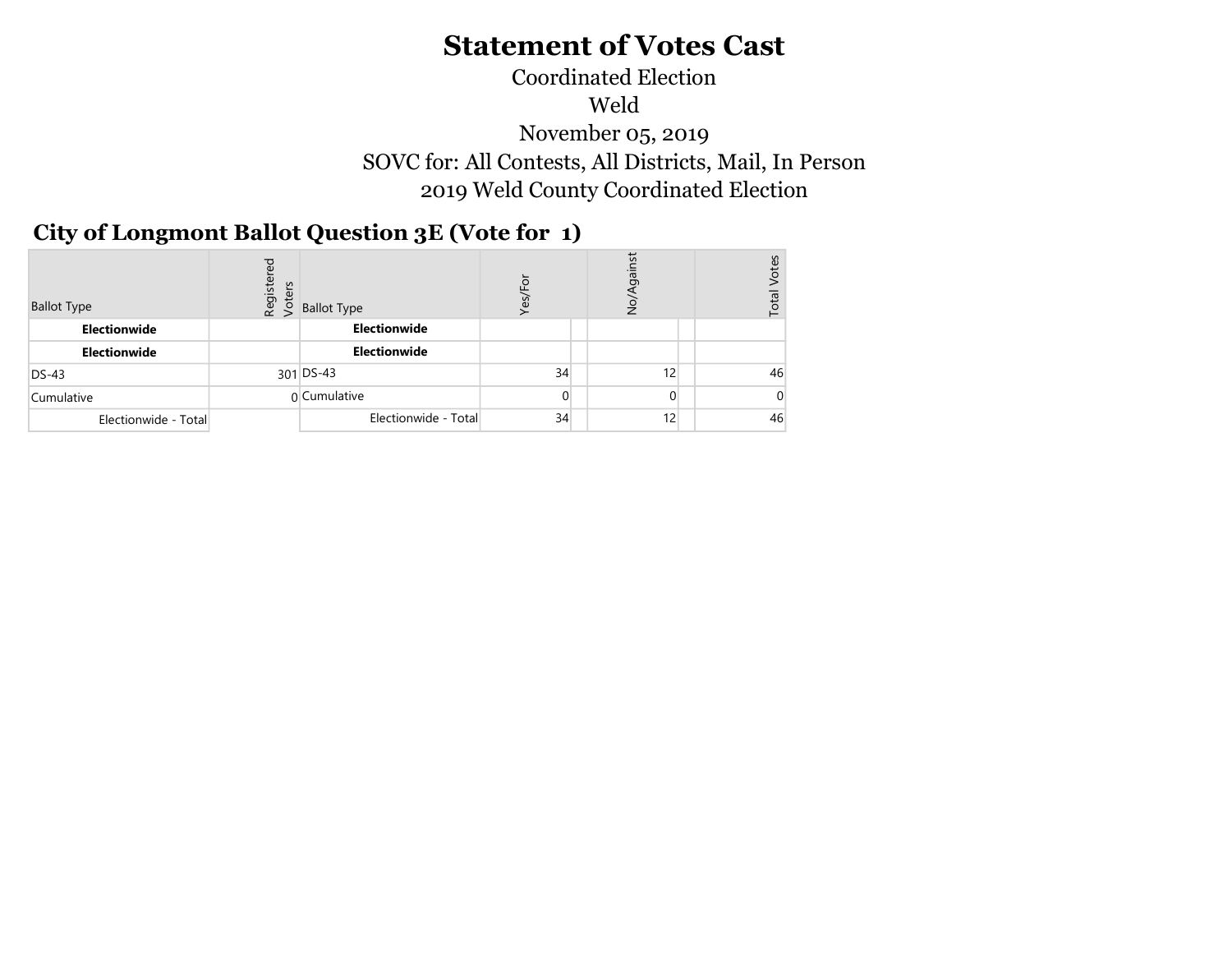# Statement of Votes Cast

Coordinated Election

Weld

November 05, 2019

SOVC for: All Contests, All Districts, Mail, In Person

2019 Weld County Coordinated Election

## City of Longmont Ballot Question 3E (Vote for 1)

| Ballot Type | Registered Voters | Ballot Type | Yes/For | | No/Against | | Total Votes |
|---|---|---|---|---|---|---|---|
| **Electionwide** | | **Electionwide** | | | | | |
| **Electionwide** | | **Electionwide** | | | | | |
| DS-43 | 301 | DS-43 | 34 | | 12 | | 46 |
| Cumulative | 0 | Cumulative | 0 | | 0 | | 0 |
| Electionwide - Total | | Electionwide - Total | 34 | | 12 | | 46 |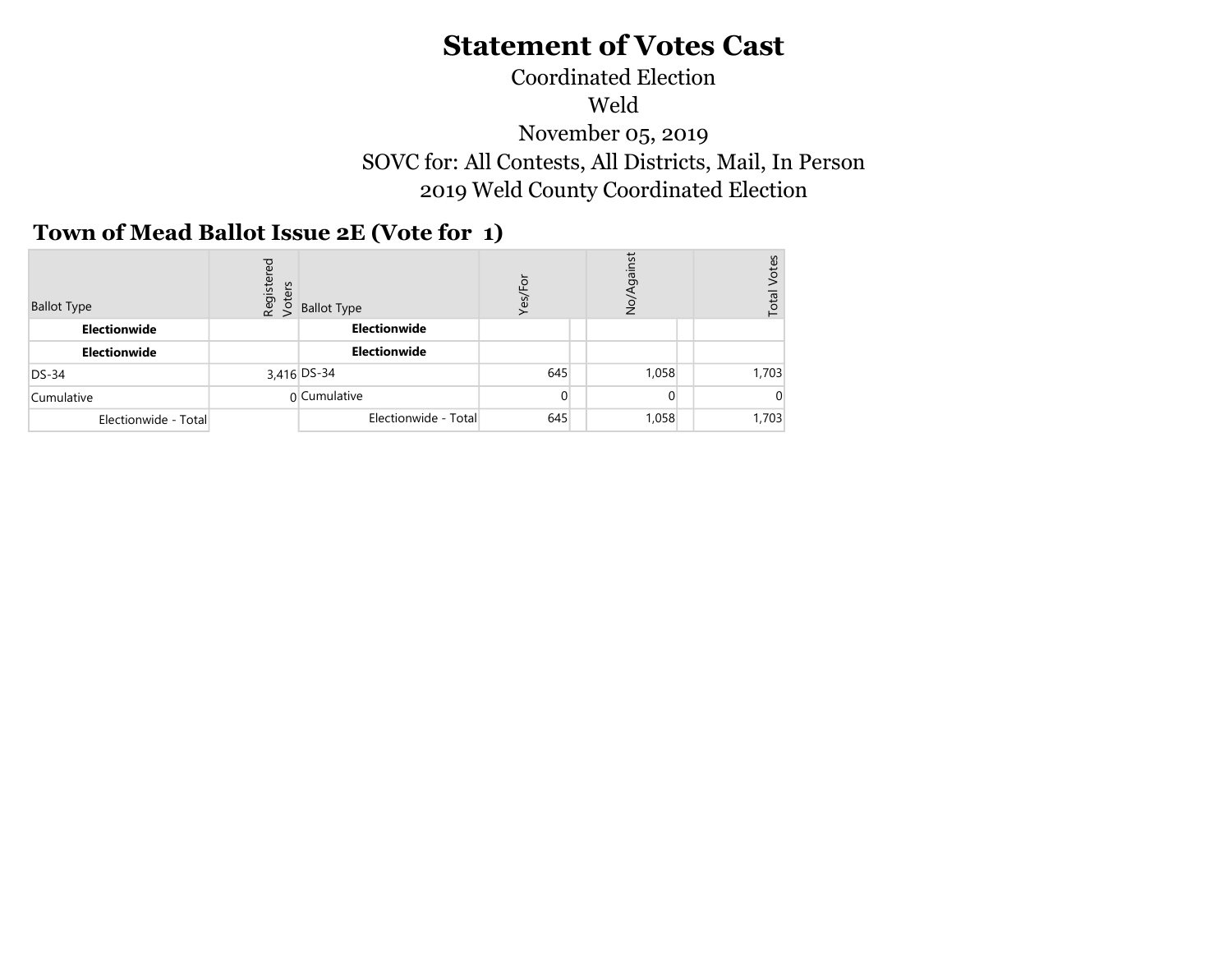# Statement of Votes Cast

Coordinated Election

Weld

November 05, 2019

SOVC for: All Contests, All Districts, Mail, In Person

2019 Weld County Coordinated Election

## Town of Mead Ballot Issue 2E (Vote for 1)

| Ballot Type | Registered Voters | Ballot Type | Yes/For | | No/Against | | Total Votes |
|---|---|---|---|---|---|---|---|
| **Electionwide** | | **Electionwide** | | | | | |
| **Electionwide** | | **Electionwide** | | | | | |
| DS-34 | 3,416 | DS-34 | 645 | | 1,058 | | 1,703 |
| Cumulative | 0 | Cumulative | 0 | | 0 | | 0 |
| Electionwide - Total | | Electionwide - Total | 645 | | 1,058 | | 1,703 |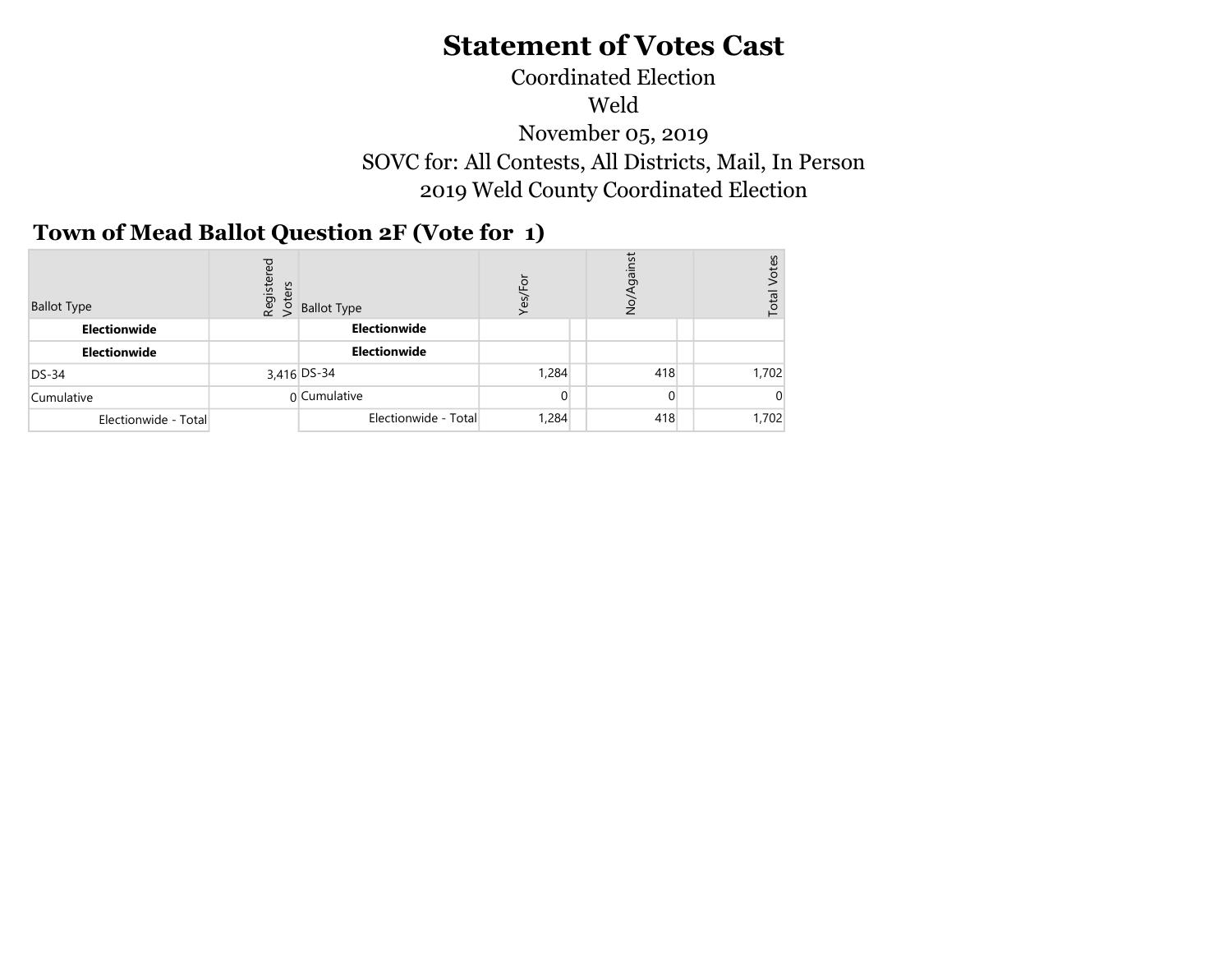# Statement of Votes Cast

Coordinated Election

Weld

November 05, 2019

SOVC for: All Contests, All Districts, Mail, In Person

2019 Weld County Coordinated Election

## Town of Mead Ballot Question 2F (Vote for 1)

| Ballot Type | Registered Voters | Ballot Type | Yes/For | | No/Against | | Total Votes |
|---|---|---|---|---|---|---|---|
| **Electionwide** | | **Electionwide** | | | | | |
| **Electionwide** | | **Electionwide** | | | | | |
| DS-34 | 3,416 | DS-34 | 1,284 | | 418 | | 1,702 |
| Cumulative | 0 | Cumulative | 0 | | 0 | | 0 |
| Electionwide - Total | | Electionwide - Total | 1,284 | | 418 | | 1,702 |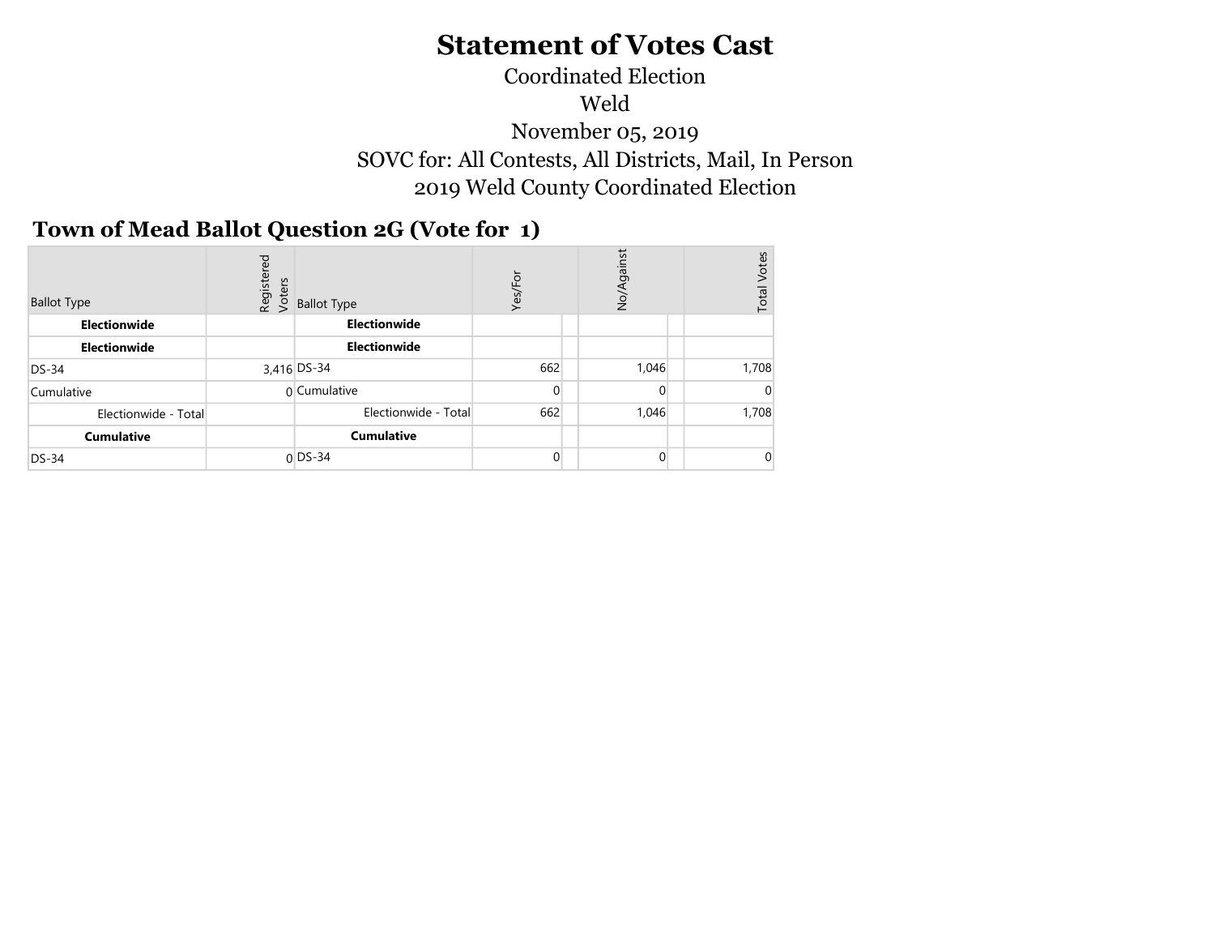# Statement of Votes Cast

Coordinated Election

Weld

November 05, 2019

SOVC for: All Contests, All Districts, Mail, In Person

2019 Weld County Coordinated Election

## Town of Mead Ballot Question 2G (Vote for 1)

| Ballot Type | Registered Voters | Ballot Type | Yes/For | | No/Against | | Total Votes |
|---|---|---|---|---|---|---|---|
| **Electionwide** | | **Electionwide** | | | | | |
| **Electionwide** | | **Electionwide** | | | | | |
| DS-34 | 3,416 | DS-34 | 662 | | 1,046 | | 1,708 |
| Cumulative | 0 | Cumulative | 0 | | 0 | | 0 |
| Electionwide - Total | | Electionwide - Total | 662 | | 1,046 | | 1,708 |
| **Cumulative** | | **Cumulative** | | | | | |
| DS-34 | 0 | DS-34 | 0 | | 0 | | 0 |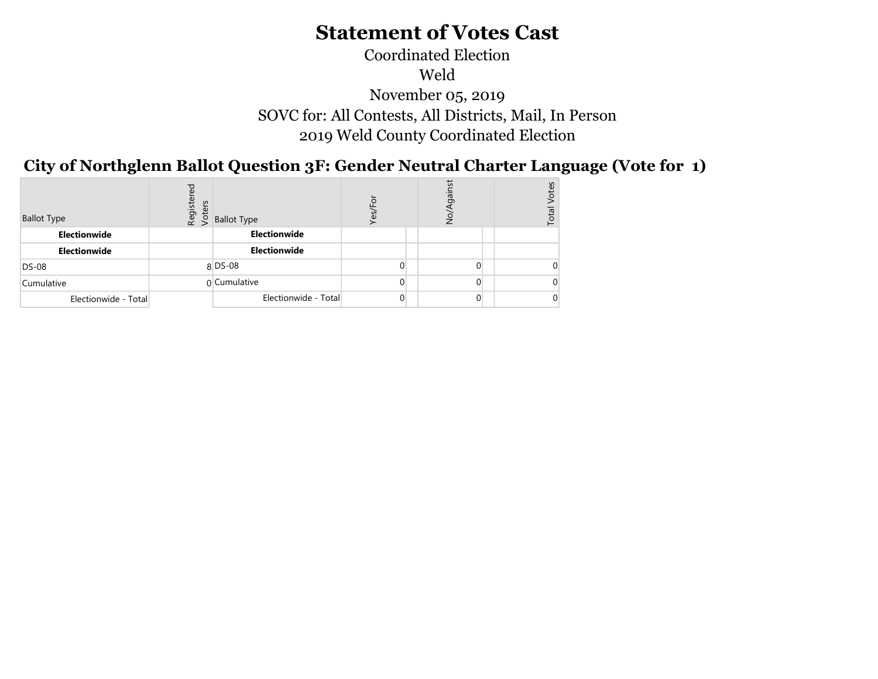# Statement of Votes Cast

Coordinated Election

Weld

November 05, 2019

SOVC for: All Contests, All Districts, Mail, In Person

2019 Weld County Coordinated Election

## City of Northglenn Ballot Question 3F: Gender Neutral Charter Language (Vote for 1)

| Ballot Type | Registered Voters | Ballot Type | Yes/For | | No/Against | | Total Votes |
|---|---|---|---|---|---|---|---|
| **Electionwide** | | **Electionwide** | | | | | |
| **Electionwide** | | **Electionwide** | | | | | |
| DS-08 | 8 | DS-08 | 0 | | 0 | | 0 |
| Cumulative | 0 | Cumulative | 0 | | 0 | | 0 |
| Electionwide - Total | | Electionwide - Total | 0 | | 0 | | 0 |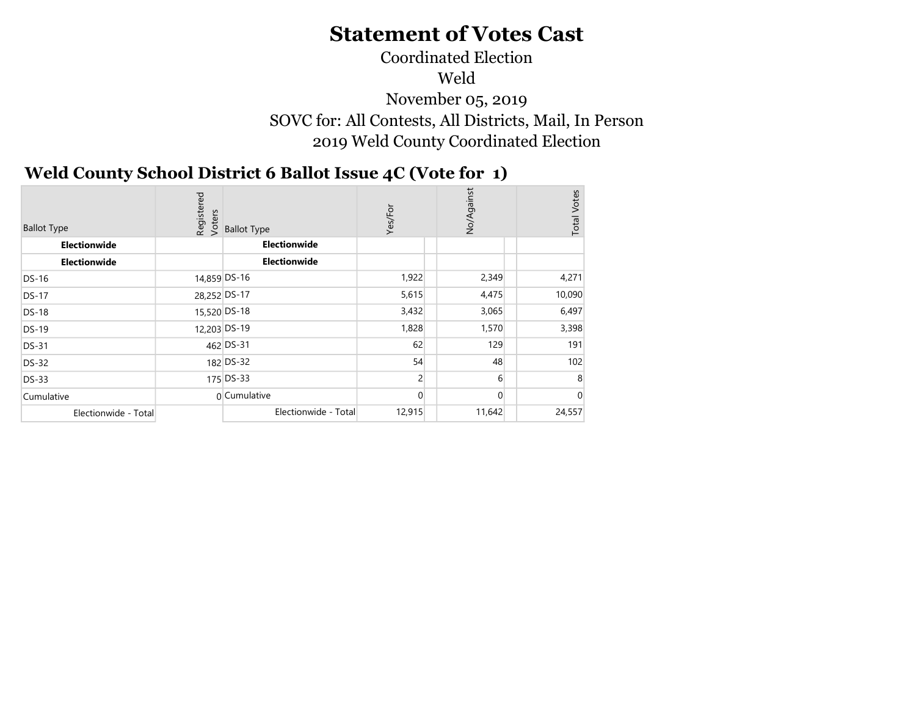# Statement of Votes Cast

Coordinated Election

Weld

November 05, 2019

SOVC for: All Contests, All Districts, Mail, In Person

2019 Weld County Coordinated Election

## Weld County School District 6 Ballot Issue 4C (Vote for 1)

| Ballot Type | Registered Voters | Ballot Type | Yes/For | | No/Against | | Total Votes |
|---|---|---|---|---|---|---|---|
| **Electionwide** | | **Electionwide** | | | | | |
| **Electionwide** | | **Electionwide** | | | | | |
| DS-16 | 14,859 | DS-16 | 1,922 | | 2,349 | | 4,271 |
| DS-17 | 28,252 | DS-17 | 5,615 | | 4,475 | | 10,090 |
| DS-18 | 15,520 | DS-18 | 3,432 | | 3,065 | | 6,497 |
| DS-19 | 12,203 | DS-19 | 1,828 | | 1,570 | | 3,398 |
| DS-31 | 462 | DS-31 | 62 | | 129 | | 191 |
| DS-32 | 182 | DS-32 | 54 | | 48 | | 102 |
| DS-33 | 175 | DS-33 | 2 | | 6 | | 8 |
| Cumulative | 0 | Cumulative | 0 | | 0 | | 0 |
| Electionwide - Total | | Electionwide - Total | 12,915 | | 11,642 | | 24,557 |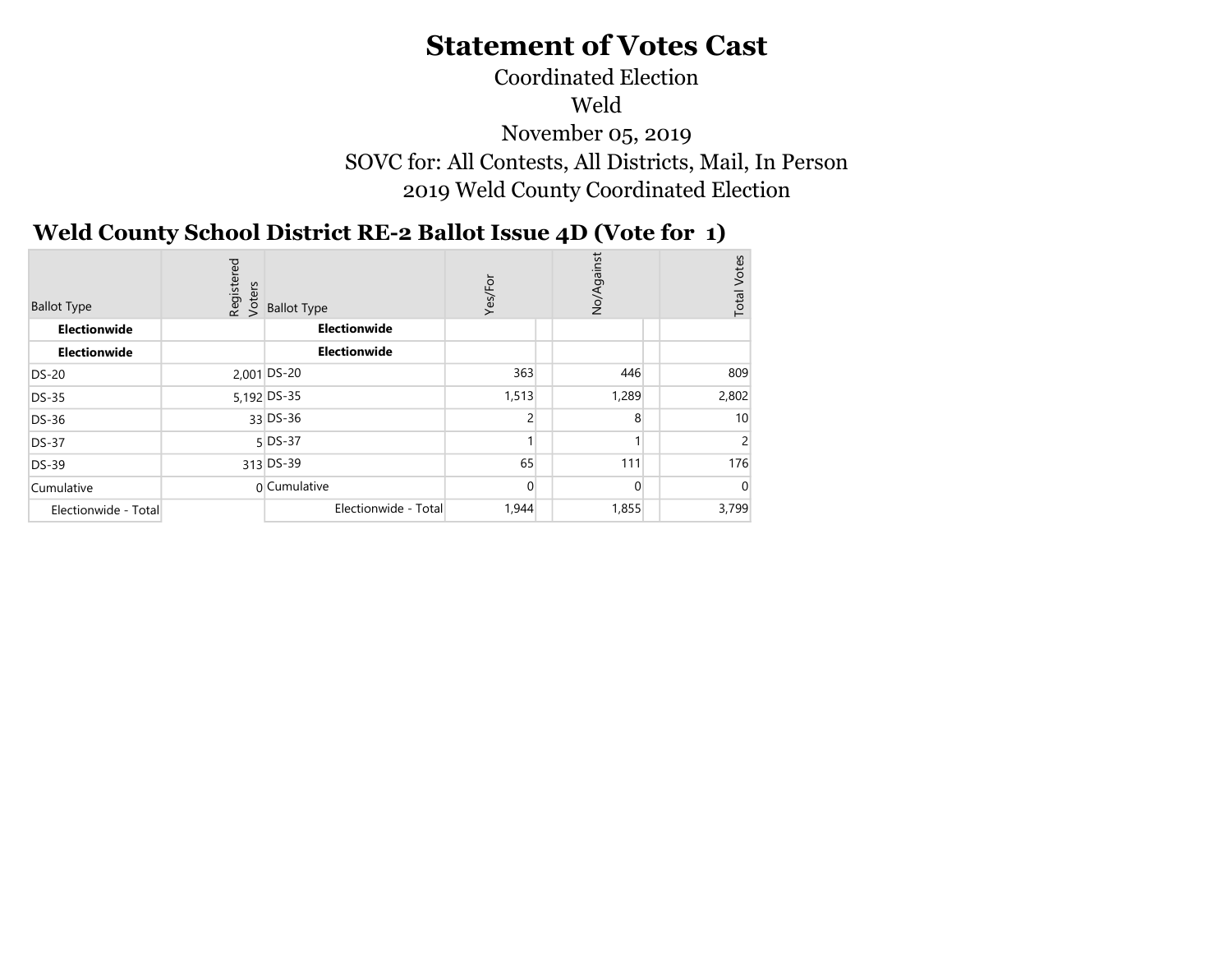# Statement of Votes Cast

Coordinated Election

Weld

November 05, 2019

SOVC for: All Contests, All Districts, Mail, In Person

2019 Weld County Coordinated Election

## Weld County School District RE-2 Ballot Issue 4D (Vote for 1)

| Ballot Type | Registered Voters | Ballot Type | Yes/For | No/Against | Total Votes |
|---|---|---|---|---|---|
| **Electionwide** | | **Electionwide** | | | |
| **Electionwide** | | **Electionwide** | | | |
| DS-20 | 2,001 | DS-20 | 363 | 446 | 809 |
| DS-35 | 5,192 | DS-35 | 1,513 | 1,289 | 2,802 |
| DS-36 | 33 | DS-36 | 2 | 8 | 10 |
| DS-37 | 5 | DS-37 | 1 | 1 | 2 |
| DS-39 | 313 | DS-39 | 65 | 111 | 176 |
| Cumulative | 0 | Cumulative | 0 | 0 | 0 |
| Electionwide - Total | | Electionwide - Total | 1,944 | 1,855 | 3,799 |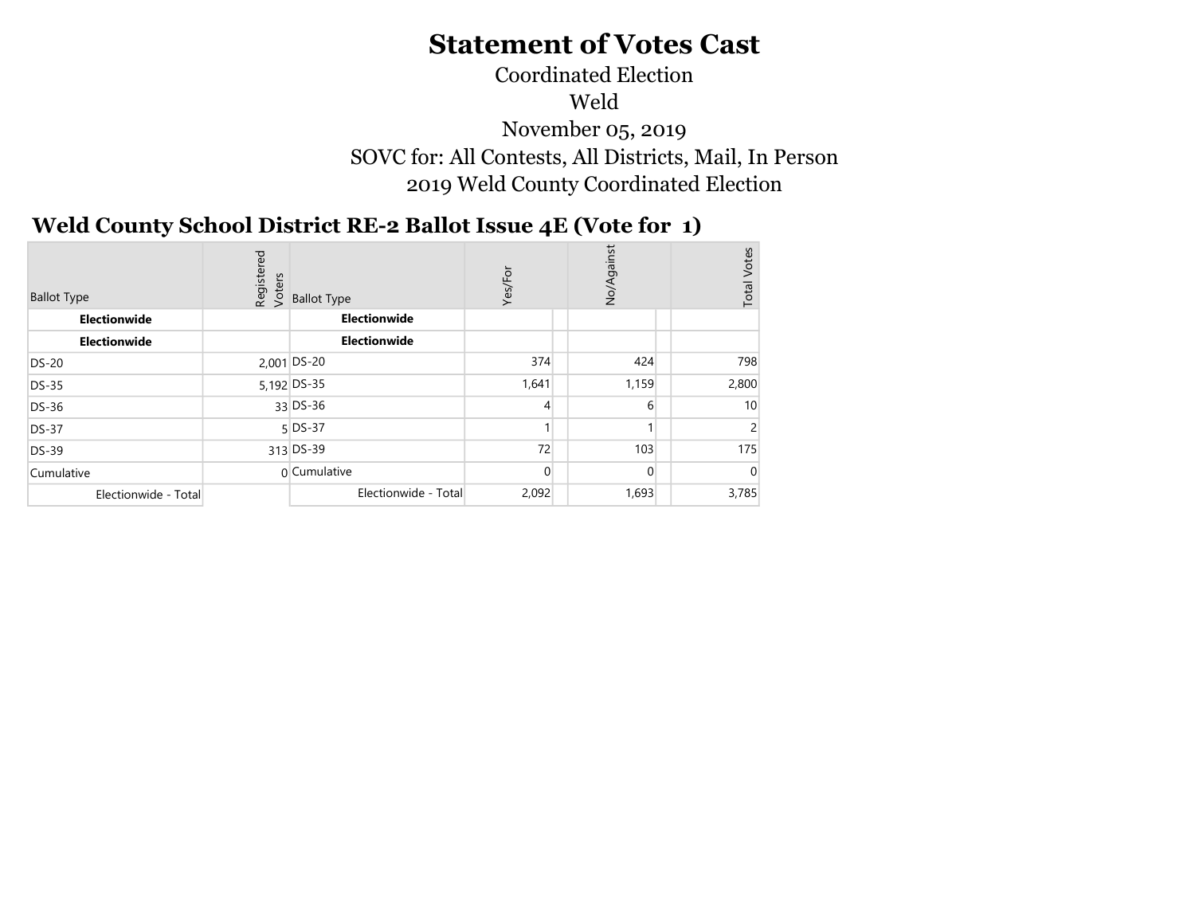# Statement of Votes Cast

Coordinated Election

Weld

November 05, 2019

SOVC for: All Contests, All Districts, Mail, In Person

2019 Weld County Coordinated Election

## Weld County School District RE-2 Ballot Issue 4E (Vote for 1)

| Ballot Type | Registered Voters | Ballot Type | Yes/For | No/Against | Total Votes |
|---|---|---|---|---|---|
| **Electionwide** | | **Electionwide** | | | |
| **Electionwide** | | **Electionwide** | | | |
| DS-20 | 2,001 | DS-20 | 374 | 424 | 798 |
| DS-35 | 5,192 | DS-35 | 1,641 | 1,159 | 2,800 |
| DS-36 | 33 | DS-36 | 4 | 6 | 10 |
| DS-37 | 5 | DS-37 | 1 | 1 | 2 |
| DS-39 | 313 | DS-39 | 72 | 103 | 175 |
| Cumulative | 0 | Cumulative | 0 | 0 | 0 |
| Electionwide - Total | | Electionwide - Total | 2,092 | 1,693 | 3,785 |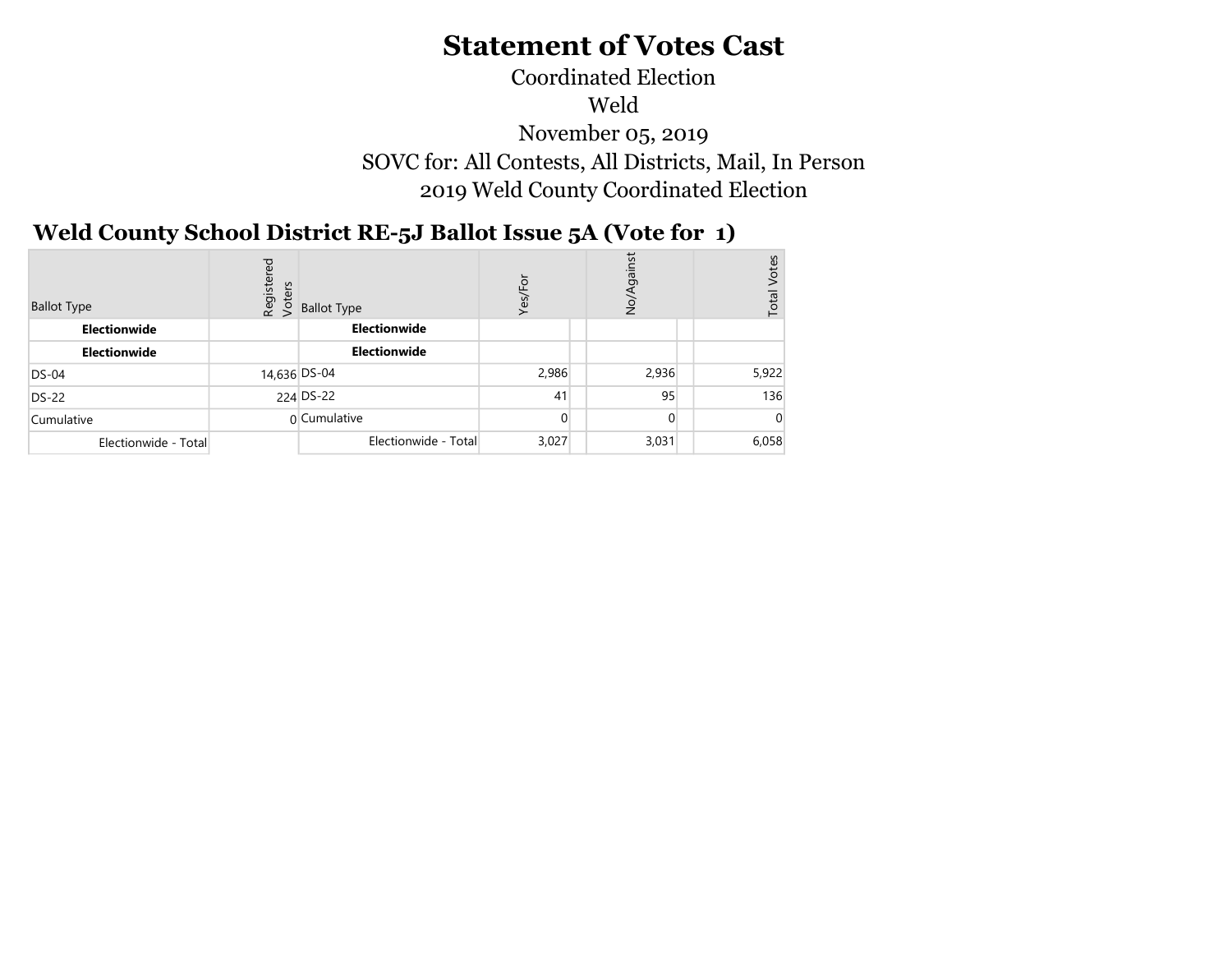# Statement of Votes Cast

Coordinated Election

Weld

November 05, 2019

SOVC for: All Contests, All Districts, Mail, In Person

2019 Weld County Coordinated Election

## Weld County School District RE-5J Ballot Issue 5A (Vote for 1)

| Ballot Type | Registered Voters | Ballot Type | Yes/For | | No/Against | | Total Votes |
|---|---|---|---|---|---|---|---|
| **Electionwide** | | **Electionwide** | | | | | |
| **Electionwide** | | **Electionwide** | | | | | |
| DS-04 | 14,636 | DS-04 | 2,986 | | 2,936 | | 5,922 |
| DS-22 | 224 | DS-22 | 41 | | 95 | | 136 |
| Cumulative | 0 | Cumulative | 0 | | 0 | | 0 |
| Electionwide - Total | | Electionwide - Total | 3,027 | | 3,031 | | 6,058 |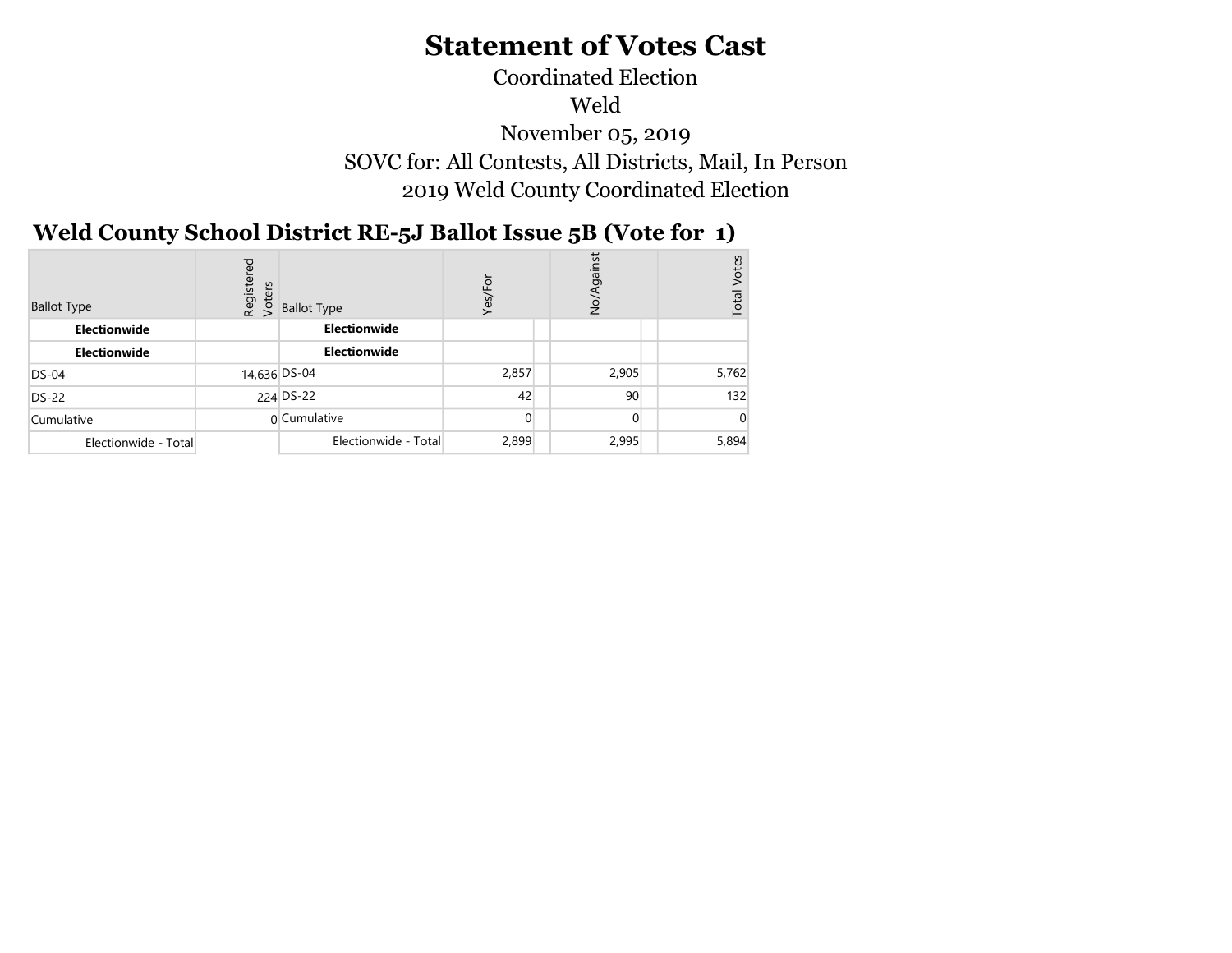# Statement of Votes Cast

Coordinated Election

Weld

November 05, 2019

SOVC for: All Contests, All Districts, Mail, In Person

2019 Weld County Coordinated Election

## Weld County School District RE-5J Ballot Issue 5B (Vote for 1)

| Ballot Type | Registered Voters | Ballot Type | Yes/For | | No/Against | | Total Votes |
|---|---|---|---|---|---|---|---|
| **Electionwide** | | **Electionwide** | | | | | |
| **Electionwide** | | **Electionwide** | | | | | |
| DS-04 | 14,636 | DS-04 | 2,857 | | 2,905 | | 5,762 |
| DS-22 | 224 | DS-22 | 42 | | 90 | | 132 |
| Cumulative | 0 | Cumulative | 0 | | 0 | | 0 |
| Electionwide - Total | | Electionwide - Total | 2,899 | | 2,995 | | 5,894 |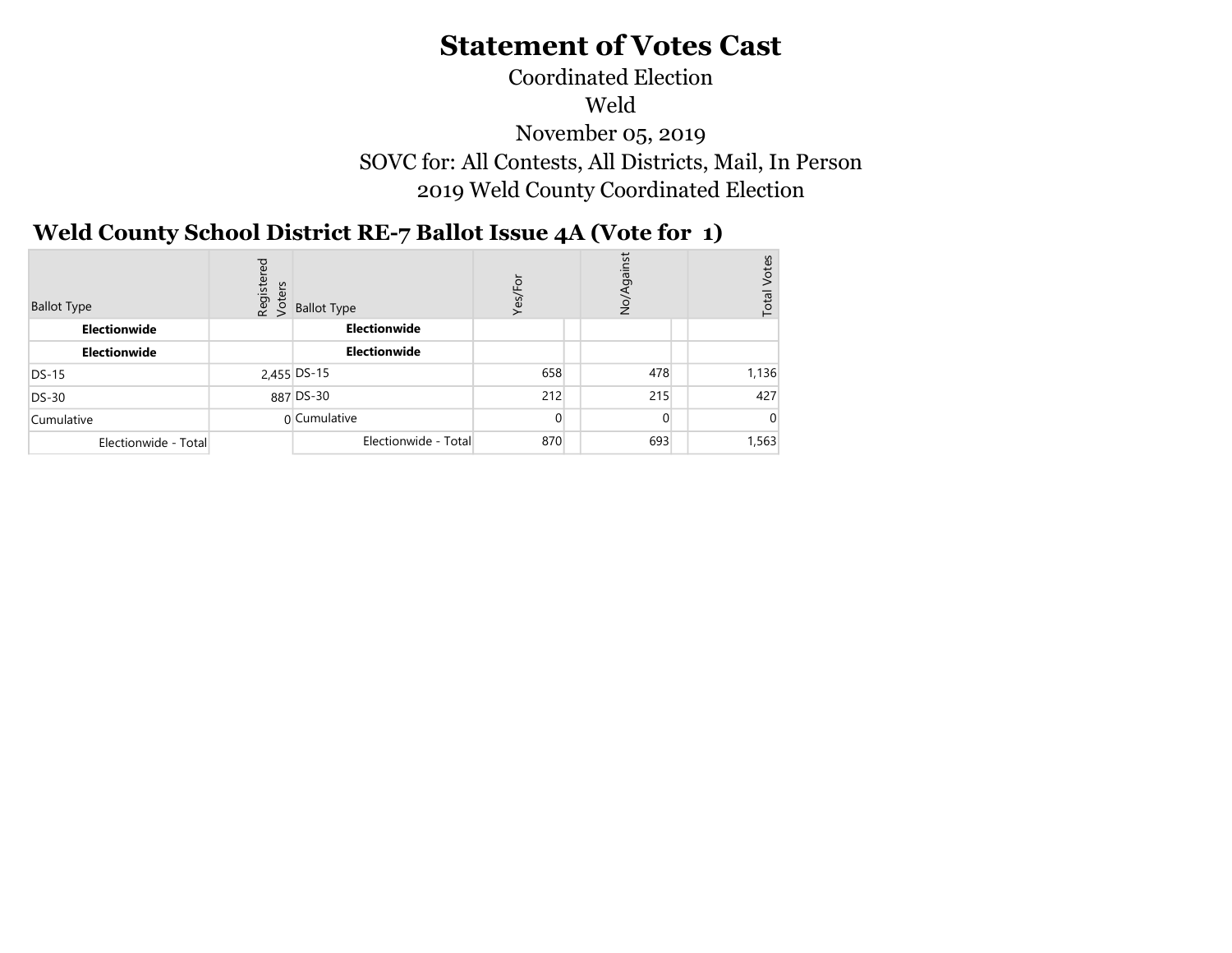# Statement of Votes Cast

Coordinated Election

Weld

November 05, 2019

SOVC for: All Contests, All Districts, Mail, In Person

2019 Weld County Coordinated Election

## Weld County School District RE-7 Ballot Issue 4A (Vote for 1)

| Ballot Type | Registered Voters | Ballot Type | Yes/For | | No/Against | | Total Votes |
|---|---|---|---|---|---|---|---|
| **Electionwide** | | **Electionwide** | | | | | |
| **Electionwide** | | **Electionwide** | | | | | |
| DS-15 | 2,455 | DS-15 | 658 | | 478 | | 1,136 |
| DS-30 | 887 | DS-30 | 212 | | 215 | | 427 |
| Cumulative | 0 | Cumulative | 0 | | 0 | | 0 |
| Electionwide - Total | | Electionwide - Total | 870 | | 693 | | 1,563 |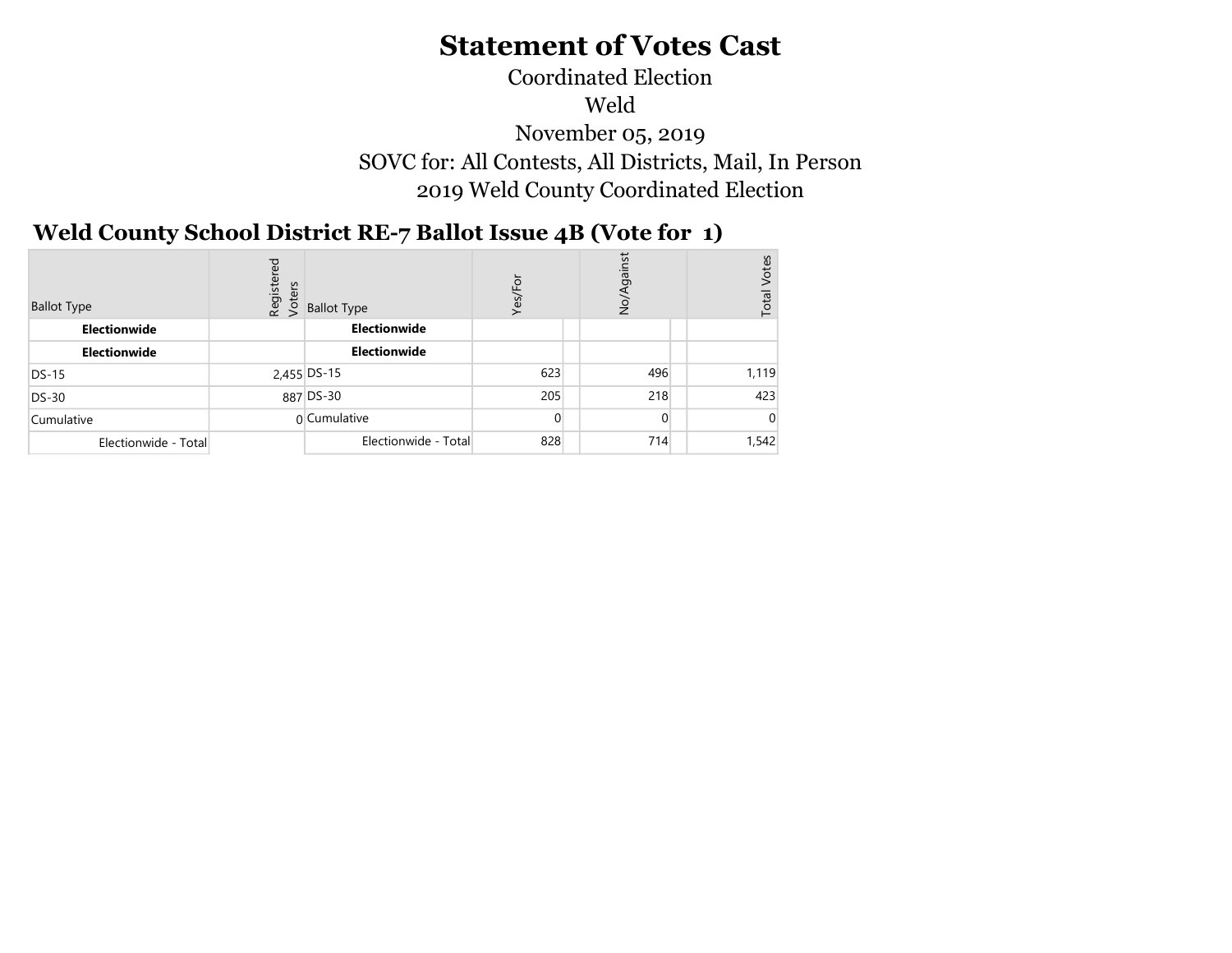# Statement of Votes Cast

Coordinated Election

Weld

November 05, 2019

SOVC for: All Contests, All Districts, Mail, In Person

2019 Weld County Coordinated Election

## Weld County School District RE-7 Ballot Issue 4B (Vote for 1)

| Ballot Type | Registered Voters | Ballot Type | Yes/For | | No/Against | | Total Votes |
|---|---|---|---|---|---|---|---|
| **Electionwide** | | **Electionwide** | | | | | |
| **Electionwide** | | **Electionwide** | | | | | |
| DS-15 | 2,455 | DS-15 | 623 | | 496 | | 1,119 |
| DS-30 | 887 | DS-30 | 205 | | 218 | | 423 |
| Cumulative | 0 | Cumulative | 0 | | 0 | | 0 |
| Electionwide - Total | | Electionwide - Total | 828 | | 714 | | 1,542 |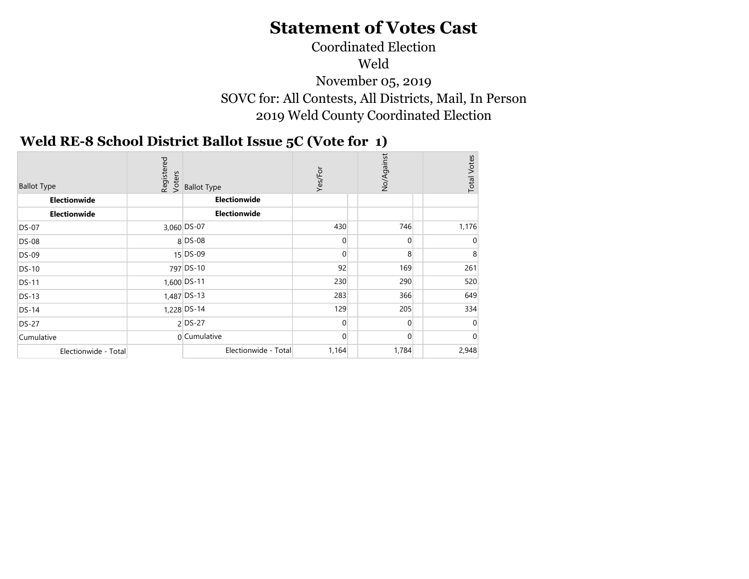# Statement of Votes Cast

Coordinated Election

Weld

November 05, 2019

SOVC for: All Contests, All Districts, Mail, In Person

2019 Weld County Coordinated Election

## Weld RE-8 School District Ballot Issue 5C (Vote for 1)

| Ballot Type | Registered Voters | Ballot Type | Yes/For | | No/Against | | Total Votes |
|---|---|---|---|---|---|---|---|
| **Electionwide** | | **Electionwide** | | | | | |
| **Electionwide** | | **Electionwide** | | | | | |
| DS-07 | 3,060 | DS-07 | 430 | | 746 | | 1,176 |
| DS-08 | 8 | DS-08 | 0 | | 0 | | 0 |
| DS-09 | 15 | DS-09 | 0 | | 8 | | 8 |
| DS-10 | 797 | DS-10 | 92 | | 169 | | 261 |
| DS-11 | 1,600 | DS-11 | 230 | | 290 | | 520 |
| DS-13 | 1,487 | DS-13 | 283 | | 366 | | 649 |
| DS-14 | 1,228 | DS-14 | 129 | | 205 | | 334 |
| DS-27 | 2 | DS-27 | 0 | | 0 | | 0 |
| Cumulative | 0 | Cumulative | 0 | | 0 | | 0 |
| Electionwide - Total | | Electionwide - Total | 1,164 | | 1,784 | | 2,948 |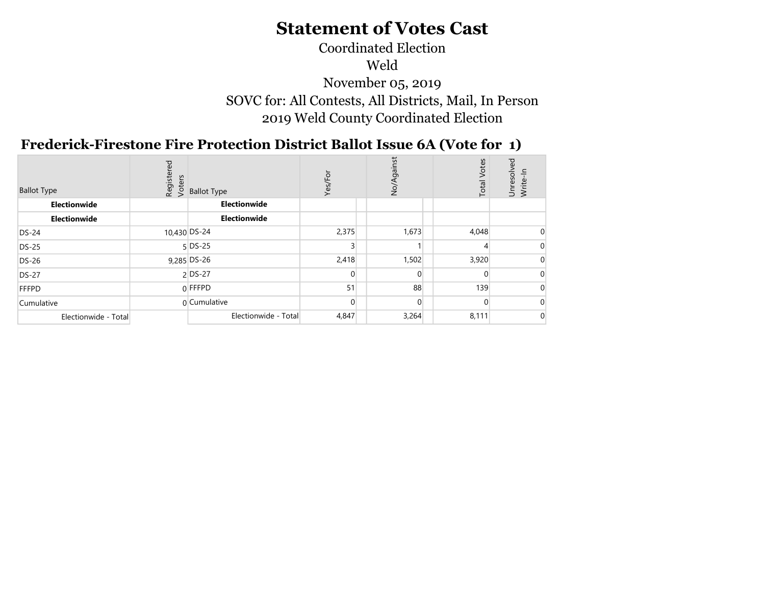# Statement of Votes Cast

Coordinated Election

Weld

November 05, 2019

SOVC for: All Contests, All Districts, Mail, In Person

2019 Weld County Coordinated Election

## Frederick-Firestone Fire Protection District Ballot Issue 6A (Vote for 1)

| Ballot Type | Registered Voters | Ballot Type | Yes/For | No/Against | Total Votes | Unresolved Write-In |
|---|---|---|---|---|---|---|
| **Electionwide** | | **Electionwide** | | | | |
| **Electionwide** | | **Electionwide** | | | | |
| DS-24 | 10,430 | DS-24 | 2,375 | 1,673 | 4,048 | 0 |
| DS-25 | 5 | DS-25 | 3 | 1 | 4 | 0 |
| DS-26 | 9,285 | DS-26 | 2,418 | 1,502 | 3,920 | 0 |
| DS-27 | 2 | DS-27 | 0 | 0 | 0 | 0 |
| FFFPD | 0 | FFFPD | 51 | 88 | 139 | 0 |
| Cumulative | 0 | Cumulative | 0 | 0 | 0 | 0 |
| Electionwide - Total | | Electionwide - Total | 4,847 | 3,264 | 8,111 | 0 |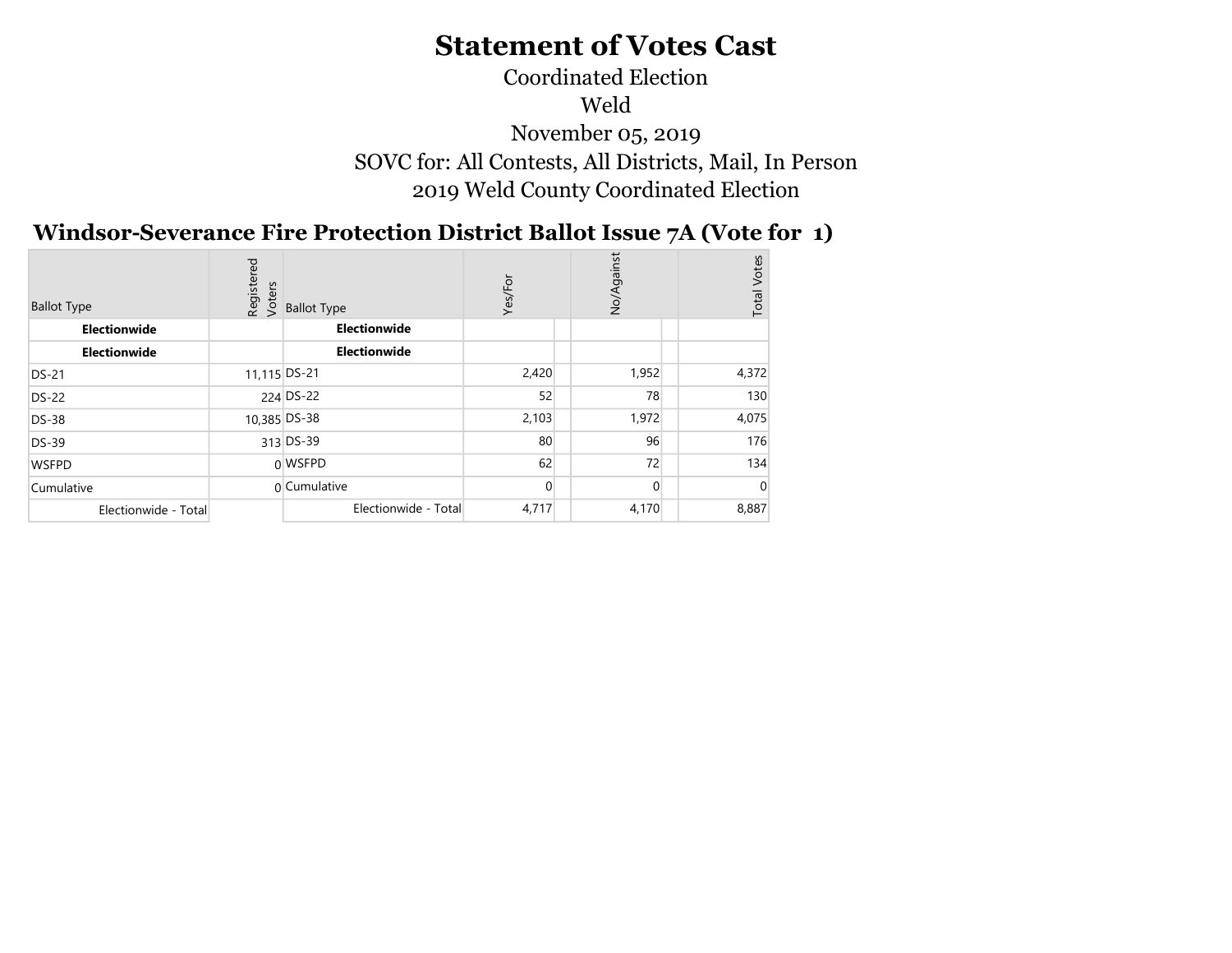# Statement of Votes Cast

Coordinated Election

Weld

November 05, 2019

SOVC for: All Contests, All Districts, Mail, In Person

2019 Weld County Coordinated Election

## Windsor-Severance Fire Protection District Ballot Issue 7A (Vote for 1)

| Ballot Type | Registered Voters | Ballot Type | Yes/For | | No/Against | | Total Votes |
|---|---|---|---|---|---|---|---|
| **Electionwide** | | **Electionwide** | | | | | |
| **Electionwide** | | **Electionwide** | | | | | |
| DS-21 | 11,115 | DS-21 | 2,420 | | 1,952 | | 4,372 |
| DS-22 | 224 | DS-22 | 52 | | 78 | | 130 |
| DS-38 | 10,385 | DS-38 | 2,103 | | 1,972 | | 4,075 |
| DS-39 | 313 | DS-39 | 80 | | 96 | | 176 |
| WSFPD | 0 | WSFPD | 62 | | 72 | | 134 |
| Cumulative | 0 | Cumulative | 0 | | 0 | | 0 |
| Electionwide - Total | | Electionwide - Total | 4,717 | | 4,170 | | 8,887 |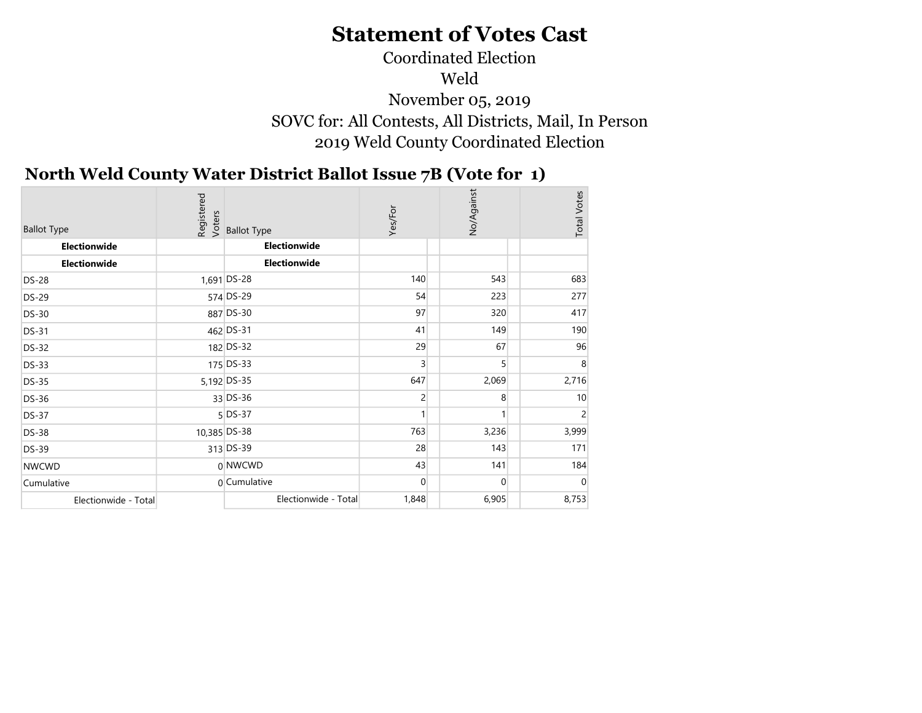# Statement of Votes Cast

Coordinated Election

Weld

November 05, 2019

SOVC for: All Contests, All Districts, Mail, In Person

2019 Weld County Coordinated Election

## North Weld County Water District Ballot Issue 7B (Vote for 1)

| Ballot Type | Registered Voters | Ballot Type | Yes/For | No/Against | Total Votes |
|---|---|---|---|---|---|
| **Electionwide** | | **Electionwide** | | | |
| **Electionwide** | | **Electionwide** | | | |
| DS-28 | 1,691 | DS-28 | 140 | 543 | 683 |
| DS-29 | 574 | DS-29 | 54 | 223 | 277 |
| DS-30 | 887 | DS-30 | 97 | 320 | 417 |
| DS-31 | 462 | DS-31 | 41 | 149 | 190 |
| DS-32 | 182 | DS-32 | 29 | 67 | 96 |
| DS-33 | 175 | DS-33 | 3 | 5 | 8 |
| DS-35 | 5,192 | DS-35 | 647 | 2,069 | 2,716 |
| DS-36 | 33 | DS-36 | 2 | 8 | 10 |
| DS-37 | 5 | DS-37 | 1 | 1 | 2 |
| DS-38 | 10,385 | DS-38 | 763 | 3,236 | 3,999 |
| DS-39 | 313 | DS-39 | 28 | 143 | 171 |
| NWCWD | 0 | NWCWD | 43 | 141 | 184 |
| Cumulative | 0 | Cumulative | 0 | 0 | 0 |
| Electionwide - Total | | Electionwide - Total | 1,848 | 6,905 | 8,753 |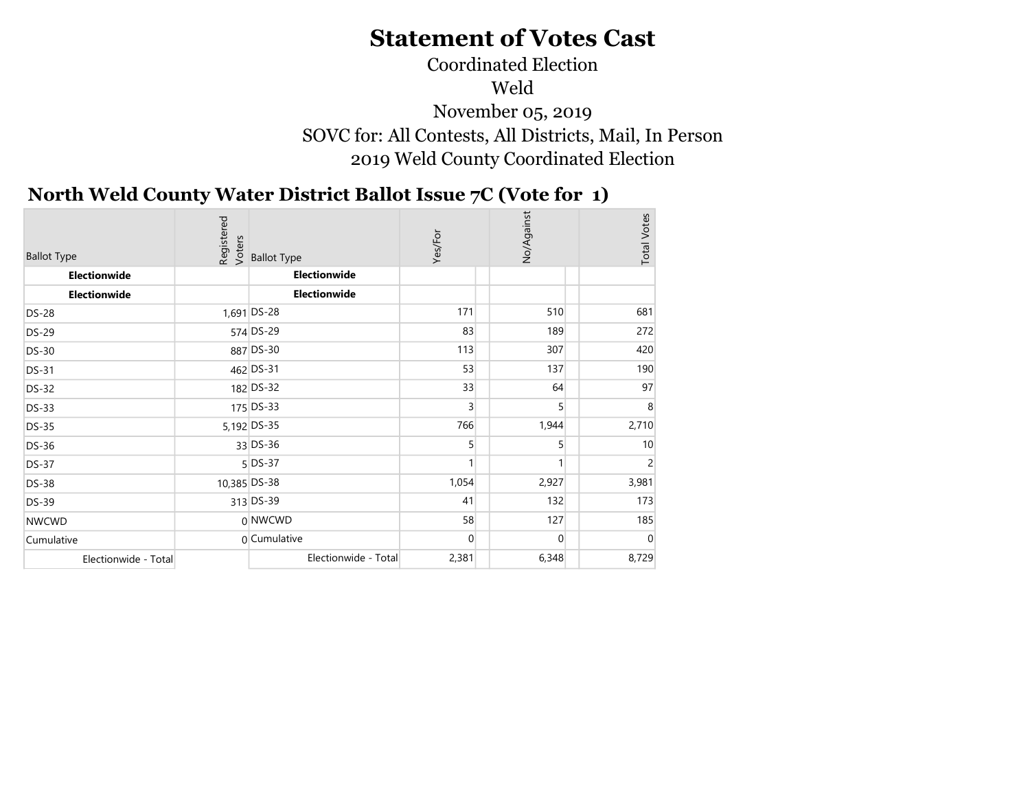# Statement of Votes Cast

Coordinated Election

Weld

November 05, 2019

SOVC for: All Contests, All Districts, Mail, In Person

2019 Weld County Coordinated Election

## North Weld County Water District Ballot Issue 7C (Vote for 1)

| Ballot Type | Registered Voters | Ballot Type | Yes/For | No/Against | Total Votes |
|---|---|---|---|---|---|
| **Electionwide** | | **Electionwide** | | | |
| **Electionwide** | | **Electionwide** | | | |
| DS-28 | 1,691 | DS-28 | 171 | 510 | 681 |
| DS-29 | 574 | DS-29 | 83 | 189 | 272 |
| DS-30 | 887 | DS-30 | 113 | 307 | 420 |
| DS-31 | 462 | DS-31 | 53 | 137 | 190 |
| DS-32 | 182 | DS-32 | 33 | 64 | 97 |
| DS-33 | 175 | DS-33 | 3 | 5 | 8 |
| DS-35 | 5,192 | DS-35 | 766 | 1,944 | 2,710 |
| DS-36 | 33 | DS-36 | 5 | 5 | 10 |
| DS-37 | 5 | DS-37 | 1 | 1 | 2 |
| DS-38 | 10,385 | DS-38 | 1,054 | 2,927 | 3,981 |
| DS-39 | 313 | DS-39 | 41 | 132 | 173 |
| NWCWD | 0 | NWCWD | 58 | 127 | 185 |
| Cumulative | 0 | Cumulative | 0 | 0 | 0 |
| Electionwide - Total | | Electionwide - Total | 2,381 | 6,348 | 8,729 |